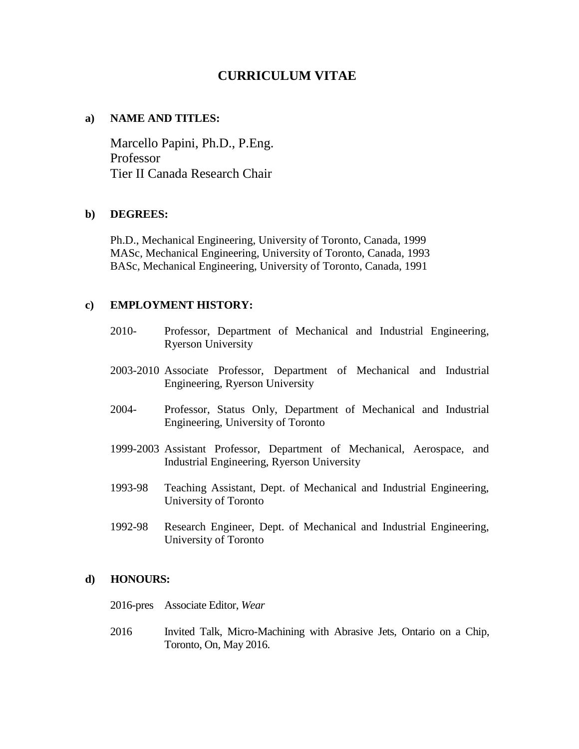# CURRICULUM VITAE

## a) NAME AND TITLES:

Marcello Papini, Ph.D., P.Eng.
Professor
Tier II Canada Research Chair

## b) DEGREES:

Ph.D., Mechanical Engineering, University of Toronto, Canada, 1999
MASc, Mechanical Engineering, University of Toronto, Canada, 1993
BASc, Mechanical Engineering, University of Toronto, Canada, 1991

## c) EMPLOYMENT HISTORY:

2010- Professor, Department of Mechanical and Industrial Engineering, Ryerson University

2003-2010 Associate Professor, Department of Mechanical and Industrial Engineering, Ryerson University

2004- Professor, Status Only, Department of Mechanical and Industrial Engineering, University of Toronto

1999-2003 Assistant Professor, Department of Mechanical, Aerospace, and Industrial Engineering, Ryerson University

1993-98 Teaching Assistant, Dept. of Mechanical and Industrial Engineering, University of Toronto

1992-98 Research Engineer, Dept. of Mechanical and Industrial Engineering, University of Toronto

## d) HONOURS:

2016-pres Associate Editor, *Wear*

2016 Invited Talk, Micro-Machining with Abrasive Jets, Ontario on a Chip, Toronto, On, May 2016.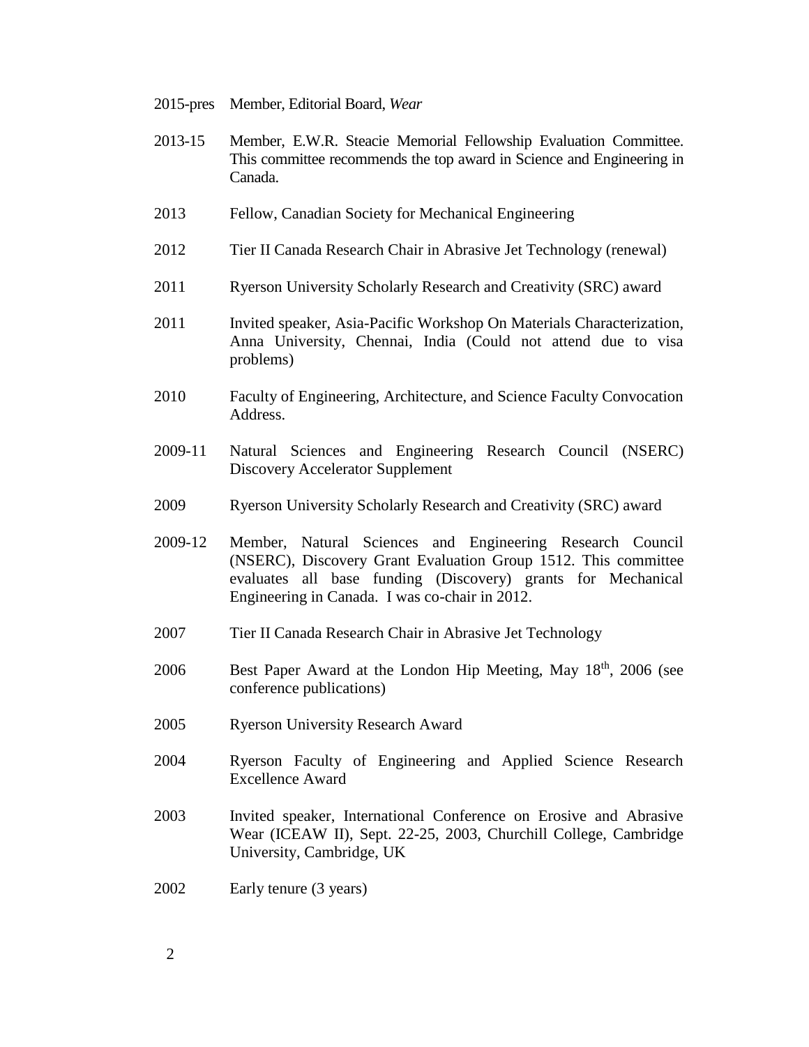| | |
|---|---|
| 2015-pres | Member, Editorial Board, *Wear* |
| 2013-15 | Member, E.W.R. Steacie Memorial Fellowship Evaluation Committee. This committee recommends the top award in Science and Engineering in Canada. |
| 2013 | Fellow, Canadian Society for Mechanical Engineering |
| 2012 | Tier II Canada Research Chair in Abrasive Jet Technology (renewal) |
| 2011 | Ryerson University Scholarly Research and Creativity (SRC) award |
| 2011 | Invited speaker, Asia-Pacific Workshop On Materials Characterization, Anna University, Chennai, India (Could not attend due to visa problems) |
| 2010 | Faculty of Engineering, Architecture, and Science Faculty Convocation Address. |
| 2009-11 | Natural Sciences and Engineering Research Council (NSERC) Discovery Accelerator Supplement |
| 2009 | Ryerson University Scholarly Research and Creativity (SRC) award |
| 2009-12 | Member, Natural Sciences and Engineering Research Council (NSERC), Discovery Grant Evaluation Group 1512. This committee evaluates all base funding (Discovery) grants for Mechanical Engineering in Canada. I was co-chair in 2012. |
| 2007 | Tier II Canada Research Chair in Abrasive Jet Technology |
| 2006 | Best Paper Award at the London Hip Meeting, May 18th, 2006 (see conference publications) |
| 2005 | Ryerson University Research Award |
| 2004 | Ryerson Faculty of Engineering and Applied Science Research Excellence Award |
| 2003 | Invited speaker, International Conference on Erosive and Abrasive Wear (ICEAW II), Sept. 22-25, 2003, Churchill College, Cambridge University, Cambridge, UK |
| 2002 | Early tenure (3 years) |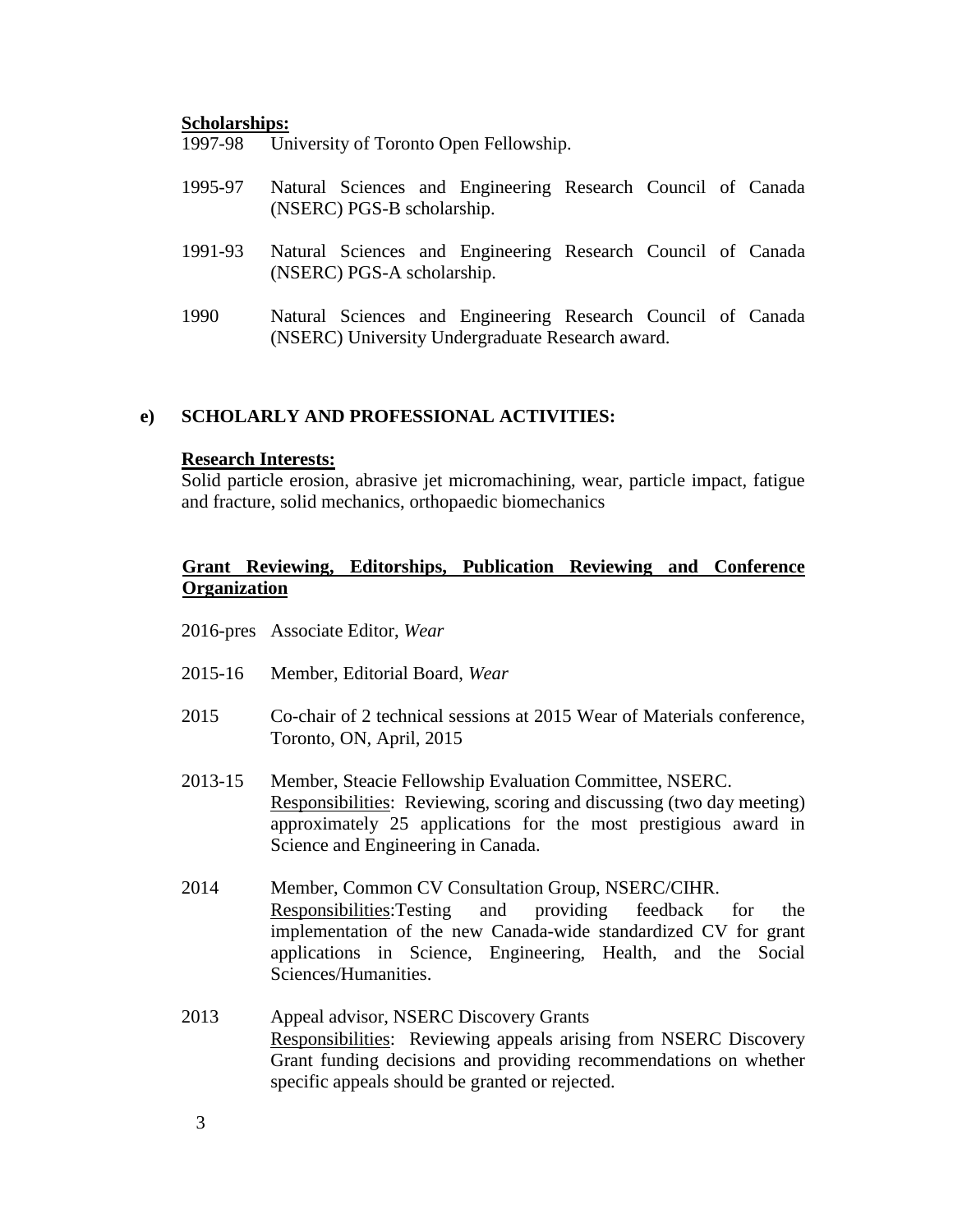**Scholarships:**

1997-98 University of Toronto Open Fellowship.

1995-97 Natural Sciences and Engineering Research Council of Canada (NSERC) PGS-B scholarship.

1991-93 Natural Sciences and Engineering Research Council of Canada (NSERC) PGS-A scholarship.

1990 Natural Sciences and Engineering Research Council of Canada (NSERC) University Undergraduate Research award.

## e) SCHOLARLY AND PROFESSIONAL ACTIVITIES:

**Research Interests:**

Solid particle erosion, abrasive jet micromachining, wear, particle impact, fatigue and fracture, solid mechanics, orthopaedic biomechanics

**Grant Reviewing, Editorships, Publication Reviewing and Conference Organization**

2016-pres Associate Editor, *Wear*

2015-16 Member, Editorial Board, *Wear*

2015 Co-chair of 2 technical sessions at 2015 Wear of Materials conference, Toronto, ON, April, 2015

2013-15 Member, Steacie Fellowship Evaluation Committee, NSERC.
Responsibilities: Reviewing, scoring and discussing (two day meeting) approximately 25 applications for the most prestigious award in Science and Engineering in Canada.

2014 Member, Common CV Consultation Group, NSERC/CIHR.
Responsibilities:Testing and providing feedback for the implementation of the new Canada-wide standardized CV for grant applications in Science, Engineering, Health, and the Social Sciences/Humanities.

2013 Appeal advisor, NSERC Discovery Grants
Responsibilities: Reviewing appeals arising from NSERC Discovery Grant funding decisions and providing recommendations on whether specific appeals should be granted or rejected.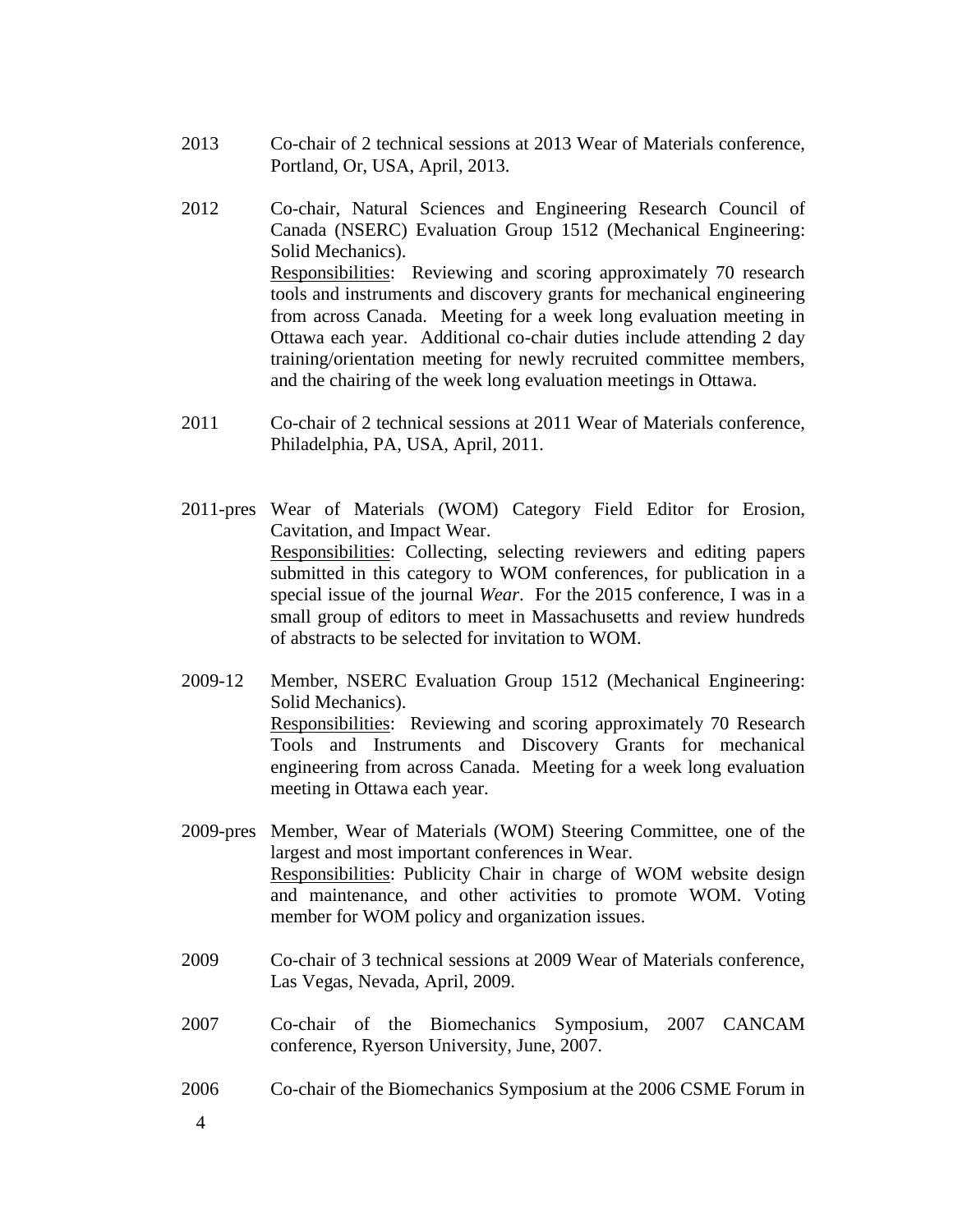2013 Co-chair of 2 technical sessions at 2013 Wear of Materials conference, Portland, Or, USA, April, 2013.

2012 Co-chair, Natural Sciences and Engineering Research Council of Canada (NSERC) Evaluation Group 1512 (Mechanical Engineering: Solid Mechanics).
Responsibilities: Reviewing and scoring approximately 70 research tools and instruments and discovery grants for mechanical engineering from across Canada. Meeting for a week long evaluation meeting in Ottawa each year. Additional co-chair duties include attending 2 day training/orientation meeting for newly recruited committee members, and the chairing of the week long evaluation meetings in Ottawa.

2011 Co-chair of 2 technical sessions at 2011 Wear of Materials conference, Philadelphia, PA, USA, April, 2011.

2011-pres Wear of Materials (WOM) Category Field Editor for Erosion, Cavitation, and Impact Wear.
Responsibilities: Collecting, selecting reviewers and editing papers submitted in this category to WOM conferences, for publication in a special issue of the journal *Wear*. For the 2015 conference, I was in a small group of editors to meet in Massachusetts and review hundreds of abstracts to be selected for invitation to WOM.

2009-12 Member, NSERC Evaluation Group 1512 (Mechanical Engineering: Solid Mechanics).
Responsibilities: Reviewing and scoring approximately 70 Research Tools and Instruments and Discovery Grants for mechanical engineering from across Canada. Meeting for a week long evaluation meeting in Ottawa each year.

2009-pres Member, Wear of Materials (WOM) Steering Committee, one of the largest and most important conferences in Wear.
Responsibilities: Publicity Chair in charge of WOM website design and maintenance, and other activities to promote WOM. Voting member for WOM policy and organization issues.

2009 Co-chair of 3 technical sessions at 2009 Wear of Materials conference, Las Vegas, Nevada, April, 2009.

2007 Co-chair of the Biomechanics Symposium, 2007 CANCAM conference, Ryerson University, June, 2007.

2006 Co-chair of the Biomechanics Symposium at the 2006 CSME Forum in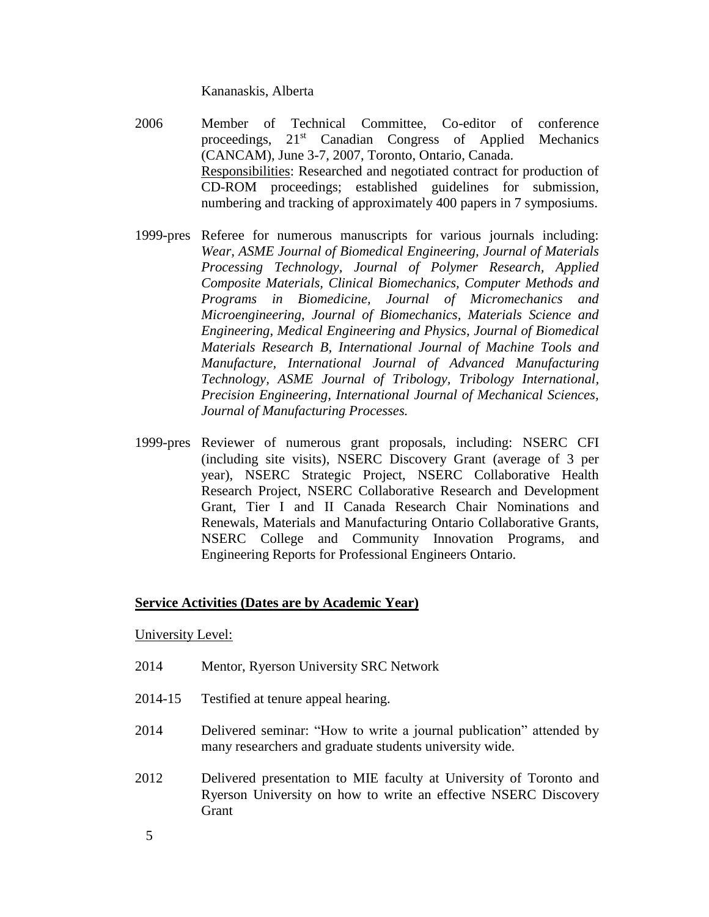Kananaskis, Alberta

2006 Member of Technical Committee, Co-editor of conference proceedings, 21st Canadian Congress of Applied Mechanics (CANCAM), June 3-7, 2007, Toronto, Ontario, Canada.
Responsibilities: Researched and negotiated contract for production of CD-ROM proceedings; established guidelines for submission, numbering and tracking of approximately 400 papers in 7 symposiums.

1999-pres Referee for numerous manuscripts for various journals including: *Wear, ASME Journal of Biomedical Engineering, Journal of Materials Processing Technology, Journal of Polymer Research, Applied Composite Materials, Clinical Biomechanics, Computer Methods and Programs in Biomedicine, Journal of Micromechanics and Microengineering, Journal of Biomechanics, Materials Science and Engineering, Medical Engineering and Physics, Journal of Biomedical Materials Research B, International Journal of Machine Tools and Manufacture, International Journal of Advanced Manufacturing Technology, ASME Journal of Tribology, Tribology International, Precision Engineering, International Journal of Mechanical Sciences, Journal of Manufacturing Processes.*

1999-pres Reviewer of numerous grant proposals, including: NSERC CFI (including site visits), NSERC Discovery Grant (average of 3 per year), NSERC Strategic Project, NSERC Collaborative Health Research Project, NSERC Collaborative Research and Development Grant, Tier I and II Canada Research Chair Nominations and Renewals, Materials and Manufacturing Ontario Collaborative Grants, NSERC College and Community Innovation Programs, and Engineering Reports for Professional Engineers Ontario.

## Service Activities (Dates are by Academic Year)

University Level:

2014 Mentor, Ryerson University SRC Network

2014-15 Testified at tenure appeal hearing.

2014 Delivered seminar: "How to write a journal publication" attended by many researchers and graduate students university wide.

2012 Delivered presentation to MIE faculty at University of Toronto and Ryerson University on how to write an effective NSERC Discovery Grant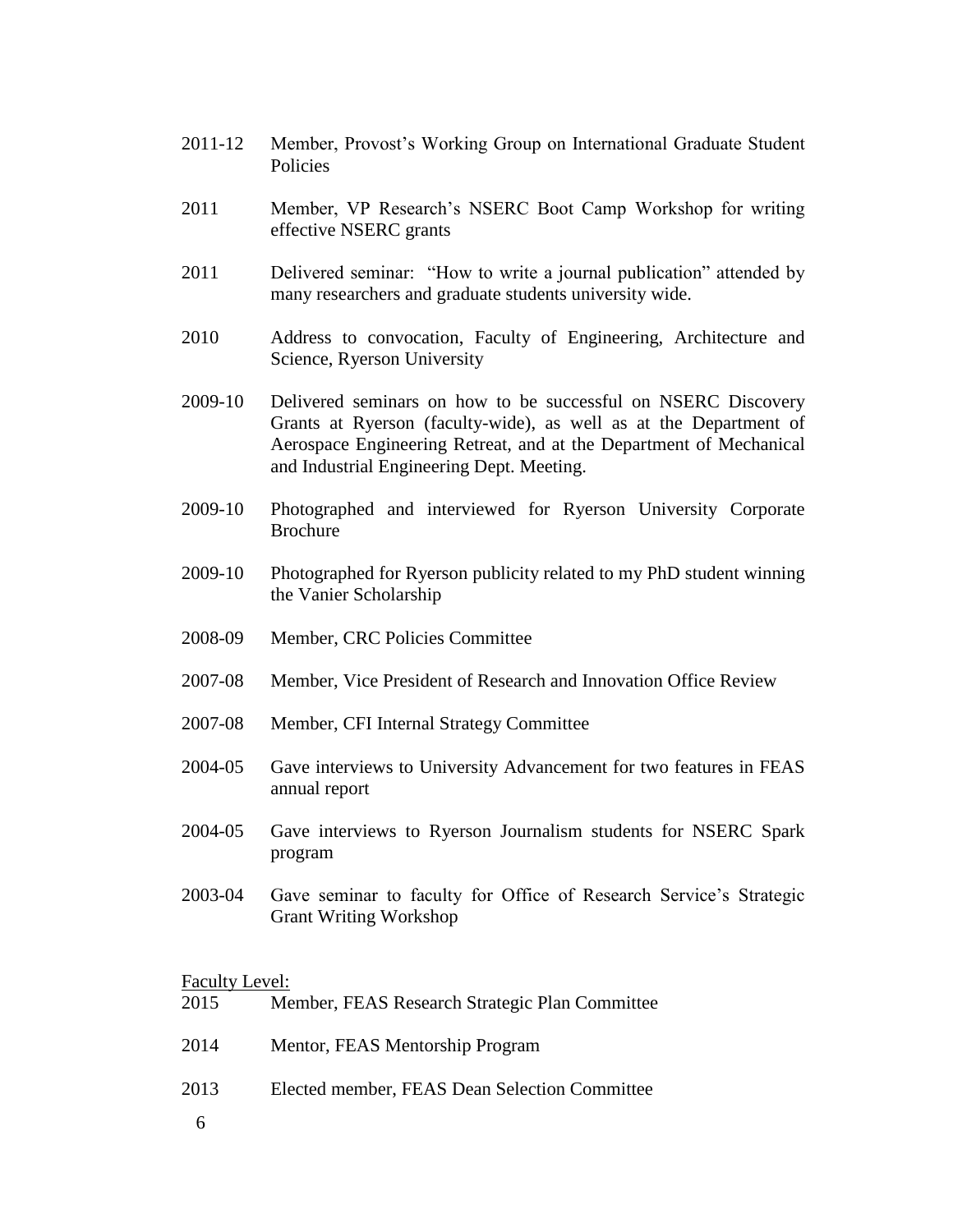2011-12 Member, Provost's Working Group on International Graduate Student Policies

2011 Member, VP Research's NSERC Boot Camp Workshop for writing effective NSERC grants

2011 Delivered seminar: "How to write a journal publication" attended by many researchers and graduate students university wide.

2010 Address to convocation, Faculty of Engineering, Architecture and Science, Ryerson University

2009-10 Delivered seminars on how to be successful on NSERC Discovery Grants at Ryerson (faculty-wide), as well as at the Department of Aerospace Engineering Retreat, and at the Department of Mechanical and Industrial Engineering Dept. Meeting.

2009-10 Photographed and interviewed for Ryerson University Corporate Brochure

2009-10 Photographed for Ryerson publicity related to my PhD student winning the Vanier Scholarship

2008-09 Member, CRC Policies Committee

2007-08 Member, Vice President of Research and Innovation Office Review

2007-08 Member, CFI Internal Strategy Committee

2004-05 Gave interviews to University Advancement for two features in FEAS annual report

2004-05 Gave interviews to Ryerson Journalism students for NSERC Spark program

2003-04 Gave seminar to faculty for Office of Research Service's Strategic Grant Writing Workshop

Faculty Level:

2015 Member, FEAS Research Strategic Plan Committee

2014 Mentor, FEAS Mentorship Program

2013 Elected member, FEAS Dean Selection Committee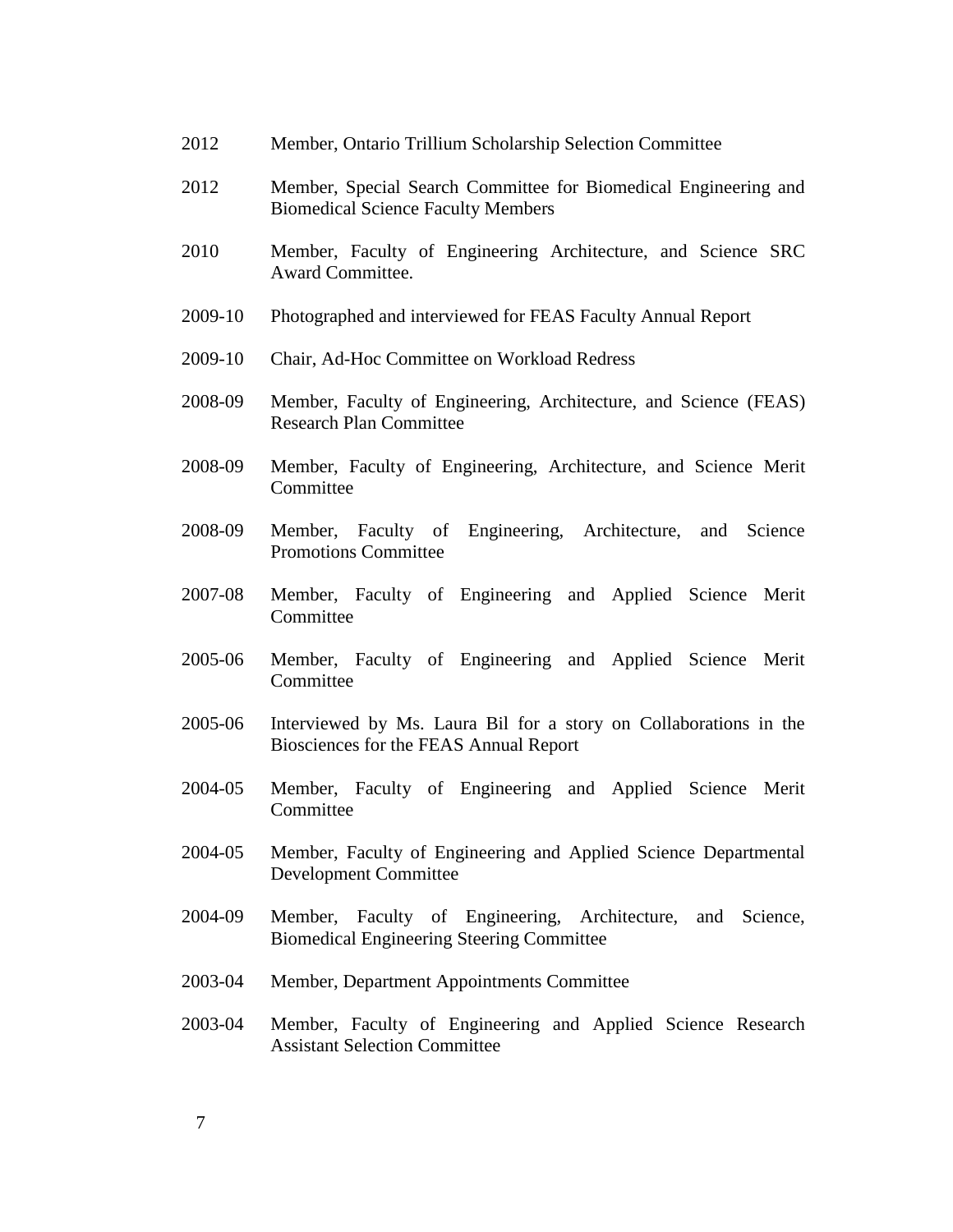2012 Member, Ontario Trillium Scholarship Selection Committee

2012 Member, Special Search Committee for Biomedical Engineering and Biomedical Science Faculty Members

2010 Member, Faculty of Engineering Architecture, and Science SRC Award Committee.

2009-10 Photographed and interviewed for FEAS Faculty Annual Report

2009-10 Chair, Ad-Hoc Committee on Workload Redress

2008-09 Member, Faculty of Engineering, Architecture, and Science (FEAS) Research Plan Committee

2008-09 Member, Faculty of Engineering, Architecture, and Science Merit Committee

2008-09 Member, Faculty of Engineering, Architecture, and Science Promotions Committee

2007-08 Member, Faculty of Engineering and Applied Science Merit Committee

2005-06 Member, Faculty of Engineering and Applied Science Merit Committee

2005-06 Interviewed by Ms. Laura Bil for a story on Collaborations in the Biosciences for the FEAS Annual Report

2004-05 Member, Faculty of Engineering and Applied Science Merit Committee

2004-05 Member, Faculty of Engineering and Applied Science Departmental Development Committee

2004-09 Member, Faculty of Engineering, Architecture, and Science, Biomedical Engineering Steering Committee

2003-04 Member, Department Appointments Committee

2003-04 Member, Faculty of Engineering and Applied Science Research Assistant Selection Committee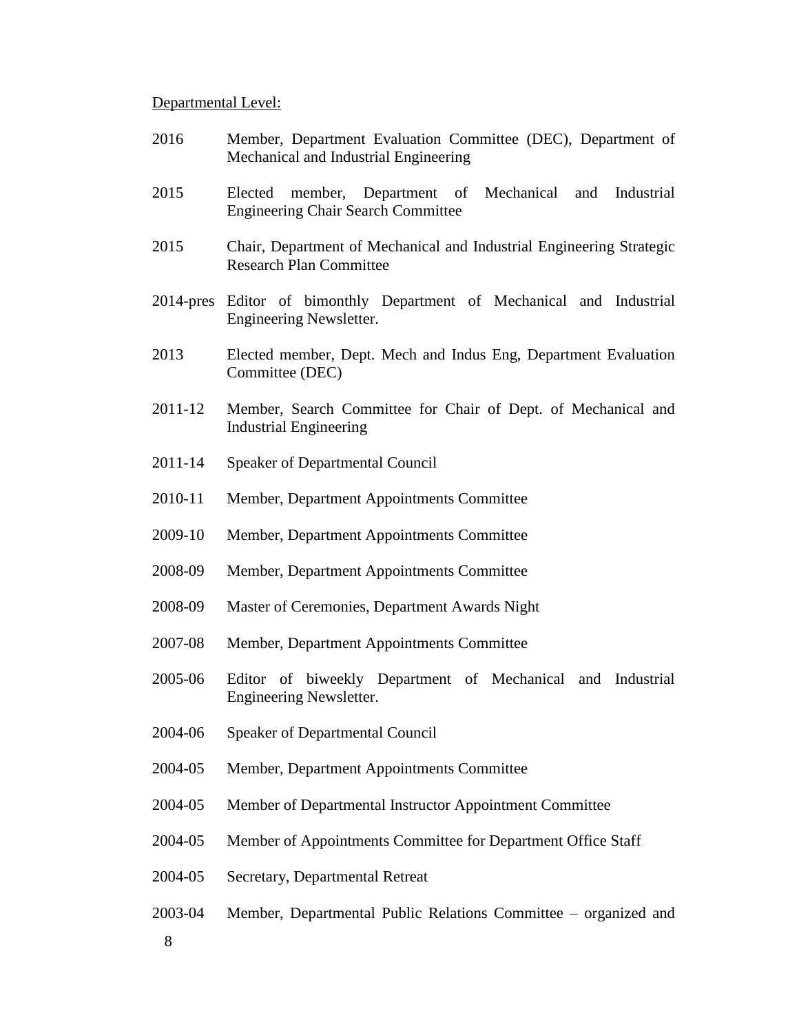Departmental Level:

2016 Member, Department Evaluation Committee (DEC), Department of Mechanical and Industrial Engineering

2015 Elected member, Department of Mechanical and Industrial Engineering Chair Search Committee

2015 Chair, Department of Mechanical and Industrial Engineering Strategic Research Plan Committee

2014-pres Editor of bimonthly Department of Mechanical and Industrial Engineering Newsletter.

2013 Elected member, Dept. Mech and Indus Eng, Department Evaluation Committee (DEC)

2011-12 Member, Search Committee for Chair of Dept. of Mechanical and Industrial Engineering

2011-14 Speaker of Departmental Council

2010-11 Member, Department Appointments Committee

2009-10 Member, Department Appointments Committee

2008-09 Member, Department Appointments Committee

2008-09 Master of Ceremonies, Department Awards Night

2007-08 Member, Department Appointments Committee

2005-06 Editor of biweekly Department of Mechanical and Industrial Engineering Newsletter.

2004-06 Speaker of Departmental Council

2004-05 Member, Department Appointments Committee

2004-05 Member of Departmental Instructor Appointment Committee

2004-05 Member of Appointments Committee for Department Office Staff

2004-05 Secretary, Departmental Retreat

2003-04 Member, Departmental Public Relations Committee – organized and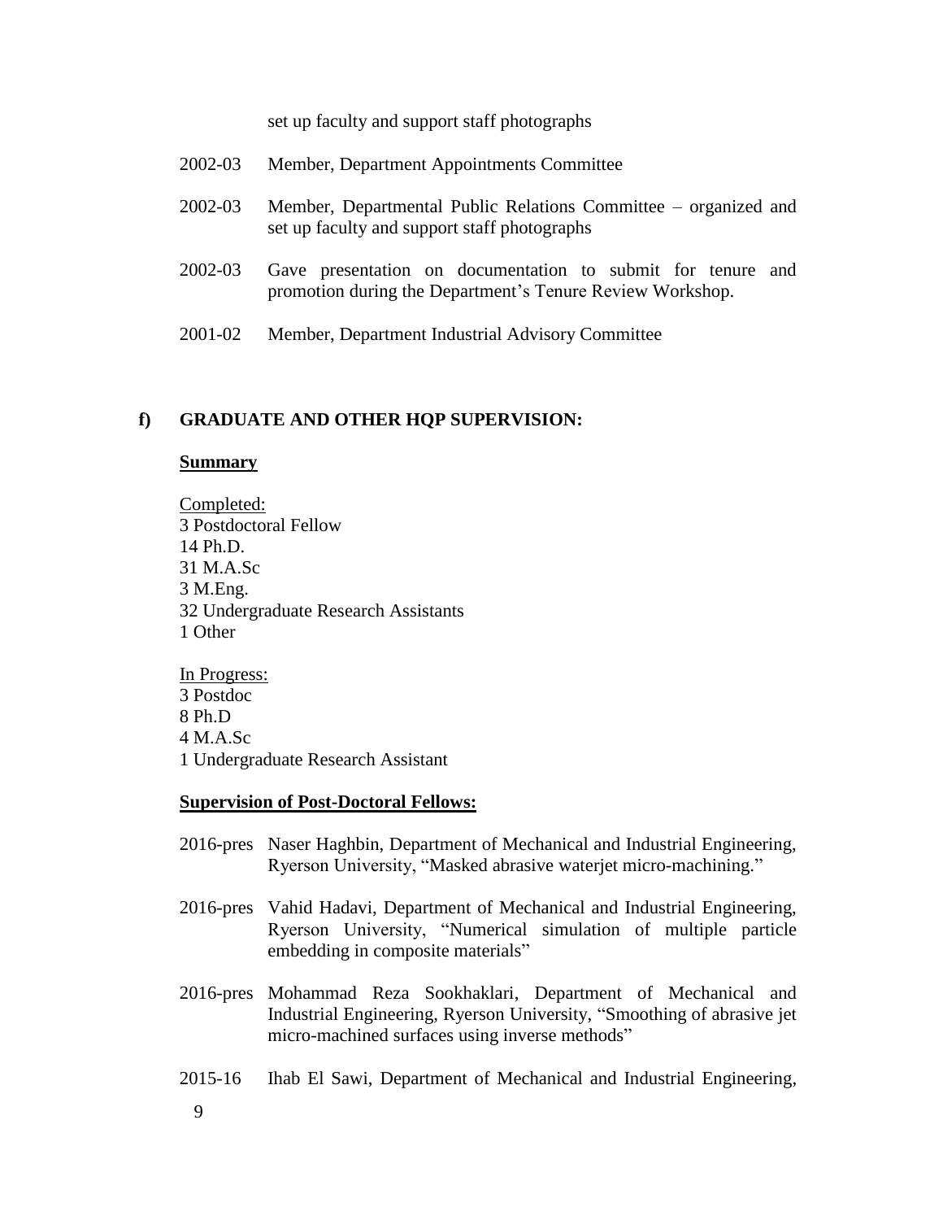set up faculty and support staff photographs

2002-03 Member, Department Appointments Committee

2002-03 Member, Departmental Public Relations Committee – organized and set up faculty and support staff photographs

2002-03 Gave presentation on documentation to submit for tenure and promotion during the Department's Tenure Review Workshop.

2001-02 Member, Department Industrial Advisory Committee

## f) GRADUATE AND OTHER HQP SUPERVISION:

**Summary**

Completed:
3 Postdoctoral Fellow
14 Ph.D.
31 M.A.Sc
3 M.Eng.
32 Undergraduate Research Assistants
1 Other

In Progress:
3 Postdoc
8 Ph.D
4 M.A.Sc
1 Undergraduate Research Assistant

**Supervision of Post-Doctoral Fellows:**

2016-pres Naser Haghbin, Department of Mechanical and Industrial Engineering, Ryerson University, "Masked abrasive waterjet micro-machining."

2016-pres Vahid Hadavi, Department of Mechanical and Industrial Engineering, Ryerson University, "Numerical simulation of multiple particle embedding in composite materials"

2016-pres Mohammad Reza Sookhaklari, Department of Mechanical and Industrial Engineering, Ryerson University, "Smoothing of abrasive jet micro-machined surfaces using inverse methods"

2015-16 Ihab El Sawi, Department of Mechanical and Industrial Engineering,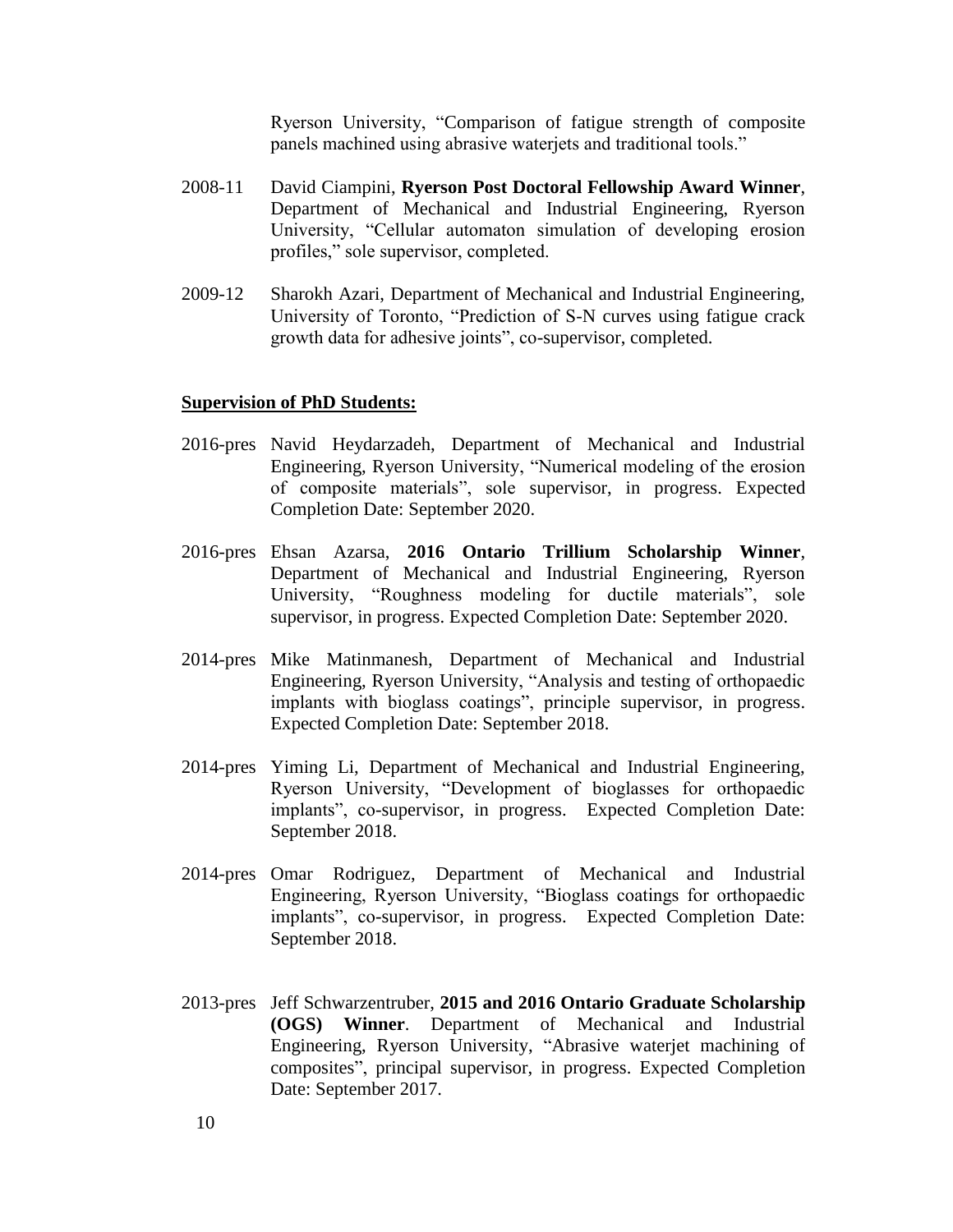Ryerson University, "Comparison of fatigue strength of composite panels machined using abrasive waterjets and traditional tools."

2008-11 David Ciampini, **Ryerson Post Doctoral Fellowship Award Winner**, Department of Mechanical and Industrial Engineering, Ryerson University, "Cellular automaton simulation of developing erosion profiles," sole supervisor, completed.

2009-12 Sharokh Azari, Department of Mechanical and Industrial Engineering, University of Toronto, "Prediction of S-N curves using fatigue crack growth data for adhesive joints", co-supervisor, completed.

**Supervision of PhD Students:**

2016-pres Navid Heydarzadeh, Department of Mechanical and Industrial Engineering, Ryerson University, "Numerical modeling of the erosion of composite materials", sole supervisor, in progress. Expected Completion Date: September 2020.

2016-pres Ehsan Azarsa, **2016 Ontario Trillium Scholarship Winner**, Department of Mechanical and Industrial Engineering, Ryerson University, "Roughness modeling for ductile materials", sole supervisor, in progress. Expected Completion Date: September 2020.

2014-pres Mike Matinmanesh, Department of Mechanical and Industrial Engineering, Ryerson University, "Analysis and testing of orthopaedic implants with bioglass coatings", principle supervisor, in progress. Expected Completion Date: September 2018.

2014-pres Yiming Li, Department of Mechanical and Industrial Engineering, Ryerson University, "Development of bioglasses for orthopaedic implants", co-supervisor, in progress. Expected Completion Date: September 2018.

2014-pres Omar Rodriguez, Department of Mechanical and Industrial Engineering, Ryerson University, "Bioglass coatings for orthopaedic implants", co-supervisor, in progress. Expected Completion Date: September 2018.

2013-pres Jeff Schwarzentruber, **2015 and 2016 Ontario Graduate Scholarship (OGS) Winner**. Department of Mechanical and Industrial Engineering, Ryerson University, "Abrasive waterjet machining of composites", principal supervisor, in progress. Expected Completion Date: September 2017.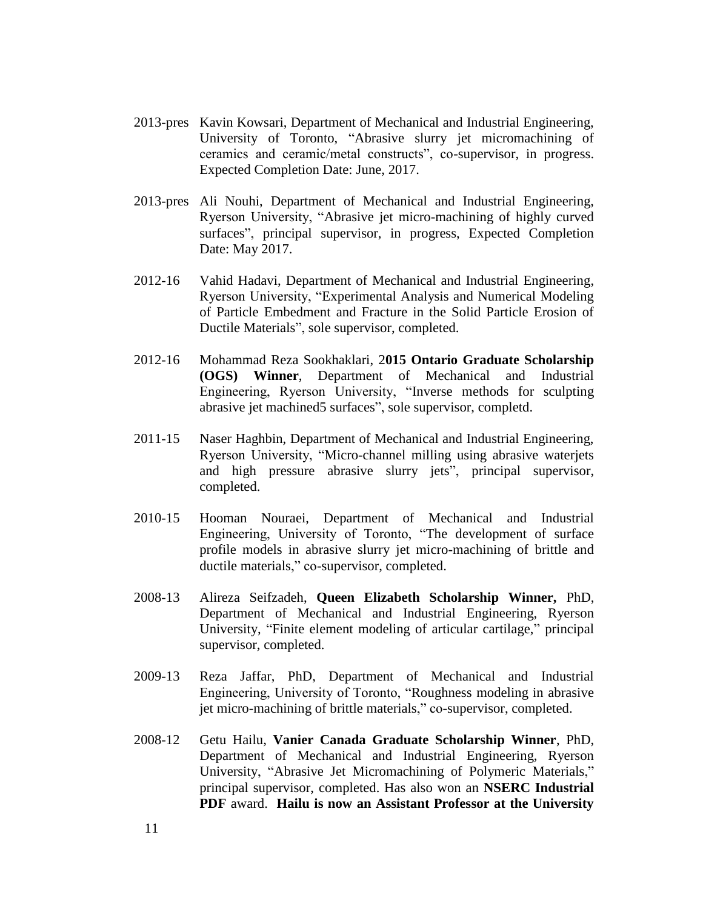2013-pres Kavin Kowsari, Department of Mechanical and Industrial Engineering, University of Toronto, "Abrasive slurry jet micromachining of ceramics and ceramic/metal constructs", co-supervisor, in progress. Expected Completion Date: June, 2017.

2013-pres Ali Nouhi, Department of Mechanical and Industrial Engineering, Ryerson University, "Abrasive jet micro-machining of highly curved surfaces", principal supervisor, in progress, Expected Completion Date: May 2017.

2012-16 Vahid Hadavi, Department of Mechanical and Industrial Engineering, Ryerson University, "Experimental Analysis and Numerical Modeling of Particle Embedment and Fracture in the Solid Particle Erosion of Ductile Materials", sole supervisor, completed.

2012-16 Mohammad Reza Sookhaklari, 2**015 Ontario Graduate Scholarship (OGS) Winner**, Department of Mechanical and Industrial Engineering, Ryerson University, "Inverse methods for sculpting abrasive jet machined5 surfaces", sole supervisor, completd.

2011-15 Naser Haghbin, Department of Mechanical and Industrial Engineering, Ryerson University, "Micro-channel milling using abrasive waterjets and high pressure abrasive slurry jets", principal supervisor, completed.

2010-15 Hooman Nouraei, Department of Mechanical and Industrial Engineering, University of Toronto, "The development of surface profile models in abrasive slurry jet micro-machining of brittle and ductile materials," co-supervisor, completed.

2008-13 Alireza Seifzadeh, **Queen Elizabeth Scholarship Winner,** PhD, Department of Mechanical and Industrial Engineering, Ryerson University, "Finite element modeling of articular cartilage," principal supervisor, completed.

2009-13 Reza Jaffar, PhD, Department of Mechanical and Industrial Engineering, University of Toronto, "Roughness modeling in abrasive jet micro-machining of brittle materials," co-supervisor, completed.

2008-12 Getu Hailu, **Vanier Canada Graduate Scholarship Winner**, PhD, Department of Mechanical and Industrial Engineering, Ryerson University, "Abrasive Jet Micromachining of Polymeric Materials," principal supervisor, completed. Has also won an **NSERC Industrial PDF** award. **Hailu is now an Assistant Professor at the University**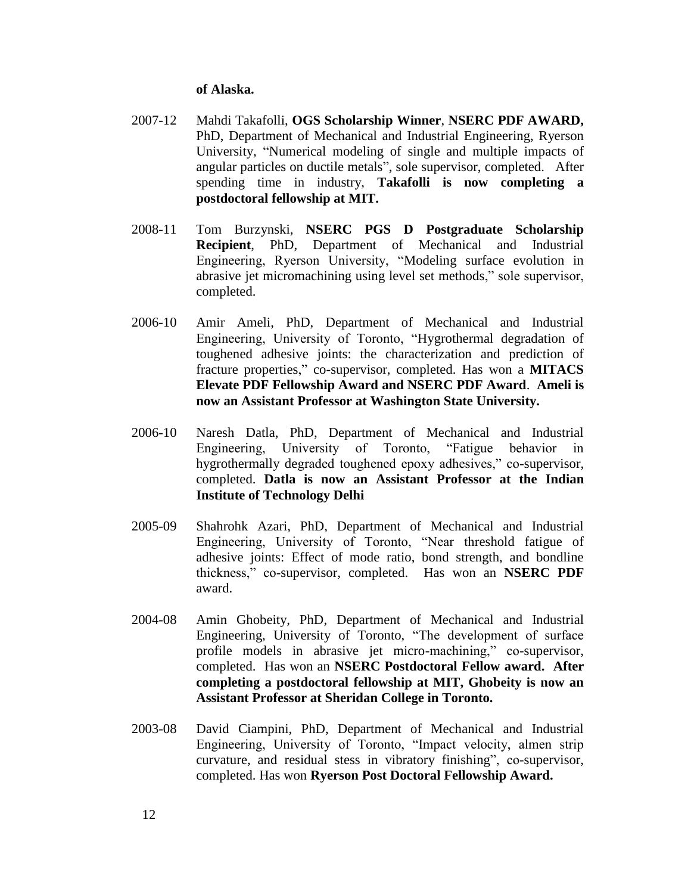**of Alaska.**

2007-12 Mahdi Takafolli, **OGS Scholarship Winner**, **NSERC PDF AWARD,** PhD, Department of Mechanical and Industrial Engineering, Ryerson University, "Numerical modeling of single and multiple impacts of angular particles on ductile metals", sole supervisor, completed. After spending time in industry, **Takafolli is now completing a postdoctoral fellowship at MIT.**

2008-11 Tom Burzynski, **NSERC PGS D Postgraduate Scholarship Recipient**, PhD, Department of Mechanical and Industrial Engineering, Ryerson University, "Modeling surface evolution in abrasive jet micromachining using level set methods," sole supervisor, completed.

2006-10 Amir Ameli, PhD, Department of Mechanical and Industrial Engineering, University of Toronto, "Hygrothermal degradation of toughened adhesive joints: the characterization and prediction of fracture properties," co-supervisor, completed. Has won a **MITACS Elevate PDF Fellowship Award and NSERC PDF Award**. **Ameli is now an Assistant Professor at Washington State University.**

2006-10 Naresh Datla, PhD, Department of Mechanical and Industrial Engineering, University of Toronto, "Fatigue behavior in hygrothermally degraded toughened epoxy adhesives," co-supervisor, completed. **Datla is now an Assistant Professor at the Indian Institute of Technology Delhi**

2005-09 Shahrohk Azari, PhD, Department of Mechanical and Industrial Engineering, University of Toronto, "Near threshold fatigue of adhesive joints: Effect of mode ratio, bond strength, and bondline thickness," co-supervisor, completed. Has won an **NSERC PDF** award.

2004-08 Amin Ghobeity, PhD, Department of Mechanical and Industrial Engineering, University of Toronto, "The development of surface profile models in abrasive jet micro-machining," co-supervisor, completed. Has won an **NSERC Postdoctoral Fellow award. After completing a postdoctoral fellowship at MIT, Ghobeity is now an Assistant Professor at Sheridan College in Toronto.**

2003-08 David Ciampini, PhD, Department of Mechanical and Industrial Engineering, University of Toronto, "Impact velocity, almen strip curvature, and residual stess in vibratory finishing", co-supervisor, completed. Has won **Ryerson Post Doctoral Fellowship Award.**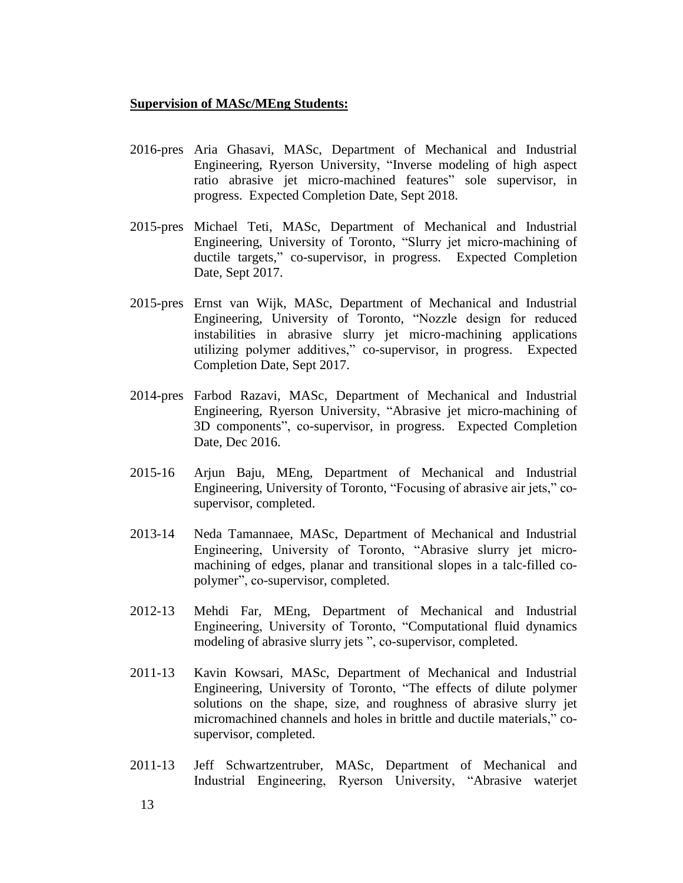**Supervision of MASc/MEng Students:**

2016-pres Aria Ghasavi, MASc, Department of Mechanical and Industrial Engineering, Ryerson University, "Inverse modeling of high aspect ratio abrasive jet micro-machined features" sole supervisor, in progress. Expected Completion Date, Sept 2018.

2015-pres Michael Teti, MASc, Department of Mechanical and Industrial Engineering, University of Toronto, "Slurry jet micro-machining of ductile targets," co-supervisor, in progress. Expected Completion Date, Sept 2017.

2015-pres Ernst van Wijk, MASc, Department of Mechanical and Industrial Engineering, University of Toronto, "Nozzle design for reduced instabilities in abrasive slurry jet micro-machining applications utilizing polymer additives," co-supervisor, in progress. Expected Completion Date, Sept 2017.

2014-pres Farbod Razavi, MASc, Department of Mechanical and Industrial Engineering, Ryerson University, "Abrasive jet micro-machining of 3D components", co-supervisor, in progress. Expected Completion Date, Dec 2016.

2015-16 Arjun Baju, MEng, Department of Mechanical and Industrial Engineering, University of Toronto, "Focusing of abrasive air jets," co-supervisor, completed.

2013-14 Neda Tamannaee, MASc, Department of Mechanical and Industrial Engineering, University of Toronto, "Abrasive slurry jet micro-machining of edges, planar and transitional slopes in a talc-filled co-polymer", co-supervisor, completed.

2012-13 Mehdi Far, MEng, Department of Mechanical and Industrial Engineering, University of Toronto, "Computational fluid dynamics modeling of abrasive slurry jets ", co-supervisor, completed.

2011-13 Kavin Kowsari, MASc, Department of Mechanical and Industrial Engineering, University of Toronto, "The effects of dilute polymer solutions on the shape, size, and roughness of abrasive slurry jet micromachined channels and holes in brittle and ductile materials," co-supervisor, completed.

2011-13 Jeff Schwartzentruber, MASc, Department of Mechanical and Industrial Engineering, Ryerson University, "Abrasive waterjet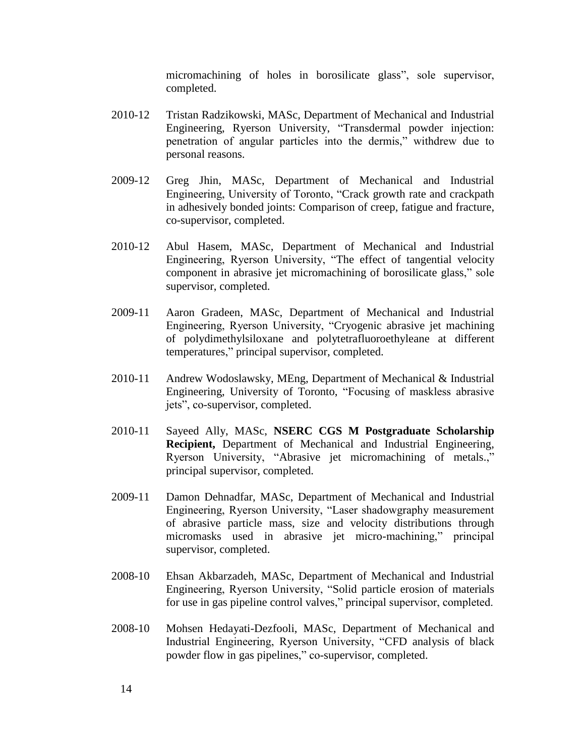micromachining of holes in borosilicate glass", sole supervisor, completed.

2010-12 Tristan Radzikowski, MASc, Department of Mechanical and Industrial Engineering, Ryerson University, "Transdermal powder injection: penetration of angular particles into the dermis," withdrew due to personal reasons.

2009-12 Greg Jhin, MASc, Department of Mechanical and Industrial Engineering, University of Toronto, "Crack growth rate and crackpath in adhesively bonded joints: Comparison of creep, fatigue and fracture, co-supervisor, completed.

2010-12 Abul Hasem, MASc, Department of Mechanical and Industrial Engineering, Ryerson University, "The effect of tangential velocity component in abrasive jet micromachining of borosilicate glass," sole supervisor, completed.

2009-11 Aaron Gradeen, MASc, Department of Mechanical and Industrial Engineering, Ryerson University, "Cryogenic abrasive jet machining of polydimethylsiloxane and polytetrafluoroethyleane at different temperatures," principal supervisor, completed.

2010-11 Andrew Wodoslawsky, MEng, Department of Mechanical & Industrial Engineering, University of Toronto, "Focusing of maskless abrasive jets", co-supervisor, completed.

2010-11 Sayeed Ally, MASc, **NSERC CGS M Postgraduate Scholarship Recipient,** Department of Mechanical and Industrial Engineering, Ryerson University, "Abrasive jet micromachining of metals.," principal supervisor, completed.

2009-11 Damon Dehnadfar, MASc, Department of Mechanical and Industrial Engineering, Ryerson University, "Laser shadowgraphy measurement of abrasive particle mass, size and velocity distributions through micromasks used in abrasive jet micro-machining," principal supervisor, completed.

2008-10 Ehsan Akbarzadeh, MASc, Department of Mechanical and Industrial Engineering, Ryerson University, "Solid particle erosion of materials for use in gas pipeline control valves," principal supervisor, completed.

2008-10 Mohsen Hedayati-Dezfooli, MASc, Department of Mechanical and Industrial Engineering, Ryerson University, "CFD analysis of black powder flow in gas pipelines," co-supervisor, completed.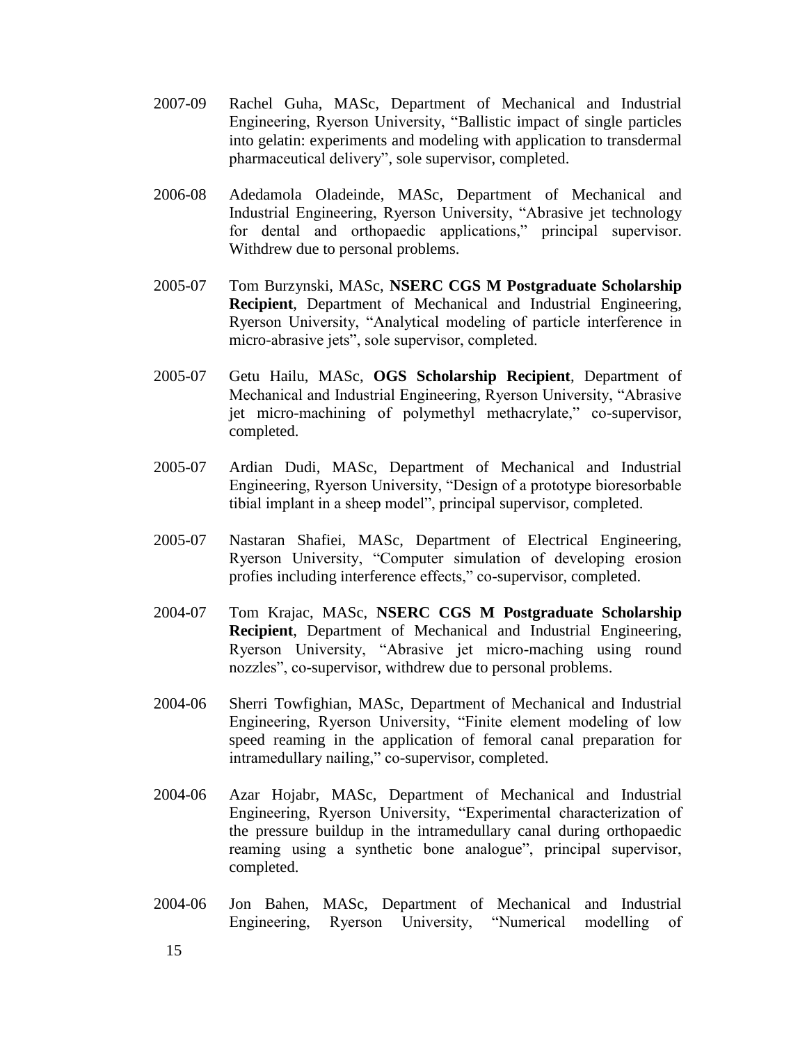2007-09 Rachel Guha, MASc, Department of Mechanical and Industrial Engineering, Ryerson University, "Ballistic impact of single particles into gelatin: experiments and modeling with application to transdermal pharmaceutical delivery", sole supervisor, completed.

2006-08 Adedamola Oladeinde, MASc, Department of Mechanical and Industrial Engineering, Ryerson University, "Abrasive jet technology for dental and orthopaedic applications," principal supervisor. Withdrew due to personal problems.

2005-07 Tom Burzynski, MASc, **NSERC CGS M Postgraduate Scholarship Recipient**, Department of Mechanical and Industrial Engineering, Ryerson University, "Analytical modeling of particle interference in micro-abrasive jets", sole supervisor, completed.

2005-07 Getu Hailu, MASc, **OGS Scholarship Recipient**, Department of Mechanical and Industrial Engineering, Ryerson University, "Abrasive jet micro-machining of polymethyl methacrylate," co-supervisor, completed.

2005-07 Ardian Dudi, MASc, Department of Mechanical and Industrial Engineering, Ryerson University, "Design of a prototype bioresorbable tibial implant in a sheep model", principal supervisor, completed.

2005-07 Nastaran Shafiei, MASc, Department of Electrical Engineering, Ryerson University, "Computer simulation of developing erosion profies including interference effects," co-supervisor, completed.

2004-07 Tom Krajac, MASc, **NSERC CGS M Postgraduate Scholarship Recipient**, Department of Mechanical and Industrial Engineering, Ryerson University, "Abrasive jet micro-maching using round nozzles", co-supervisor, withdrew due to personal problems.

2004-06 Sherri Towfighian, MASc, Department of Mechanical and Industrial Engineering, Ryerson University, "Finite element modeling of low speed reaming in the application of femoral canal preparation for intramedullary nailing," co-supervisor, completed.

2004-06 Azar Hojabr, MASc, Department of Mechanical and Industrial Engineering, Ryerson University, "Experimental characterization of the pressure buildup in the intramedullary canal during orthopaedic reaming using a synthetic bone analogue", principal supervisor, completed.

2004-06 Jon Bahen, MASc, Department of Mechanical and Industrial Engineering, Ryerson University, "Numerical modelling of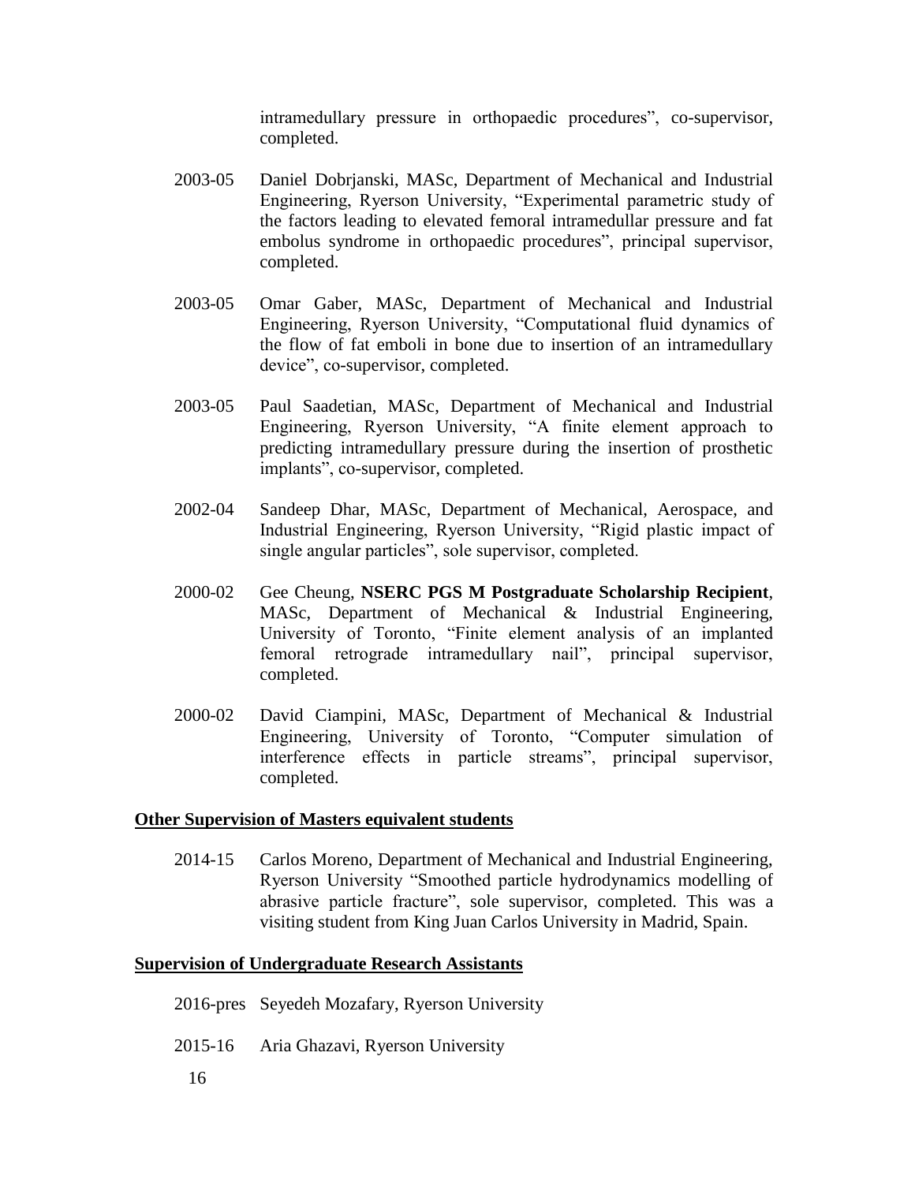intramedullary pressure in orthopaedic procedures", co-supervisor, completed.

2003-05 Daniel Dobrjanski, MASc, Department of Mechanical and Industrial Engineering, Ryerson University, "Experimental parametric study of the factors leading to elevated femoral intramedullar pressure and fat embolus syndrome in orthopaedic procedures", principal supervisor, completed.

2003-05 Omar Gaber, MASc, Department of Mechanical and Industrial Engineering, Ryerson University, "Computational fluid dynamics of the flow of fat emboli in bone due to insertion of an intramedullary device", co-supervisor, completed.

2003-05 Paul Saadetian, MASc, Department of Mechanical and Industrial Engineering, Ryerson University, "A finite element approach to predicting intramedullary pressure during the insertion of prosthetic implants", co-supervisor, completed.

2002-04 Sandeep Dhar, MASc, Department of Mechanical, Aerospace, and Industrial Engineering, Ryerson University, "Rigid plastic impact of single angular particles", sole supervisor, completed.

2000-02 Gee Cheung, **NSERC PGS M Postgraduate Scholarship Recipient**, MASc, Department of Mechanical & Industrial Engineering, University of Toronto, "Finite element analysis of an implanted femoral retrograde intramedullary nail", principal supervisor, completed.

2000-02 David Ciampini, MASc, Department of Mechanical & Industrial Engineering, University of Toronto, "Computer simulation of interference effects in particle streams", principal supervisor, completed.

## Other Supervision of Masters equivalent students

2014-15 Carlos Moreno, Department of Mechanical and Industrial Engineering, Ryerson University "Smoothed particle hydrodynamics modelling of abrasive particle fracture", sole supervisor, completed. This was a visiting student from King Juan Carlos University in Madrid, Spain.

## Supervision of Undergraduate Research Assistants

2016-pres Seyedeh Mozafary, Ryerson University

2015-16 Aria Ghazavi, Ryerson University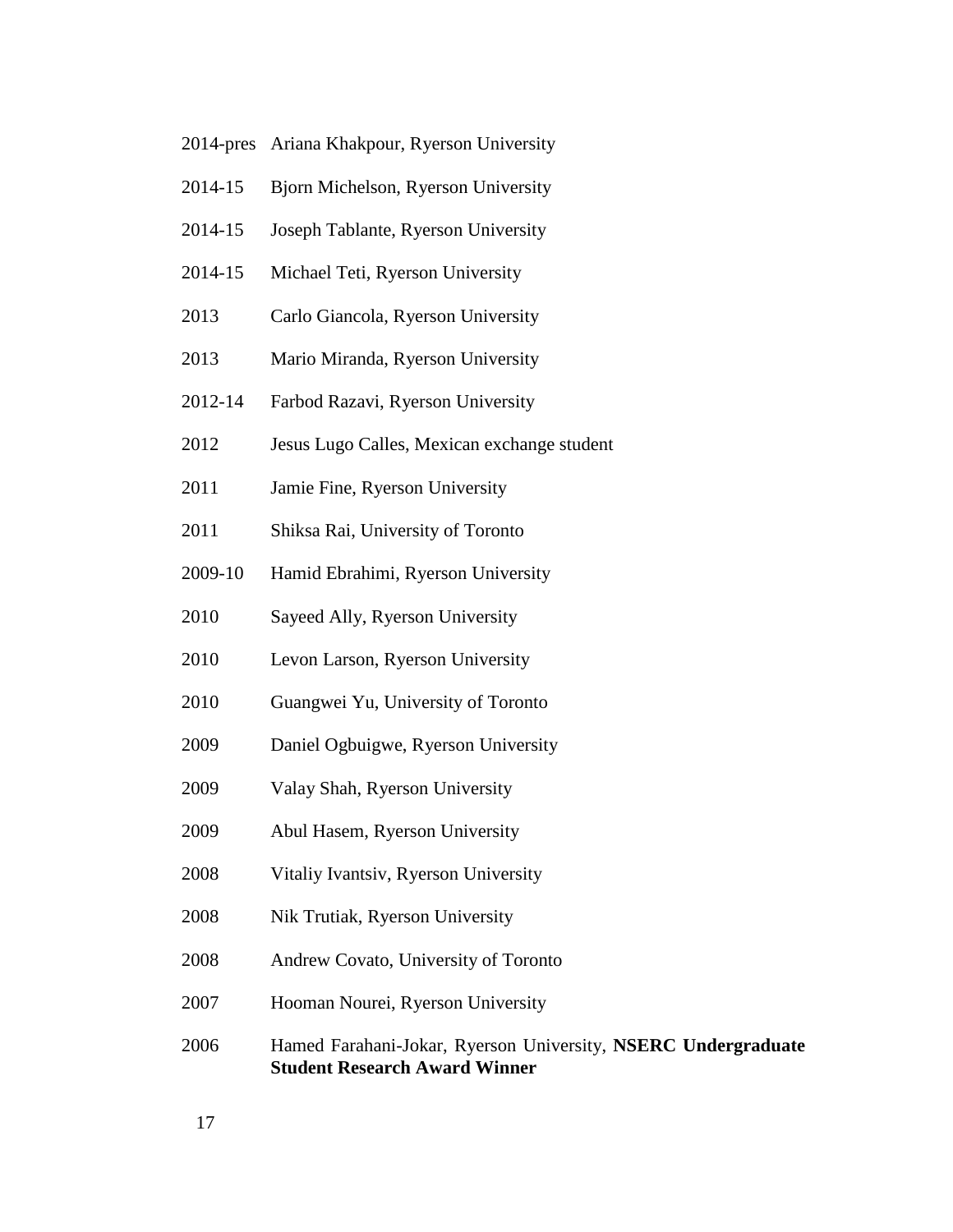2014-pres Ariana Khakpour, Ryerson University

2014-15 Bjorn Michelson, Ryerson University

2014-15 Joseph Tablante, Ryerson University

2014-15 Michael Teti, Ryerson University

2013 Carlo Giancola, Ryerson University

2013 Mario Miranda, Ryerson University

2012-14 Farbod Razavi, Ryerson University

2012 Jesus Lugo Calles, Mexican exchange student

2011 Jamie Fine, Ryerson University

2011 Shiksa Rai, University of Toronto

2009-10 Hamid Ebrahimi, Ryerson University

2010 Sayeed Ally, Ryerson University

2010 Levon Larson, Ryerson University

2010 Guangwei Yu, University of Toronto

2009 Daniel Ogbuigwe, Ryerson University

2009 Valay Shah, Ryerson University

2009 Abul Hasem, Ryerson University

2008 Vitaliy Ivantsiv, Ryerson University

2008 Nik Trutiak, Ryerson University

2008 Andrew Covato, University of Toronto

2007 Hooman Nourei, Ryerson University

2006 Hamed Farahani-Jokar, Ryerson University, **NSERC Undergraduate Student Research Award Winner**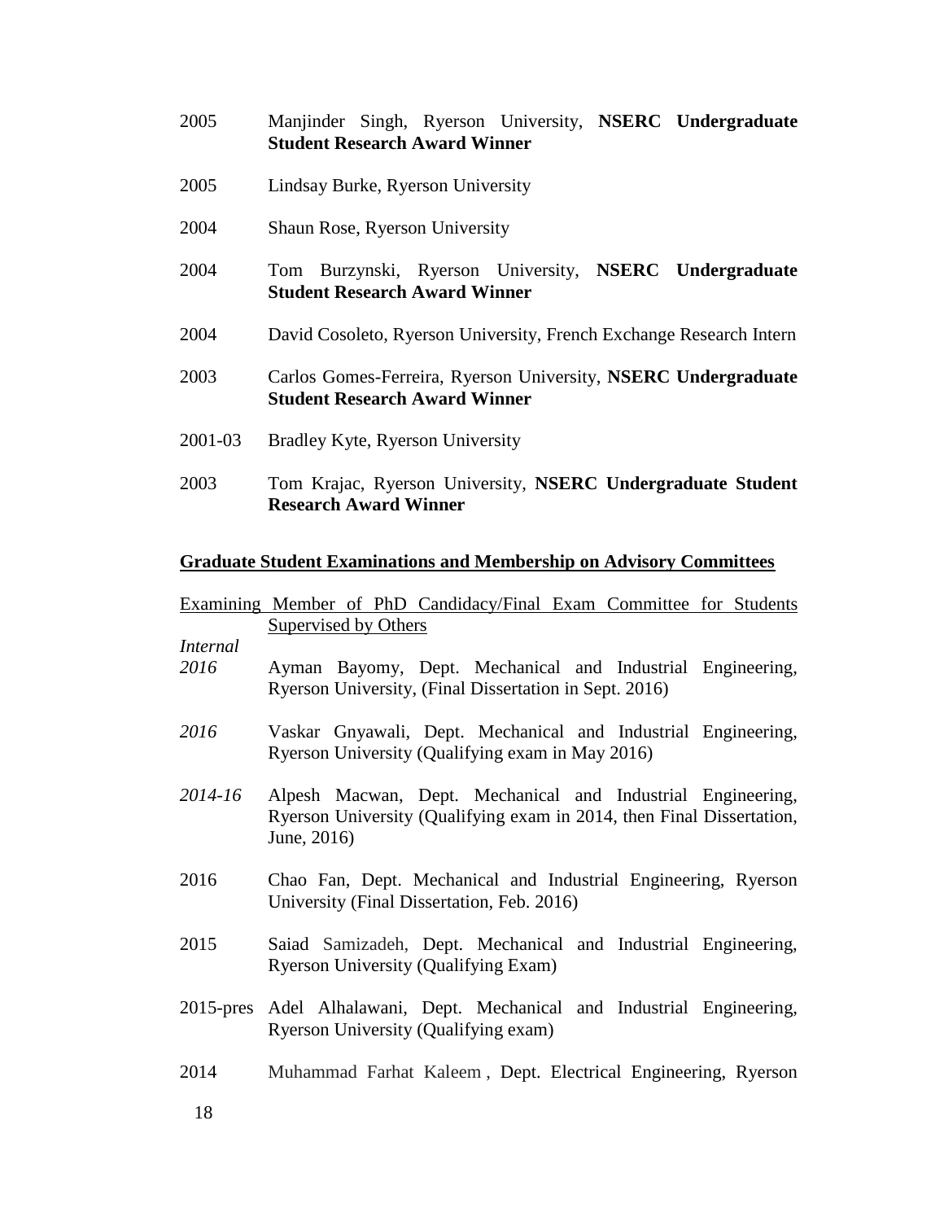2005 Manjinder Singh, Ryerson University, **NSERC Undergraduate Student Research Award Winner**

2005 Lindsay Burke, Ryerson University

2004 Shaun Rose, Ryerson University

2004 Tom Burzynski, Ryerson University, **NSERC Undergraduate Student Research Award Winner**

2004 David Cosoleto, Ryerson University, French Exchange Research Intern

2003 Carlos Gomes-Ferreira, Ryerson University, **NSERC Undergraduate Student Research Award Winner**

2001-03 Bradley Kyte, Ryerson University

2003 Tom Krajac, Ryerson University, **NSERC Undergraduate Student Research Award Winner**

## Graduate Student Examinations and Membership on Advisory Committees

Examining Member of PhD Candidacy/Final Exam Committee for Students Supervised by Others

*Internal*

*2016* Ayman Bayomy, Dept. Mechanical and Industrial Engineering, Ryerson University, (Final Dissertation in Sept. 2016)

*2016* Vaskar Gnyawali, Dept. Mechanical and Industrial Engineering, Ryerson University (Qualifying exam in May 2016)

*2014-16* Alpesh Macwan, Dept. Mechanical and Industrial Engineering, Ryerson University (Qualifying exam in 2014, then Final Dissertation, June, 2016)

2016 Chao Fan, Dept. Mechanical and Industrial Engineering, Ryerson University (Final Dissertation, Feb. 2016)

2015 Saiad Samizadeh, Dept. Mechanical and Industrial Engineering, Ryerson University (Qualifying Exam)

2015-pres Adel Alhalawani, Dept. Mechanical and Industrial Engineering, Ryerson University (Qualifying exam)

2014 Muhammad Farhat Kaleem , Dept. Electrical Engineering, Ryerson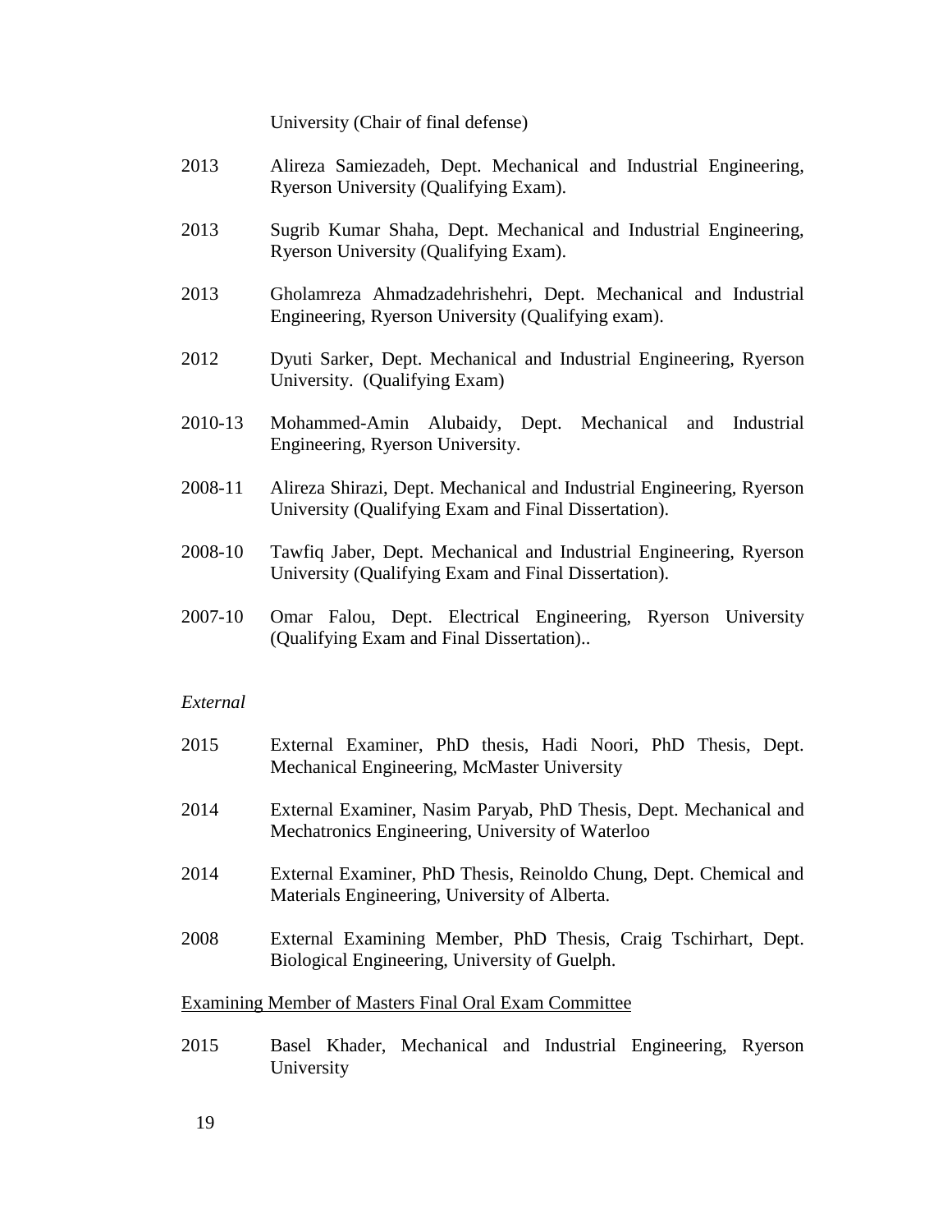University (Chair of final defense)

2013 Alireza Samiezadeh, Dept. Mechanical and Industrial Engineering, Ryerson University (Qualifying Exam).

2013 Sugrib Kumar Shaha, Dept. Mechanical and Industrial Engineering, Ryerson University (Qualifying Exam).

2013 Gholamreza Ahmadzadehrishehri, Dept. Mechanical and Industrial Engineering, Ryerson University (Qualifying exam).

2012 Dyuti Sarker, Dept. Mechanical and Industrial Engineering, Ryerson University. (Qualifying Exam)

2010-13 Mohammed-Amin Alubaidy, Dept. Mechanical and Industrial Engineering, Ryerson University.

2008-11 Alireza Shirazi, Dept. Mechanical and Industrial Engineering, Ryerson University (Qualifying Exam and Final Dissertation).

2008-10 Tawfiq Jaber, Dept. Mechanical and Industrial Engineering, Ryerson University (Qualifying Exam and Final Dissertation).

2007-10 Omar Falou, Dept. Electrical Engineering, Ryerson University (Qualifying Exam and Final Dissertation)..

*External*

2015 External Examiner, PhD thesis, Hadi Noori, PhD Thesis, Dept. Mechanical Engineering, McMaster University

2014 External Examiner, Nasim Paryab, PhD Thesis, Dept. Mechanical and Mechatronics Engineering, University of Waterloo

2014 External Examiner, PhD Thesis, Reinoldo Chung, Dept. Chemical and Materials Engineering, University of Alberta.

2008 External Examining Member, PhD Thesis, Craig Tschirhart, Dept. Biological Engineering, University of Guelph.

<u>Examining Member of Masters Final Oral Exam Committee</u>

2015 Basel Khader, Mechanical and Industrial Engineering, Ryerson University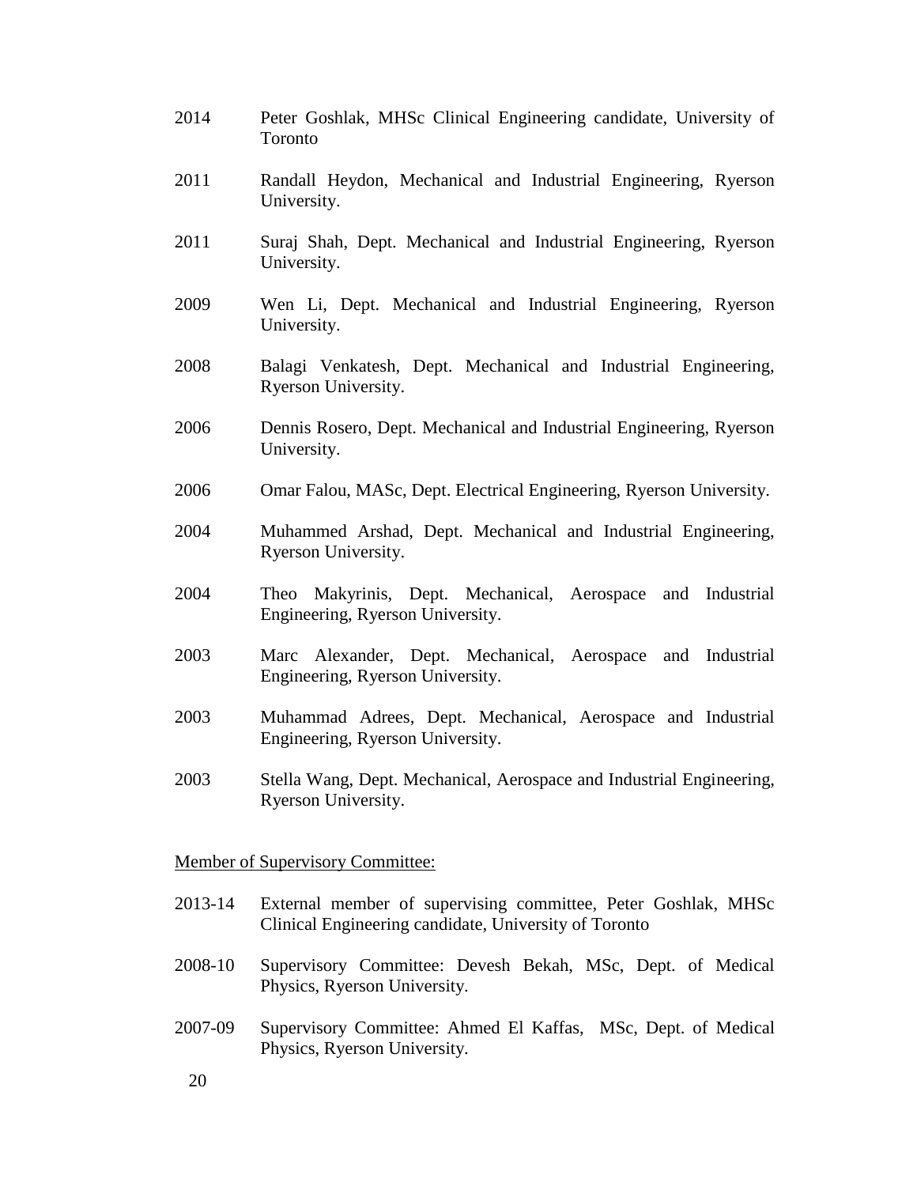2014 Peter Goshlak, MHSc Clinical Engineering candidate, University of Toronto

2011 Randall Heydon, Mechanical and Industrial Engineering, Ryerson University.

2011 Suraj Shah, Dept. Mechanical and Industrial Engineering, Ryerson University.

2009 Wen Li, Dept. Mechanical and Industrial Engineering, Ryerson University.

2008 Balagi Venkatesh, Dept. Mechanical and Industrial Engineering, Ryerson University.

2006 Dennis Rosero, Dept. Mechanical and Industrial Engineering, Ryerson University.

2006 Omar Falou, MASc, Dept. Electrical Engineering, Ryerson University.

2004 Muhammed Arshad, Dept. Mechanical and Industrial Engineering, Ryerson University.

2004 Theo Makyrinis, Dept. Mechanical, Aerospace and Industrial Engineering, Ryerson University.

2003 Marc Alexander, Dept. Mechanical, Aerospace and Industrial Engineering, Ryerson University.

2003 Muhammad Adrees, Dept. Mechanical, Aerospace and Industrial Engineering, Ryerson University.

2003 Stella Wang, Dept. Mechanical, Aerospace and Industrial Engineering, Ryerson University.

Member of Supervisory Committee:

2013-14 External member of supervising committee, Peter Goshlak, MHSc Clinical Engineering candidate, University of Toronto

2008-10 Supervisory Committee: Devesh Bekah, MSc, Dept. of Medical Physics, Ryerson University.

2007-09 Supervisory Committee: Ahmed El Kaffas, MSc, Dept. of Medical Physics, Ryerson University.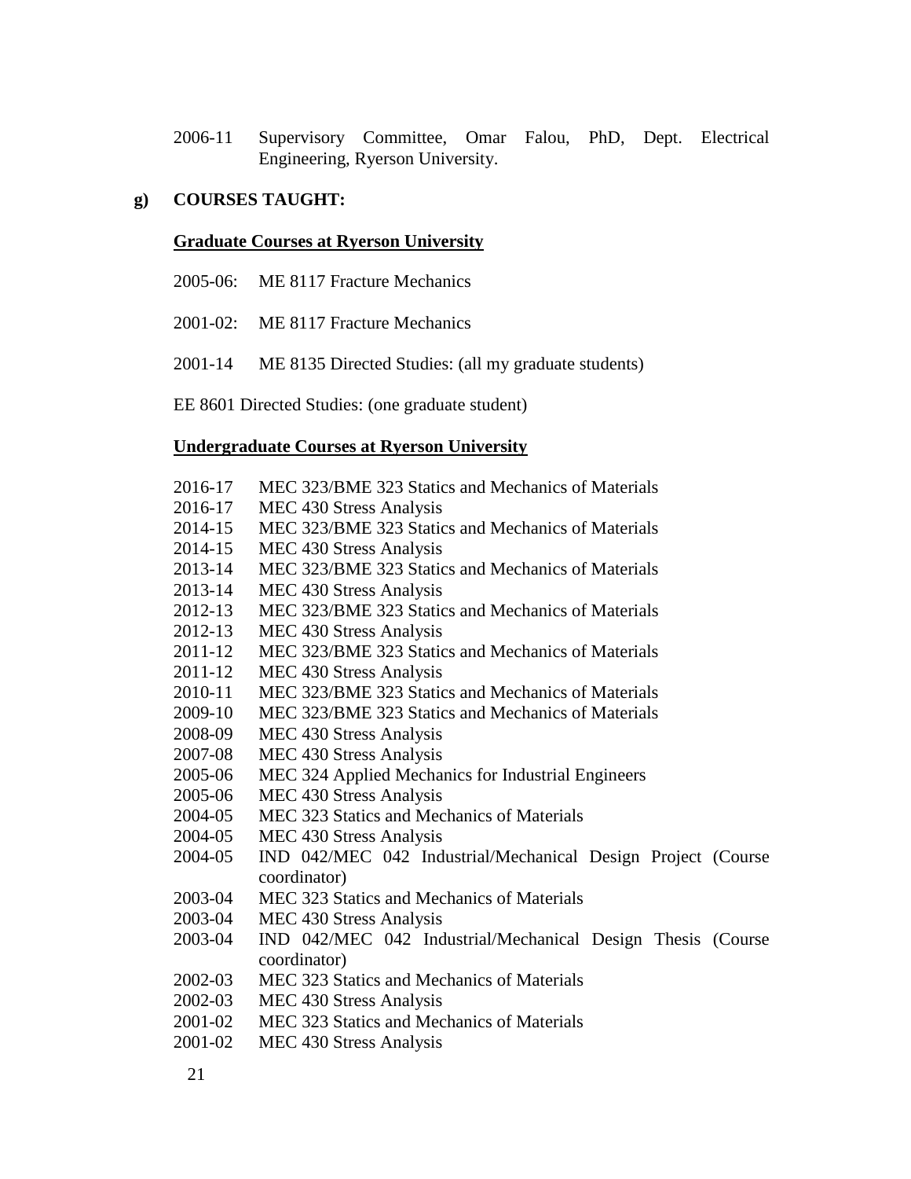2006-11 Supervisory Committee, Omar Falou, PhD, Dept. Electrical Engineering, Ryerson University.

**g) COURSES TAUGHT:**

**Graduate Courses at Ryerson University**

2005-06: ME 8117 Fracture Mechanics

2001-02: ME 8117 Fracture Mechanics

2001-14 ME 8135 Directed Studies: (all my graduate students)

EE 8601 Directed Studies: (one graduate student)

**Undergraduate Courses at Ryerson University**

2016-17 MEC 323/BME 323 Statics and Mechanics of Materials
2016-17 MEC 430 Stress Analysis
2014-15 MEC 323/BME 323 Statics and Mechanics of Materials
2014-15 MEC 430 Stress Analysis
2013-14 MEC 323/BME 323 Statics and Mechanics of Materials
2013-14 MEC 430 Stress Analysis
2012-13 MEC 323/BME 323 Statics and Mechanics of Materials
2012-13 MEC 430 Stress Analysis
2011-12 MEC 323/BME 323 Statics and Mechanics of Materials
2011-12 MEC 430 Stress Analysis
2010-11 MEC 323/BME 323 Statics and Mechanics of Materials
2009-10 MEC 323/BME 323 Statics and Mechanics of Materials
2008-09 MEC 430 Stress Analysis
2007-08 MEC 430 Stress Analysis
2005-06 MEC 324 Applied Mechanics for Industrial Engineers
2005-06 MEC 430 Stress Analysis
2004-05 MEC 323 Statics and Mechanics of Materials
2004-05 MEC 430 Stress Analysis
2004-05 IND 042/MEC 042 Industrial/Mechanical Design Project (Course coordinator)
2003-04 MEC 323 Statics and Mechanics of Materials
2003-04 MEC 430 Stress Analysis
2003-04 IND 042/MEC 042 Industrial/Mechanical Design Thesis (Course coordinator)
2002-03 MEC 323 Statics and Mechanics of Materials
2002-03 MEC 430 Stress Analysis
2001-02 MEC 323 Statics and Mechanics of Materials
2001-02 MEC 430 Stress Analysis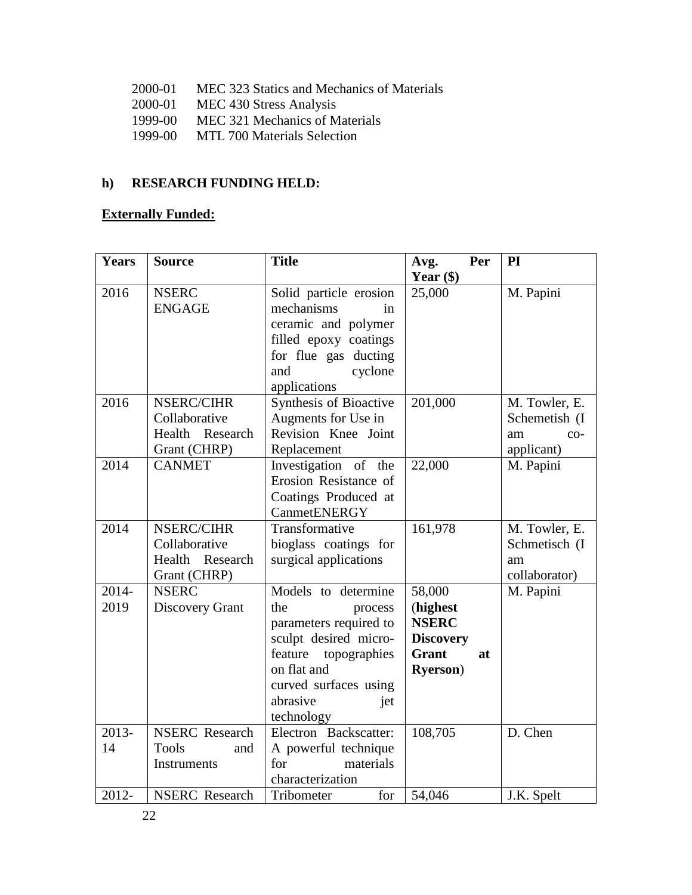2000-01 MEC 323 Statics and Mechanics of Materials
2000-01 MEC 430 Stress Analysis
1999-00 MEC 321 Mechanics of Materials
1999-00 MTL 700 Materials Selection

## h) RESEARCH FUNDING HELD:

**Externally Funded:**

| Years | Source | Title | Avg. Per Year ($) | PI |
|---|---|---|---|---|
| 2016 | NSERC ENGAGE | Solid particle erosion mechanisms in ceramic and polymer filled epoxy coatings for flue gas ducting and cyclone applications | 25,000 | M. Papini |
| 2016 | NSERC/CIHR Collaborative Health Research Grant (CHRP) | Synthesis of Bioactive Augments for Use in Revision Knee Joint Replacement | 201,000 | M. Towler, E. Schemetish (I am co-applicant) |
| 2014 | CANMET | Investigation of the Erosion Resistance of Coatings Produced at CanmetENERGY | 22,000 | M. Papini |
| 2014 | NSERC/CIHR Collaborative Health Research Grant (CHRP) | Transformative bioglass coatings for surgical applications | 161,978 | M. Towler, E. Schmetisch (I am collaborator) |
| 2014-2019 | NSERC Discovery Grant | Models to determine the process parameters required to sculpt desired micro-feature topographies on flat and curved surfaces using abrasive jet technology | 58,000 (**highest NSERC Discovery Grant at Ryerson**) | M. Papini |
| 2013-14 | NSERC Research Tools and Instruments | Electron Backscatter: A powerful technique for materials characterization | 108,705 | D. Chen |
| 2012- | NSERC Research | Tribometer for | 54,046 | J.K. Spelt |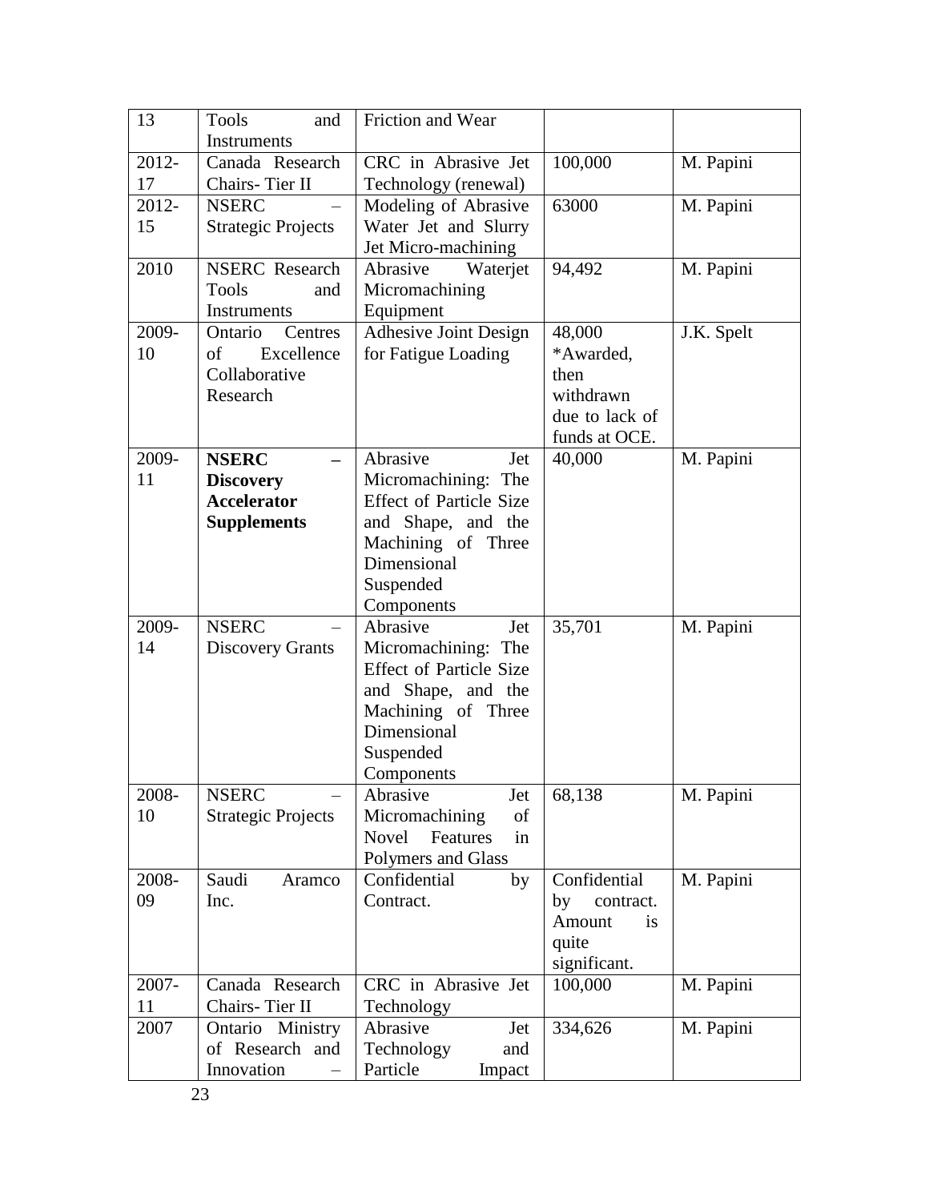| 13 | Tools and Instruments | Friction and Wear | | |
|---|---|---|---|---|
| 2012-17 | Canada Research Chairs- Tier II | CRC in Abrasive Jet Technology (renewal) | 100,000 | M. Papini |
| 2012-15 | NSERC – Strategic Projects | Modeling of Abrasive Water Jet and Slurry Jet Micro-machining | 63000 | M. Papini |
| 2010 | NSERC Research Tools and Instruments | Abrasive Waterjet Micromachining Equipment | 94,492 | M. Papini |
| 2009-10 | Ontario Centres of Excellence Collaborative Research | Adhesive Joint Design for Fatigue Loading | 48,000 *Awarded, then withdrawn due to lack of funds at OCE. | J.K. Spelt |
| 2009-11 | **NSERC – Discovery Accelerator Supplements** | Abrasive Jet Micromachining: The Effect of Particle Size and Shape, and the Machining of Three Dimensional Suspended Components | 40,000 | M. Papini |
| 2009-14 | NSERC – Discovery Grants | Abrasive Jet Micromachining: The Effect of Particle Size and Shape, and the Machining of Three Dimensional Suspended Components | 35,701 | M. Papini |
| 2008-10 | NSERC – Strategic Projects | Abrasive Jet Micromachining of Novel Features in Polymers and Glass | 68,138 | M. Papini |
| 2008-09 | Saudi Aramco Inc. | Confidential by Contract. | Confidential by contract. Amount is quite significant. | M. Papini |
| 2007-11 | Canada Research Chairs- Tier II | CRC in Abrasive Jet Technology | 100,000 | M. Papini |
| 2007 | Ontario Ministry of Research and Innovation – | Abrasive Jet Technology and Particle Impact | 334,626 | M. Papini |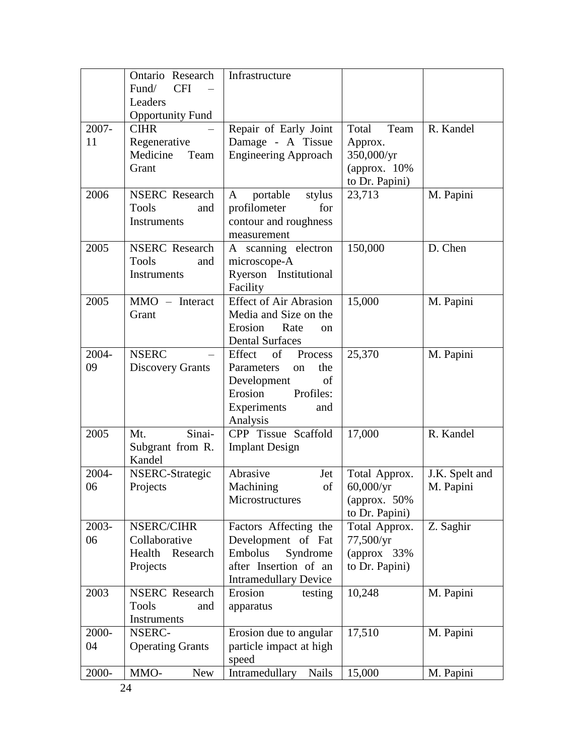| | | | | |
|---|---|---|---|---|
| | Ontario Research Fund/ CFI – Leaders Opportunity Fund | Infrastructure | | |
| 2007-11 | CIHR – Regenerative Medicine Team Grant | Repair of Early Joint Damage - A Tissue Engineering Approach | Total Team Approx. 350,000/yr (approx. 10% to Dr. Papini) | R. Kandel |
| 2006 | NSERC Research Tools and Instruments | A portable stylus profilometer for contour and roughness measurement | 23,713 | M. Papini |
| 2005 | NSERC Research Tools and Instruments | A scanning electron microscope-A Ryerson Institutional Facility | 150,000 | D. Chen |
| 2005 | MMO – Interact Grant | Effect of Air Abrasion Media and Size on the Erosion Rate on Dental Surfaces | 15,000 | M. Papini |
| 2004-09 | NSERC – Discovery Grants | Effect of Process Parameters on the Development of Erosion Profiles: Experiments and Analysis | 25,370 | M. Papini |
| 2005 | Mt. Sinai-Subgrant from R. Kandel | CPP Tissue Scaffold Implant Design | 17,000 | R. Kandel |
| 2004-06 | NSERC-Strategic Projects | Abrasive Jet Machining of Microstructures | Total Approx. 60,000/yr (approx. 50% to Dr. Papini) | J.K. Spelt and M. Papini |
| 2003-06 | NSERC/CIHR Collaborative Health Research Projects | Factors Affecting the Development of Fat Embolus Syndrome after Insertion of an Intramedullary Device | Total Approx. 77,500/yr (approx 33% to Dr. Papini) | Z. Saghir |
| 2003 | NSERC Research Tools and Instruments | Erosion testing apparatus | 10,248 | M. Papini |
| 2000-04 | NSERC-Operating Grants | Erosion due to angular particle impact at high speed | 17,510 | M. Papini |
| 2000- | MMO- New | Intramedullary Nails | 15,000 | M. Papini |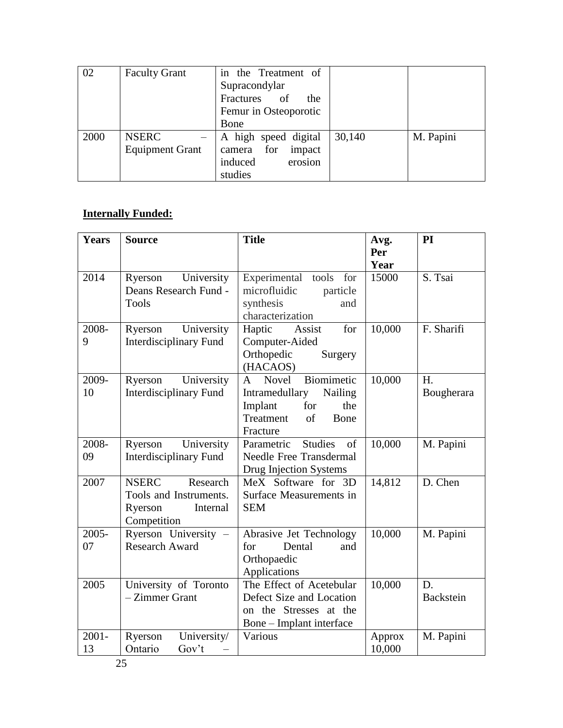| 02 | Faculty Grant | in the Treatment of Supracondylar Fractures of the Femur in Osteoporotic Bone | | |
|---|---|---|---|---|
| 2000 | NSERC – Equipment Grant | A high speed digital camera for impact induced erosion studies | 30,140 | M. Papini |

**Internally Funded:**

| Years | Source | Title | Avg. Per Year | PI |
|---|---|---|---|---|
| 2014 | Ryerson University Deans Research Fund - Tools | Experimental tools for microfluidic particle synthesis and characterization | 15000 | S. Tsai |
| 2008-9 | Ryerson University Interdisciplinary Fund | Haptic Assist for Computer-Aided Orthopedic Surgery (HACAOS) | 10,000 | F. Sharifi |
| 2009-10 | Ryerson University Interdisciplinary Fund | A Novel Biomimetic Intramedullary Nailing Implant for the Treatment of Bone Fracture | 10,000 | H. Bougherara |
| 2008-09 | Ryerson University Interdisciplinary Fund | Parametric Studies of Needle Free Transdermal Drug Injection Systems | 10,000 | M. Papini |
| 2007 | NSERC Research Tools and Instruments. Ryerson Internal Competition | MeX Software for 3D Surface Measurements in SEM | 14,812 | D. Chen |
| 2005-07 | Ryerson University – Research Award | Abrasive Jet Technology for Dental and Orthopaedic Applications | 10,000 | M. Papini |
| 2005 | University of Toronto – Zimmer Grant | The Effect of Acetebular Defect Size and Location on the Stresses at the Bone – Implant interface | 10,000 | D. Backstein |
| 2001-13 | Ryerson University/ Ontario Gov't – | Various | Approx 10,000 | M. Papini |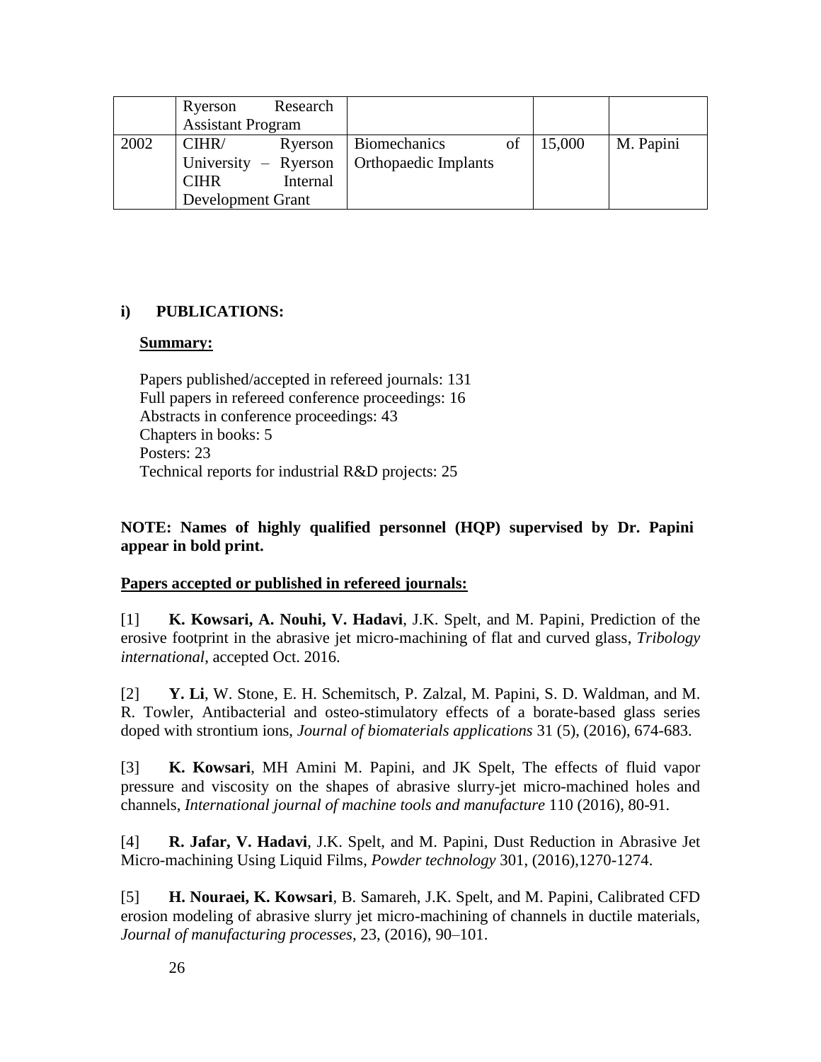| | Ryerson Research Assistant Program | | | |
|---|---|---|---|---|
| 2002 | CIHR/ Ryerson University – Ryerson CIHR Internal Development Grant | Biomechanics of Orthopaedic Implants | 15,000 | M. Papini |

**i) PUBLICATIONS:**

**Summary:**

Papers published/accepted in refereed journals: 131
Full papers in refereed conference proceedings: 16
Abstracts in conference proceedings: 43
Chapters in books: 5
Posters: 23
Technical reports for industrial R&D projects: 25

**NOTE: Names of highly qualified personnel (HQP) supervised by Dr. Papini appear in bold print.**

**Papers accepted or published in refereed journals:**

[1] **K. Kowsari, A. Nouhi, V. Hadavi**, J.K. Spelt, and M. Papini, Prediction of the erosive footprint in the abrasive jet micro-machining of flat and curved glass, *Tribology international*, accepted Oct. 2016.

[2] **Y. Li**, W. Stone, E. H. Schemitsch, P. Zalzal, M. Papini, S. D. Waldman, and M. R. Towler, Antibacterial and osteo-stimulatory effects of a borate-based glass series doped with strontium ions, *Journal of biomaterials applications* 31 (5), (2016), 674-683.

[3] **K. Kowsari**, MH Amini M. Papini, and JK Spelt, The effects of fluid vapor pressure and viscosity on the shapes of abrasive slurry-jet micro-machined holes and channels, *International journal of machine tools and manufacture* 110 (2016), 80-91.

[4] **R. Jafar, V. Hadavi**, J.K. Spelt, and M. Papini, Dust Reduction in Abrasive Jet Micro-machining Using Liquid Films, *Powder technology* 301, (2016),1270-1274.

[5] **H. Nouraei, K. Kowsari**, B. Samareh, J.K. Spelt, and M. Papini, Calibrated CFD erosion modeling of abrasive slurry jet micro-machining of channels in ductile materials, *Journal of manufacturing processes*, 23, (2016), 90–101.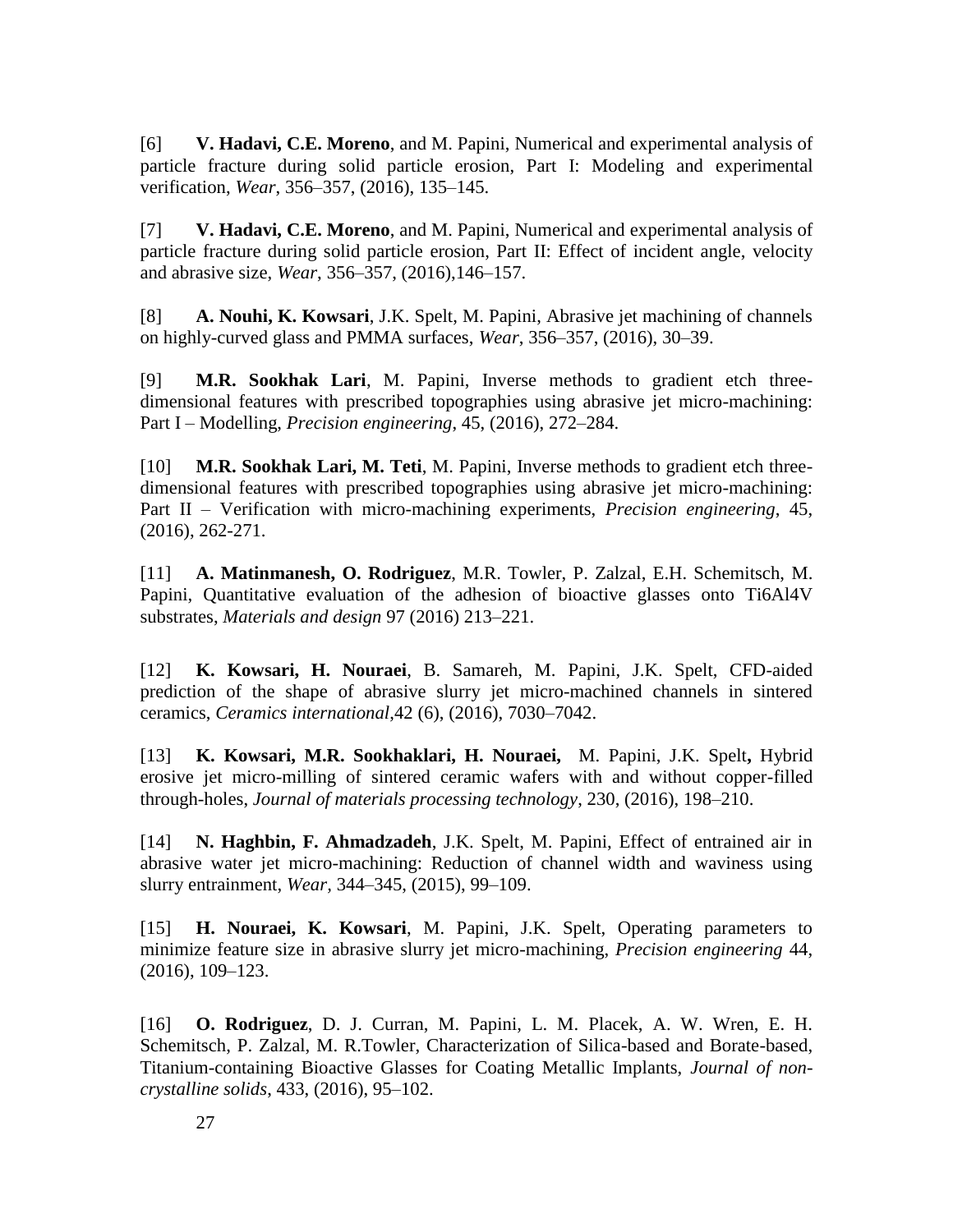[6] **V. Hadavi, C.E. Moreno**, and M. Papini, Numerical and experimental analysis of particle fracture during solid particle erosion, Part I: Modeling and experimental verification, *Wear*, 356–357, (2016), 135–145.

[7] **V. Hadavi, C.E. Moreno**, and M. Papini, Numerical and experimental analysis of particle fracture during solid particle erosion, Part II: Effect of incident angle, velocity and abrasive size, *Wear*, 356–357, (2016),146–157.

[8] **A. Nouhi, K. Kowsari**, J.K. Spelt, M. Papini, Abrasive jet machining of channels on highly-curved glass and PMMA surfaces, *Wear*, 356–357, (2016), 30–39.

[9] **M.R. Sookhak Lari**, M. Papini, Inverse methods to gradient etch three-dimensional features with prescribed topographies using abrasive jet micro-machining: Part I – Modelling, *Precision engineering*, 45, (2016), 272–284.

[10] **M.R. Sookhak Lari, M. Teti**, M. Papini, Inverse methods to gradient etch three-dimensional features with prescribed topographies using abrasive jet micro-machining: Part II – Verification with micro-machining experiments, *Precision engineering*, 45, (2016), 262-271.

[11] **A. Matinmanesh, O. Rodriguez**, M.R. Towler, P. Zalzal, E.H. Schemitsch, M. Papini, Quantitative evaluation of the adhesion of bioactive glasses onto Ti6Al4V substrates, *Materials and design* 97 (2016) 213–221.

[12] **K. Kowsari, H. Nouraei**, B. Samareh, M. Papini, J.K. Spelt, CFD-aided prediction of the shape of abrasive slurry jet micro-machined channels in sintered ceramics, *Ceramics international*,42 (6), (2016), 7030–7042.

[13] **K. Kowsari, M.R. Sookhaklari, H. Nouraei,** M. Papini, J.K. Spelt**,** Hybrid erosive jet micro-milling of sintered ceramic wafers with and without copper-filled through-holes, *Journal of materials processing technology*, 230, (2016), 198–210.

[14] **N. Haghbin, F. Ahmadzadeh**, J.K. Spelt, M. Papini, Effect of entrained air in abrasive water jet micro-machining: Reduction of channel width and waviness using slurry entrainment, *Wear*, 344–345, (2015), 99–109.

[15] **H. Nouraei, K. Kowsari**, M. Papini, J.K. Spelt, Operating parameters to minimize feature size in abrasive slurry jet micro-machining, *Precision engineering* 44, (2016), 109–123.

[16] **O. Rodriguez**, D. J. Curran, M. Papini, L. M. Placek, A. W. Wren, E. H. Schemitsch, P. Zalzal, M. R.Towler, Characterization of Silica-based and Borate-based, Titanium-containing Bioactive Glasses for Coating Metallic Implants, *Journal of non-crystalline solids*, 433, (2016), 95–102.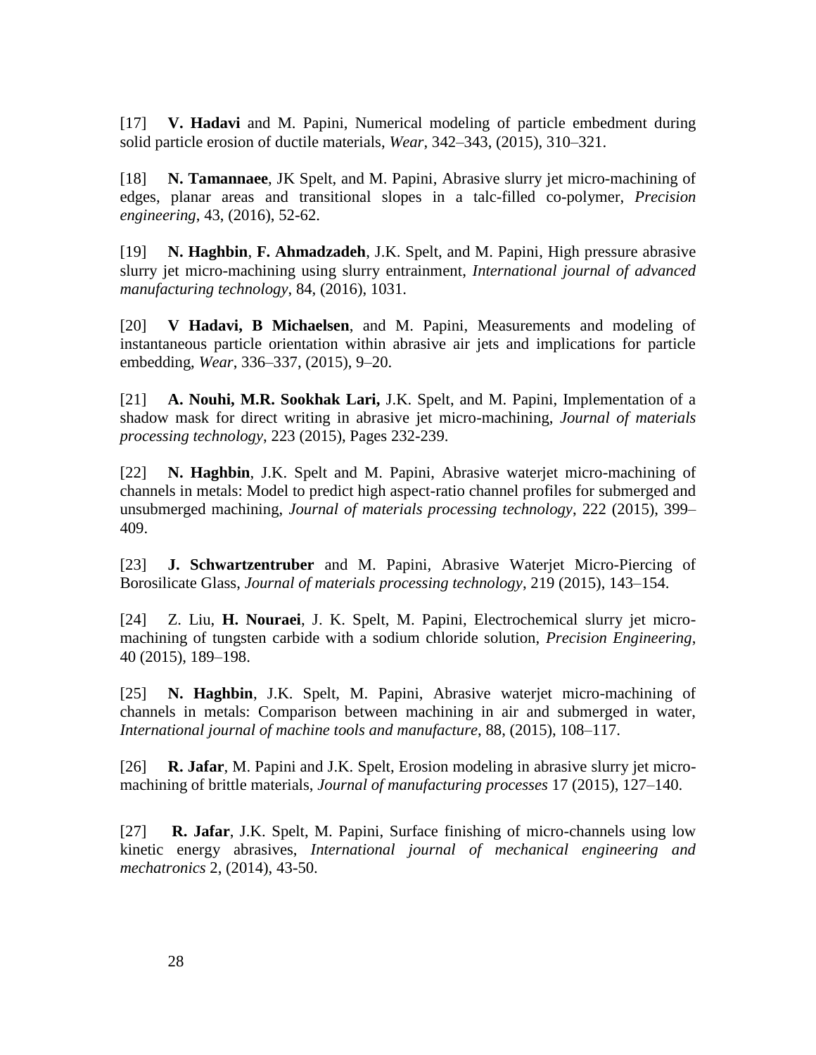[17] **V. Hadavi** and M. Papini, Numerical modeling of particle embedment during solid particle erosion of ductile materials, *Wear*, 342–343, (2015), 310–321.

[18] **N. Tamannaee**, JK Spelt, and M. Papini, Abrasive slurry jet micro-machining of edges, planar areas and transitional slopes in a talc-filled co-polymer, *Precision engineering*, 43, (2016), 52-62.

[19] **N. Haghbin**, **F. Ahmadzadeh**, J.K. Spelt, and M. Papini, High pressure abrasive slurry jet micro-machining using slurry entrainment, *International journal of advanced manufacturing technology*, 84, (2016), 1031.

[20] **V Hadavi, B Michaelsen**, and M. Papini, Measurements and modeling of instantaneous particle orientation within abrasive air jets and implications for particle embedding, *Wear*, 336–337, (2015), 9–20.

[21] **A. Nouhi, M.R. Sookhak Lari,** J.K. Spelt, and M. Papini, Implementation of a shadow mask for direct writing in abrasive jet micro-machining, *Journal of materials processing technology*, 223 (2015), Pages 232-239.

[22] **N. Haghbin**, J.K. Spelt and M. Papini, Abrasive waterjet micro-machining of channels in metals: Model to predict high aspect-ratio channel profiles for submerged and unsubmerged machining, *Journal of materials processing technology*, 222 (2015), 399–409.

[23] **J. Schwartzentruber** and M. Papini, Abrasive Waterjet Micro-Piercing of Borosilicate Glass, *Journal of materials processing technology*, 219 (2015), 143–154.

[24] Z. Liu, **H. Nouraei**, J. K. Spelt, M. Papini, Electrochemical slurry jet micro-machining of tungsten carbide with a sodium chloride solution, *Precision Engineering*, 40 (2015), 189–198.

[25] **N. Haghbin**, J.K. Spelt, M. Papini, Abrasive waterjet micro-machining of channels in metals: Comparison between machining in air and submerged in water, *International journal of machine tools and manufacture*, 88, (2015), 108–117.

[26] **R. Jafar**, M. Papini and J.K. Spelt, Erosion modeling in abrasive slurry jet micro-machining of brittle materials, *Journal of manufacturing processes* 17 (2015), 127–140.

[27] **R. Jafar**, J.K. Spelt, M. Papini, Surface finishing of micro-channels using low kinetic energy abrasives, *International journal of mechanical engineering and mechatronics* 2, (2014), 43-50.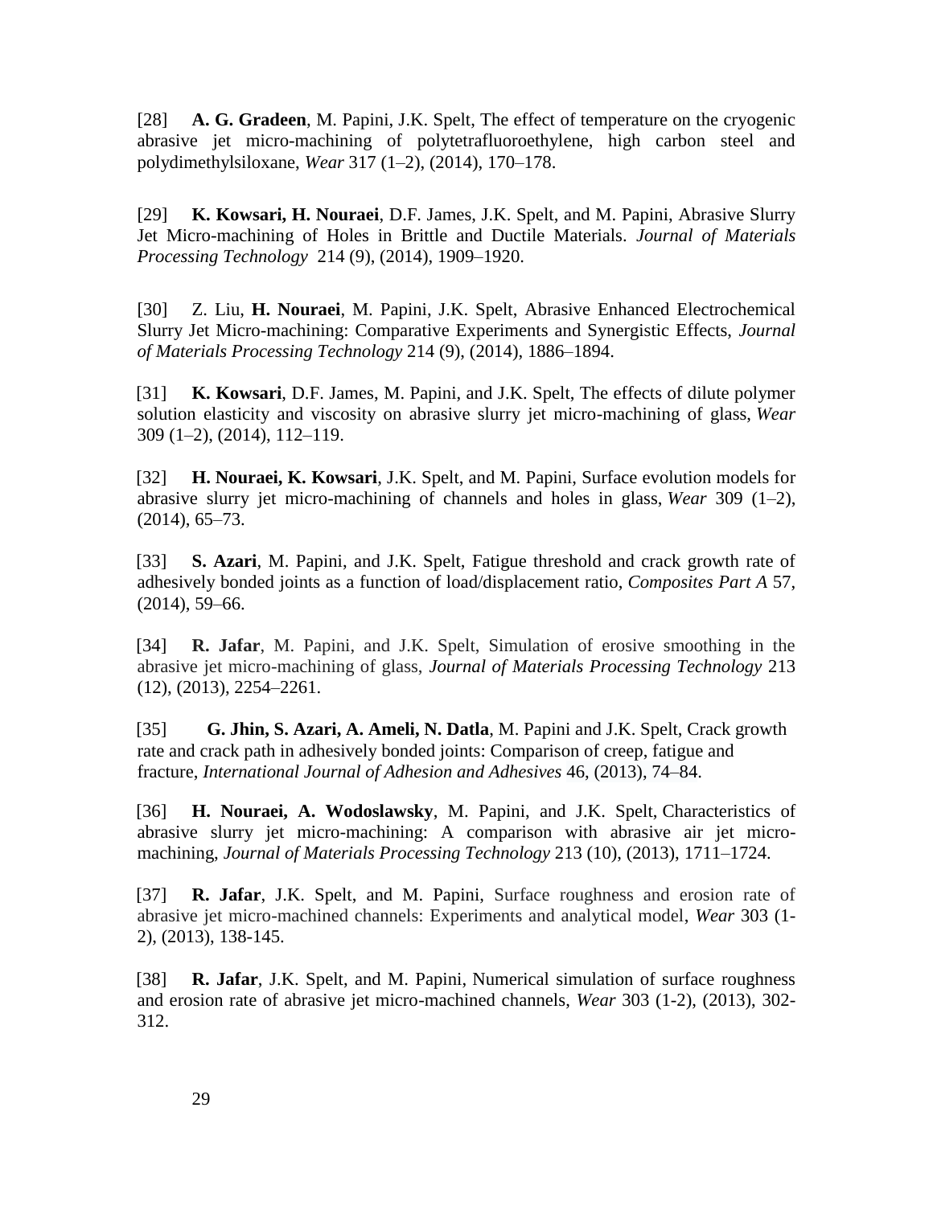[28] **A. G. Gradeen**, M. Papini, J.K. Spelt, The effect of temperature on the cryogenic abrasive jet micro-machining of polytetrafluoroethylene, high carbon steel and polydimethylsiloxane, *Wear* 317 (1–2), (2014), 170–178.

[29] **K. Kowsari, H. Nouraei**, D.F. James, J.K. Spelt, and M. Papini, Abrasive Slurry Jet Micro-machining of Holes in Brittle and Ductile Materials. *Journal of Materials Processing Technology* 214 (9), (2014), 1909–1920.

[30] Z. Liu, **H. Nouraei**, M. Papini, J.K. Spelt, Abrasive Enhanced Electrochemical Slurry Jet Micro-machining: Comparative Experiments and Synergistic Effects, *Journal of Materials Processing Technology* 214 (9), (2014), 1886–1894.

[31] **K. Kowsari**, D.F. James, M. Papini, and J.K. Spelt, The effects of dilute polymer solution elasticity and viscosity on abrasive slurry jet micro-machining of glass, *Wear* 309 (1–2), (2014), 112–119.

[32] **H. Nouraei, K. Kowsari**, J.K. Spelt, and M. Papini, Surface evolution models for abrasive slurry jet micro-machining of channels and holes in glass, *Wear* 309 (1–2), (2014), 65–73.

[33] **S. Azari**, M. Papini, and J.K. Spelt, Fatigue threshold and crack growth rate of adhesively bonded joints as a function of load/displacement ratio, *Composites Part A* 57, (2014), 59–66.

[34] **R. Jafar**, M. Papini, and J.K. Spelt, Simulation of erosive smoothing in the abrasive jet micro-machining of glass, *Journal of Materials Processing Technology* 213 (12), (2013), 2254–2261.

[35] **G. Jhin, S. Azari, A. Ameli, N. Datla**, M. Papini and J.K. Spelt, Crack growth rate and crack path in adhesively bonded joints: Comparison of creep, fatigue and fracture, *International Journal of Adhesion and Adhesives* 46, (2013), 74–84.

[36] **H. Nouraei, A. Wodoslawsky**, M. Papini, and J.K. Spelt, Characteristics of abrasive slurry jet micro-machining: A comparison with abrasive air jet micro-machining, *Journal of Materials Processing Technology* 213 (10), (2013), 1711–1724.

[37] **R. Jafar**, J.K. Spelt, and M. Papini, Surface roughness and erosion rate of abrasive jet micro-machined channels: Experiments and analytical model, *Wear* 303 (1-2), (2013), 138-145.

[38] **R. Jafar**, J.K. Spelt, and M. Papini, Numerical simulation of surface roughness and erosion rate of abrasive jet micro-machined channels, *Wear* 303 (1-2), (2013), 302-312.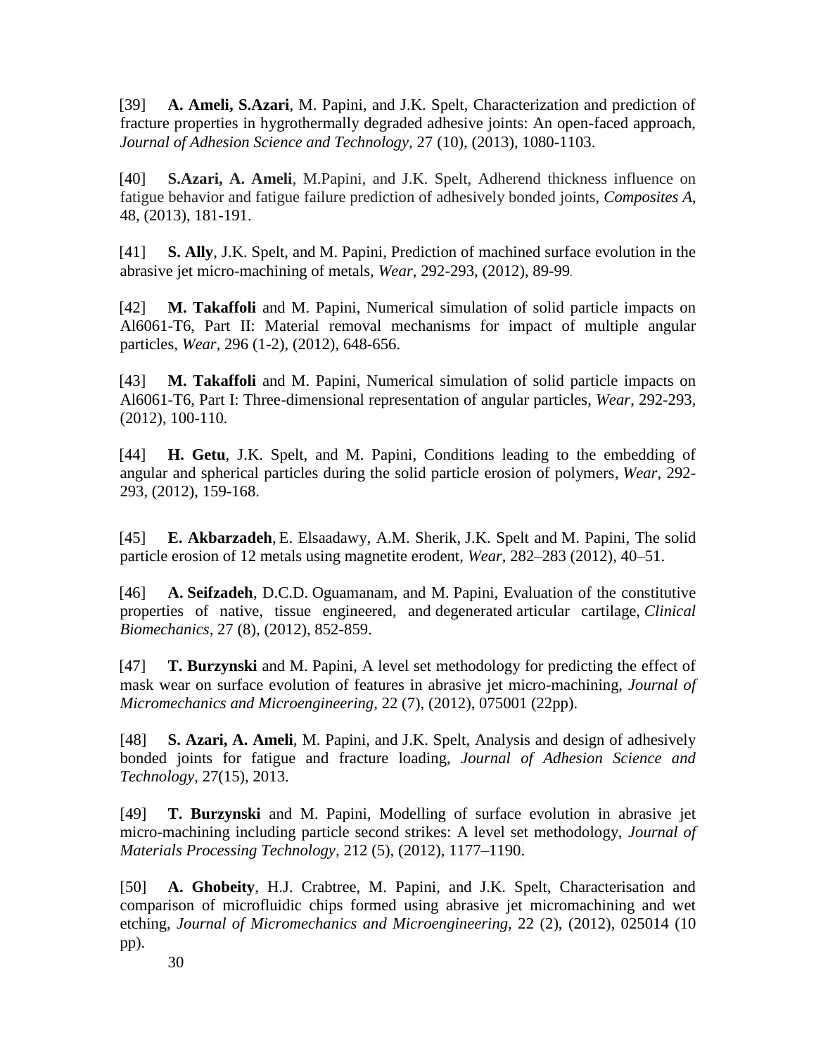[39] **A. Ameli, S.Azari**, M. Papini, and J.K. Spelt, Characterization and prediction of fracture properties in hygrothermally degraded adhesive joints: An open-faced approach, *Journal of Adhesion Science and Technology*, 27 (10), (2013), 1080-1103.

[40] **S.Azari, A. Ameli**, M.Papini, and J.K. Spelt, Adherend thickness influence on fatigue behavior and fatigue failure prediction of adhesively bonded joints, *Composites A*, 48, (2013), 181-191.

[41] **S. Ally**, J.K. Spelt, and M. Papini, Prediction of machined surface evolution in the abrasive jet micro-machining of metals, *Wear*, 292-293, (2012), 89-99.

[42] **M. Takaffoli** and M. Papini, Numerical simulation of solid particle impacts on Al6061-T6, Part II: Material removal mechanisms for impact of multiple angular particles, *Wear*, 296 (1-2), (2012), 648-656.

[43] **M. Takaffoli** and M. Papini, Numerical simulation of solid particle impacts on Al6061-T6, Part I: Three-dimensional representation of angular particles, *Wear*, 292-293, (2012), 100-110.

[44] **H. Getu**, J.K. Spelt, and M. Papini, Conditions leading to the embedding of angular and spherical particles during the solid particle erosion of polymers, *Wear*, 292-293, (2012), 159-168.

[45] **E. Akbarzadeh**, E. Elsaadawy, A.M. Sherik, J.K. Spelt and M. Papini, The solid particle erosion of 12 metals using magnetite erodent, *Wear*, 282–283 (2012), 40–51.

[46] **A. Seifzadeh**, D.C.D. Oguamanam, and M. Papini, Evaluation of the constitutive properties of native, tissue engineered, and degenerated articular cartilage, *Clinical Biomechanics*, 27 (8), (2012), 852-859.

[47] **T. Burzynski** and M. Papini, A level set methodology for predicting the effect of mask wear on surface evolution of features in abrasive jet micro-machining, *Journal of Micromechanics and Microengineering*, 22 (7), (2012), 075001 (22pp).

[48] **S. Azari, A. Ameli**, M. Papini, and J.K. Spelt, Analysis and design of adhesively bonded joints for fatigue and fracture loading, *Journal of Adhesion Science and Technology*, 27(15), 2013.

[49] **T. Burzynski** and M. Papini, Modelling of surface evolution in abrasive jet micro-machining including particle second strikes: A level set methodology, *Journal of Materials Processing Technology*, 212 (5), (2012), 1177–1190.

[50] **A. Ghobeity**, H.J. Crabtree, M. Papini, and J.K. Spelt, Characterisation and comparison of microfluidic chips formed using abrasive jet micromachining and wet etching, *Journal of Micromechanics and Microengineering*, 22 (2), (2012), 025014 (10 pp).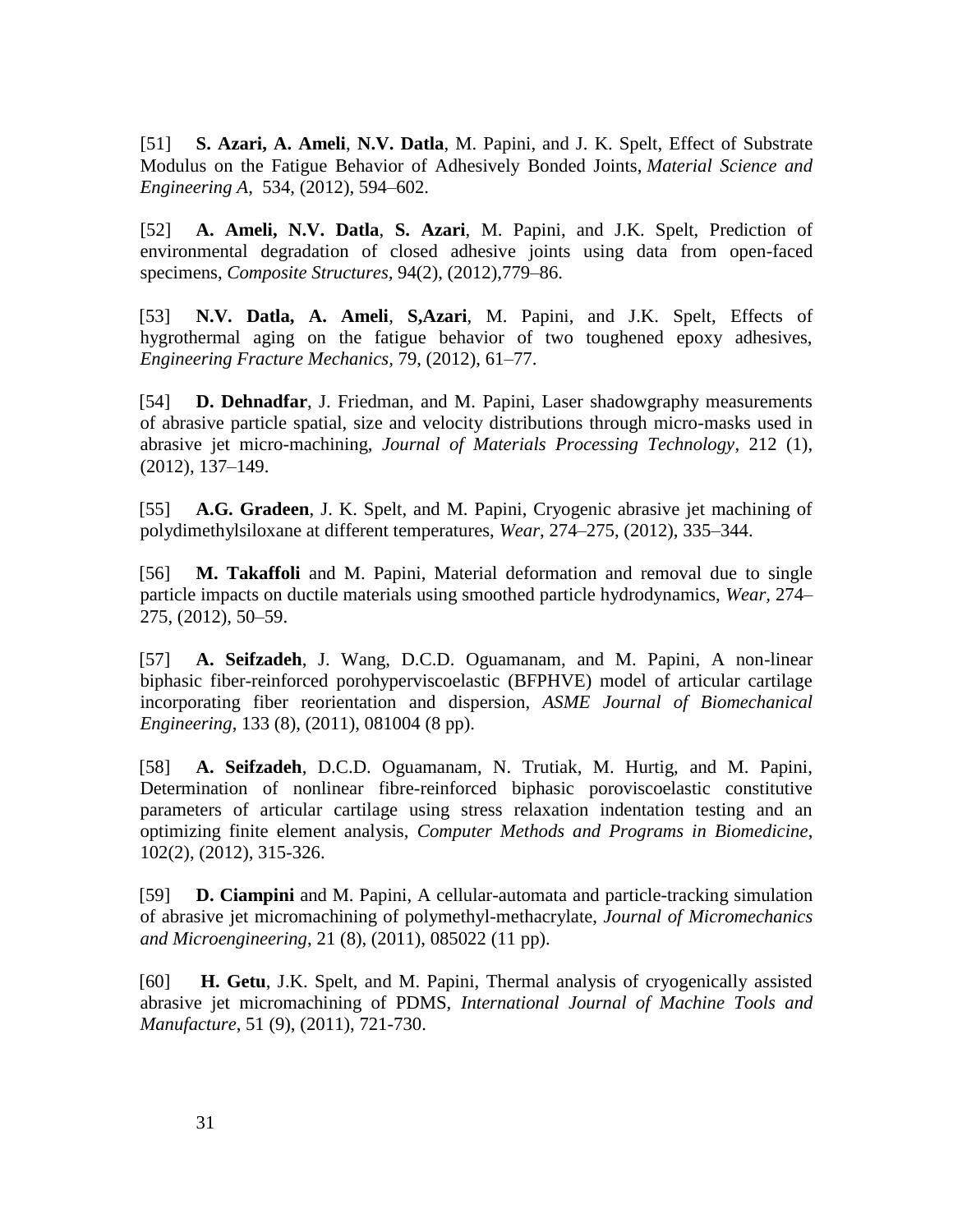[51] **S. Azari, A. Ameli**, **N.V. Datla**, M. Papini, and J. K. Spelt, Effect of Substrate Modulus on the Fatigue Behavior of Adhesively Bonded Joints, *Material Science and Engineering A*, 534, (2012), 594–602.

[52] **A. Ameli, N.V. Datla**, **S. Azari**, M. Papini, and J.K. Spelt, Prediction of environmental degradation of closed adhesive joints using data from open-faced specimens, *Composite Structures*, 94(2), (2012),779–86.

[53] **N.V. Datla, A. Ameli**, **S,Azari**, M. Papini, and J.K. Spelt, Effects of hygrothermal aging on the fatigue behavior of two toughened epoxy adhesives, *Engineering Fracture Mechanics*, 79, (2012), 61–77.

[54] **D. Dehnadfar**, J. Friedman, and M. Papini, Laser shadowgraphy measurements of abrasive particle spatial, size and velocity distributions through micro-masks used in abrasive jet micro-machining, *Journal of Materials Processing Technology*, 212 (1), (2012), 137–149.

[55] **A.G. Gradeen**, J. K. Spelt, and M. Papini, Cryogenic abrasive jet machining of polydimethylsiloxane at different temperatures, *Wear*, 274–275, (2012), 335–344.

[56] **M. Takaffoli** and M. Papini, Material deformation and removal due to single particle impacts on ductile materials using smoothed particle hydrodynamics, *Wear*, 274–275, (2012), 50–59.

[57] **A. Seifzadeh**, J. Wang, D.C.D. Oguamanam, and M. Papini, A non-linear biphasic fiber-reinforced porohyperviscoelastic (BFPHVE) model of articular cartilage incorporating fiber reorientation and dispersion, *ASME Journal of Biomechanical Engineering*, 133 (8), (2011), 081004 (8 pp).

[58] **A. Seifzadeh**, D.C.D. Oguamanam, N. Trutiak, M. Hurtig, and M. Papini, Determination of nonlinear fibre-reinforced biphasic poroviscoelastic constitutive parameters of articular cartilage using stress relaxation indentation testing and an optimizing finite element analysis, *Computer Methods and Programs in Biomedicine*, 102(2), (2012), 315-326.

[59] **D. Ciampini** and M. Papini, A cellular-automata and particle-tracking simulation of abrasive jet micromachining of polymethyl-methacrylate, *Journal of Micromechanics and Microengineering*, 21 (8), (2011), 085022 (11 pp).

[60] **H. Getu**, J.K. Spelt, and M. Papini, Thermal analysis of cryogenically assisted abrasive jet micromachining of PDMS, *International Journal of Machine Tools and Manufacture*, 51 (9), (2011), 721-730.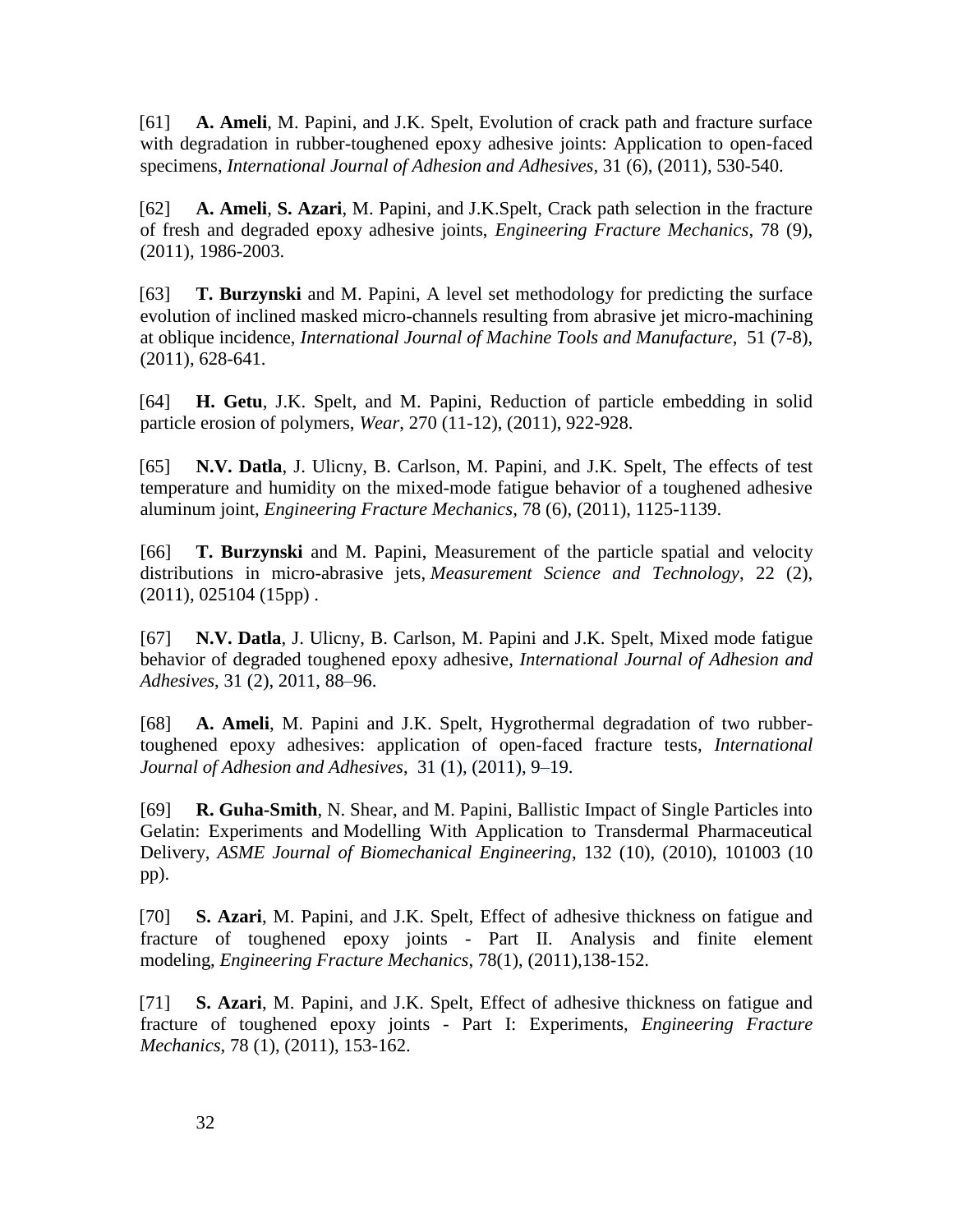[61] **A. Ameli**, M. Papini, and J.K. Spelt, Evolution of crack path and fracture surface with degradation in rubber-toughened epoxy adhesive joints: Application to open-faced specimens, *International Journal of Adhesion and Adhesives*, 31 (6), (2011), 530-540.

[62] **A. Ameli**, **S. Azari**, M. Papini, and J.K.Spelt, Crack path selection in the fracture of fresh and degraded epoxy adhesive joints, *Engineering Fracture Mechanics*, 78 (9), (2011), 1986-2003.

[63] **T. Burzynski** and M. Papini, A level set methodology for predicting the surface evolution of inclined masked micro-channels resulting from abrasive jet micro-machining at oblique incidence, *International Journal of Machine Tools and Manufacture*, 51 (7-8), (2011), 628-641.

[64] **H. Getu**, J.K. Spelt, and M. Papini, Reduction of particle embedding in solid particle erosion of polymers, *Wear*, 270 (11-12), (2011), 922-928.

[65] **N.V. Datla**, J. Ulicny, B. Carlson, M. Papini, and J.K. Spelt, The effects of test temperature and humidity on the mixed-mode fatigue behavior of a toughened adhesive aluminum joint, *Engineering Fracture Mechanics*, 78 (6), (2011), 1125-1139.

[66] **T. Burzynski** and M. Papini, Measurement of the particle spatial and velocity distributions in micro-abrasive jets, *Measurement Science and Technology*, 22 (2), (2011), 025104 (15pp) .

[67] **N.V. Datla**, J. Ulicny, B. Carlson, M. Papini and J.K. Spelt, Mixed mode fatigue behavior of degraded toughened epoxy adhesive, *International Journal of Adhesion and Adhesives*, 31 (2), 2011, 88–96.

[68] **A. Ameli**, M. Papini and J.K. Spelt, Hygrothermal degradation of two rubber-toughened epoxy adhesives: application of open-faced fracture tests, *International Journal of Adhesion and Adhesives*, 31 (1), (2011), 9–19.

[69] **R. Guha-Smith**, N. Shear, and M. Papini, Ballistic Impact of Single Particles into Gelatin: Experiments and Modelling With Application to Transdermal Pharmaceutical Delivery, *ASME Journal of Biomechanical Engineering*, 132 (10), (2010), 101003 (10 pp).

[70] **S. Azari**, M. Papini, and J.K. Spelt, Effect of adhesive thickness on fatigue and fracture of toughened epoxy joints - Part II. Analysis and finite element modeling, *Engineering Fracture Mechanics*, 78(1), (2011),138-152.

[71] **S. Azari**, M. Papini, and J.K. Spelt, Effect of adhesive thickness on fatigue and fracture of toughened epoxy joints - Part I: Experiments, *Engineering Fracture Mechanics*, 78 (1), (2011), 153-162.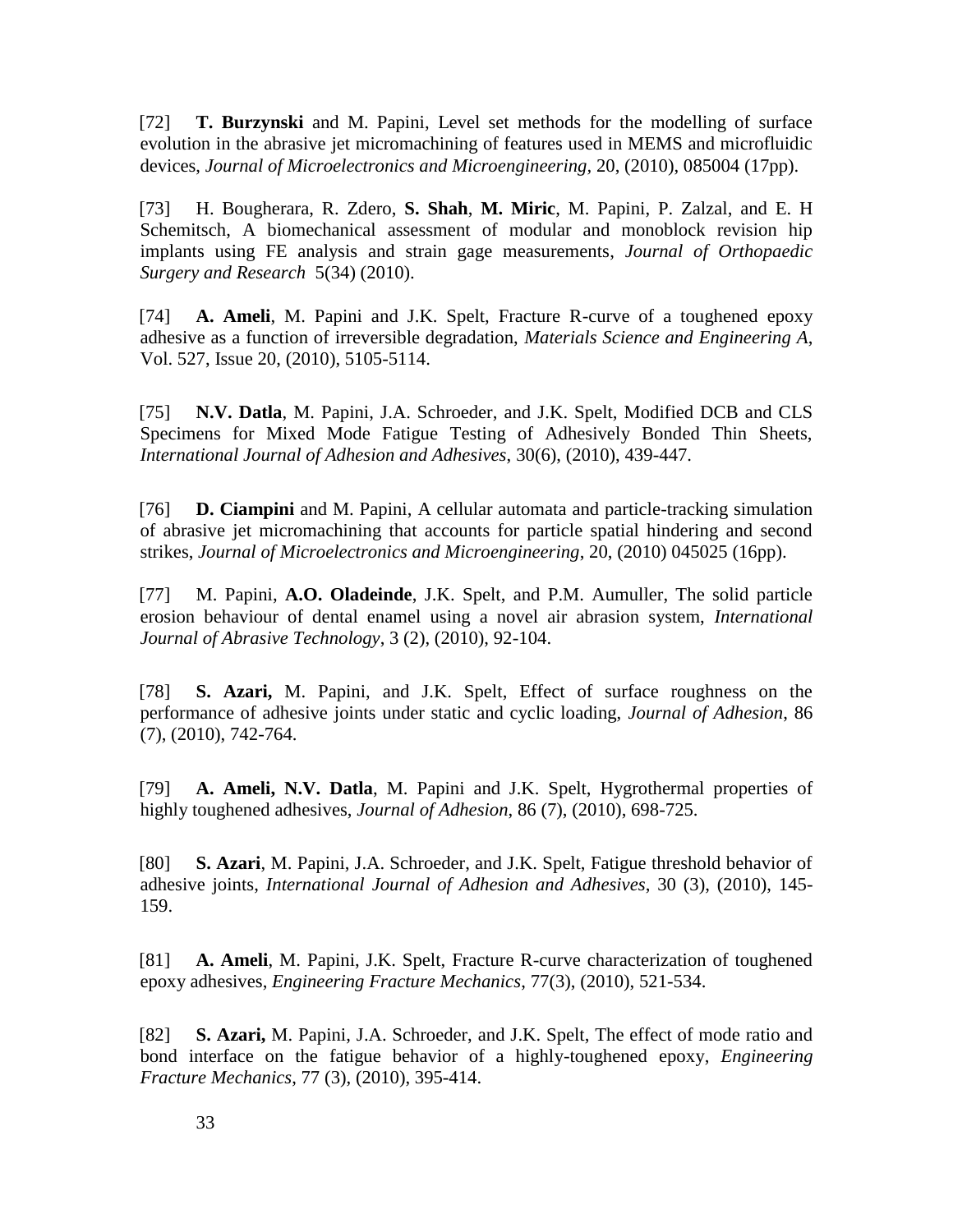[72] **T. Burzynski** and M. Papini, Level set methods for the modelling of surface evolution in the abrasive jet micromachining of features used in MEMS and microfluidic devices, *Journal of Microelectronics and Microengineering*, 20, (2010), 085004 (17pp).

[73] H. Bougherara, R. Zdero, **S. Shah**, **M. Miric**, M. Papini, P. Zalzal, and E. H Schemitsch, A biomechanical assessment of modular and monoblock revision hip implants using FE analysis and strain gage measurements, *Journal of Orthopaedic Surgery and Research* 5(34) (2010).

[74] **A. Ameli**, M. Papini and J.K. Spelt, Fracture R-curve of a toughened epoxy adhesive as a function of irreversible degradation, *Materials Science and Engineering A*, Vol. 527, Issue 20, (2010), 5105-5114.

[75] **N.V. Datla**, M. Papini, J.A. Schroeder, and J.K. Spelt, Modified DCB and CLS Specimens for Mixed Mode Fatigue Testing of Adhesively Bonded Thin Sheets, *International Journal of Adhesion and Adhesives*, 30(6), (2010), 439-447.

[76] **D. Ciampini** and M. Papini, A cellular automata and particle-tracking simulation of abrasive jet micromachining that accounts for particle spatial hindering and second strikes, *Journal of Microelectronics and Microengineering*, 20, (2010) 045025 (16pp).

[77] M. Papini, **A.O. Oladeinde**, J.K. Spelt, and P.M. Aumuller, The solid particle erosion behaviour of dental enamel using a novel air abrasion system, *International Journal of Abrasive Technology*, 3 (2), (2010), 92-104.

[78] **S. Azari,** M. Papini, and J.K. Spelt, Effect of surface roughness on the performance of adhesive joints under static and cyclic loading, *Journal of Adhesion*, 86 (7), (2010), 742-764.

[79] **A. Ameli, N.V. Datla**, M. Papini and J.K. Spelt, Hygrothermal properties of highly toughened adhesives, *Journal of Adhesion*, 86 (7), (2010), 698-725.

[80] **S. Azari**, M. Papini, J.A. Schroeder, and J.K. Spelt, Fatigue threshold behavior of adhesive joints, *International Journal of Adhesion and Adhesives*, 30 (3), (2010), 145-159.

[81] **A. Ameli**, M. Papini, J.K. Spelt, Fracture R-curve characterization of toughened epoxy adhesives, *Engineering Fracture Mechanics*, 77(3), (2010), 521-534.

[82] **S. Azari,** M. Papini, J.A. Schroeder, and J.K. Spelt, The effect of mode ratio and bond interface on the fatigue behavior of a highly-toughened epoxy, *Engineering Fracture Mechanics*, 77 (3), (2010), 395-414.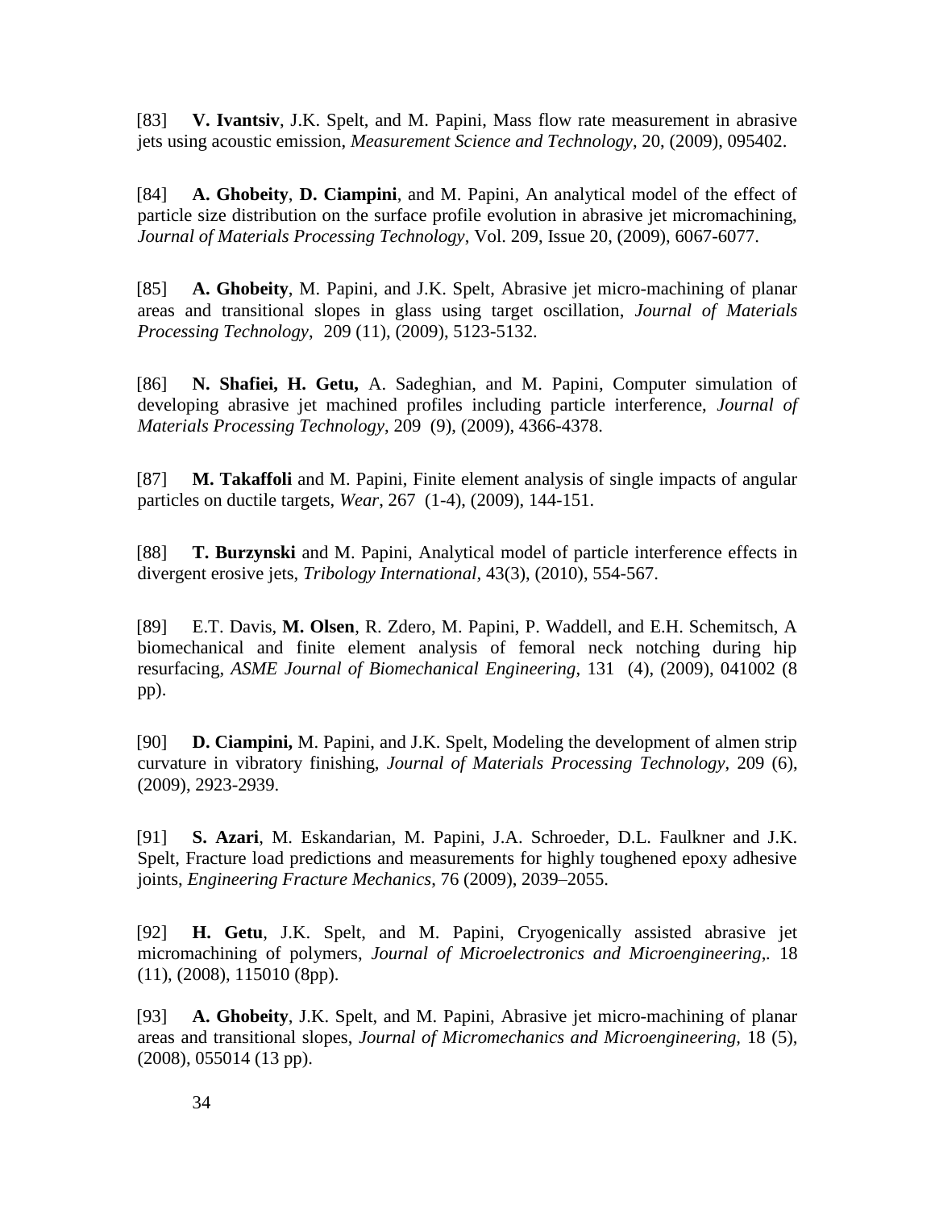[83] **V. Ivantsiv**, J.K. Spelt, and M. Papini, Mass flow rate measurement in abrasive jets using acoustic emission, *Measurement Science and Technology*, 20, (2009), 095402.

[84] **A. Ghobeity**, **D. Ciampini**, and M. Papini, An analytical model of the effect of particle size distribution on the surface profile evolution in abrasive jet micromachining, *Journal of Materials Processing Technology*, Vol. 209, Issue 20, (2009), 6067-6077.

[85] **A. Ghobeity**, M. Papini, and J.K. Spelt, Abrasive jet micro-machining of planar areas and transitional slopes in glass using target oscillation, *Journal of Materials Processing Technology*, 209 (11), (2009), 5123-5132.

[86] **N. Shafiei, H. Getu,** A. Sadeghian, and M. Papini, Computer simulation of developing abrasive jet machined profiles including particle interference, *Journal of Materials Processing Technology*, 209 (9), (2009), 4366-4378.

[87] **M. Takaffoli** and M. Papini, Finite element analysis of single impacts of angular particles on ductile targets, *Wear*, 267 (1-4), (2009), 144-151.

[88] **T. Burzynski** and M. Papini, Analytical model of particle interference effects in divergent erosive jets, *Tribology International*, 43(3), (2010), 554-567.

[89] E.T. Davis, **M. Olsen**, R. Zdero, M. Papini, P. Waddell, and E.H. Schemitsch, A biomechanical and finite element analysis of femoral neck notching during hip resurfacing, *ASME Journal of Biomechanical Engineering*, 131 (4), (2009), 041002 (8 pp).

[90] **D. Ciampini,** M. Papini, and J.K. Spelt, Modeling the development of almen strip curvature in vibratory finishing, *Journal of Materials Processing Technology*, 209 (6), (2009), 2923-2939.

[91] **S. Azari**, M. Eskandarian, M. Papini, J.A. Schroeder, D.L. Faulkner and J.K. Spelt, Fracture load predictions and measurements for highly toughened epoxy adhesive joints, *Engineering Fracture Mechanics*, 76 (2009), 2039–2055.

[92] **H. Getu**, J.K. Spelt, and M. Papini, Cryogenically assisted abrasive jet micromachining of polymers, *Journal of Microelectronics and Microengineering*,. 18 (11), (2008), 115010 (8pp).

[93] **A. Ghobeity**, J.K. Spelt, and M. Papini, Abrasive jet micro-machining of planar areas and transitional slopes, *Journal of Micromechanics and Microengineering*, 18 (5), (2008), 055014 (13 pp).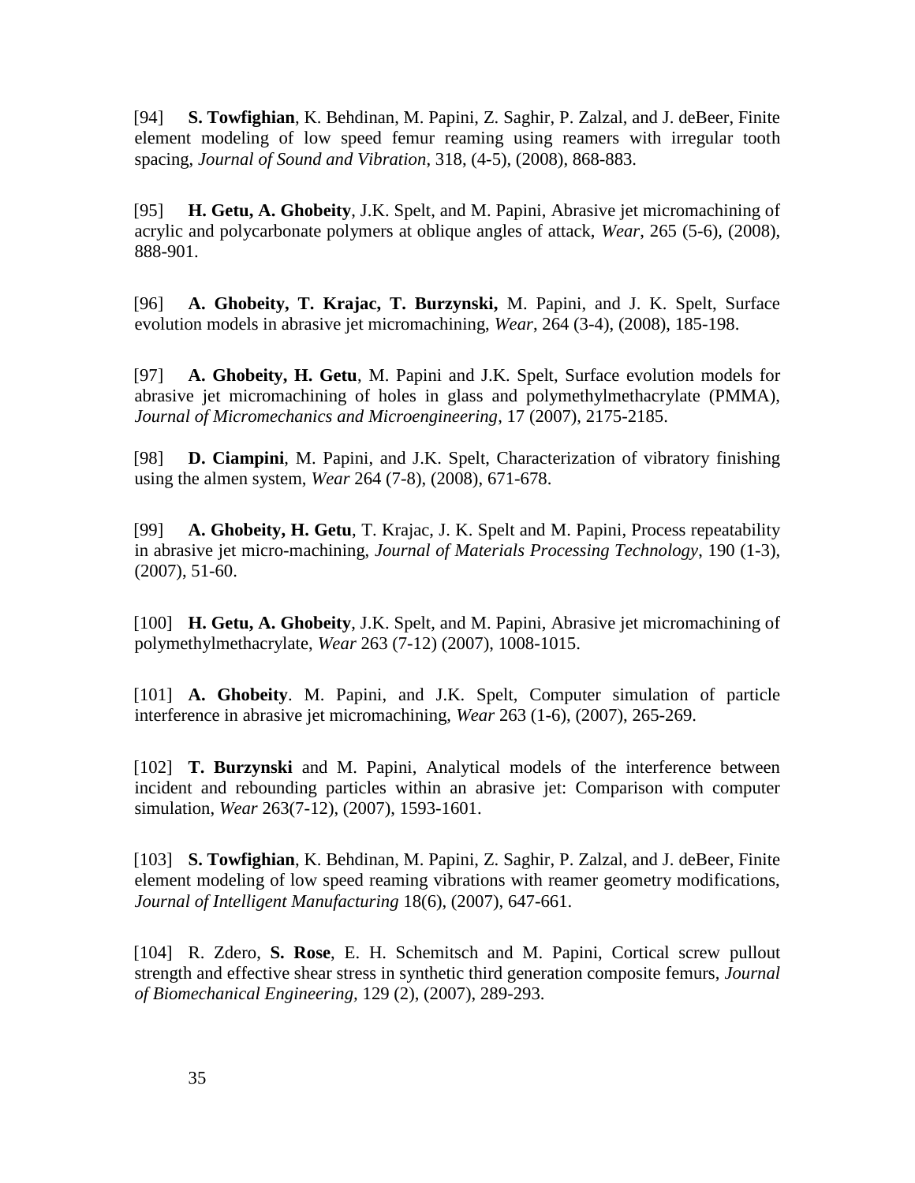[94] **S. Towfighian**, K. Behdinan, M. Papini, Z. Saghir, P. Zalzal, and J. deBeer, Finite element modeling of low speed femur reaming using reamers with irregular tooth spacing, *Journal of Sound and Vibration*, 318, (4-5), (2008), 868-883.

[95] **H. Getu, A. Ghobeity**, J.K. Spelt, and M. Papini, Abrasive jet micromachining of acrylic and polycarbonate polymers at oblique angles of attack, *Wear*, 265 (5-6), (2008), 888-901.

[96] **A. Ghobeity, T. Krajac, T. Burzynski,** M. Papini, and J. K. Spelt, Surface evolution models in abrasive jet micromachining, *Wear*, 264 (3-4), (2008), 185-198.

[97] **A. Ghobeity, H. Getu**, M. Papini and J.K. Spelt, Surface evolution models for abrasive jet micromachining of holes in glass and polymethylmethacrylate (PMMA), *Journal of Micromechanics and Microengineering*, 17 (2007), 2175-2185.

[98] **D. Ciampini**, M. Papini, and J.K. Spelt, Characterization of vibratory finishing using the almen system, *Wear* 264 (7-8), (2008), 671-678.

[99] **A. Ghobeity, H. Getu**, T. Krajac, J. K. Spelt and M. Papini, Process repeatability in abrasive jet micro-machining, *Journal of Materials Processing Technology*, 190 (1-3), (2007), 51-60.

[100] **H. Getu, A. Ghobeity**, J.K. Spelt, and M. Papini, Abrasive jet micromachining of polymethylmethacrylate, *Wear* 263 (7-12) (2007), 1008-1015.

[101] **A. Ghobeity**. M. Papini, and J.K. Spelt, Computer simulation of particle interference in abrasive jet micromachining, *Wear* 263 (1-6), (2007), 265-269.

[102] **T. Burzynski** and M. Papini, Analytical models of the interference between incident and rebounding particles within an abrasive jet: Comparison with computer simulation, *Wear* 263(7-12), (2007), 1593-1601.

[103] **S. Towfighian**, K. Behdinan, M. Papini, Z. Saghir, P. Zalzal, and J. deBeer, Finite element modeling of low speed reaming vibrations with reamer geometry modifications, *Journal of Intelligent Manufacturing* 18(6), (2007), 647-661.

[104] R. Zdero, **S. Rose**, E. H. Schemitsch and M. Papini, Cortical screw pullout strength and effective shear stress in synthetic third generation composite femurs, *Journal of Biomechanical Engineering*, 129 (2), (2007), 289-293.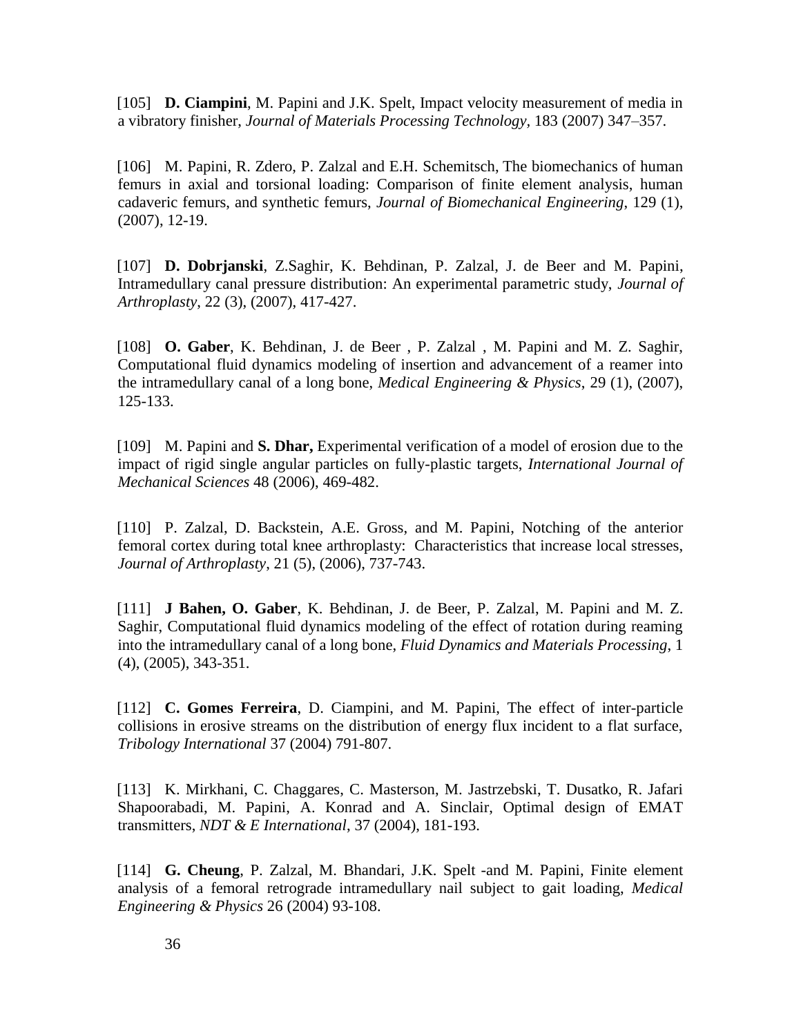[105] **D. Ciampini**, M. Papini and J.K. Spelt, Impact velocity measurement of media in a vibratory finisher, *Journal of Materials Processing Technology*, 183 (2007) 347–357.

[106] M. Papini, R. Zdero, P. Zalzal and E.H. Schemitsch, The biomechanics of human femurs in axial and torsional loading: Comparison of finite element analysis, human cadaveric femurs, and synthetic femurs, *Journal of Biomechanical Engineering*, 129 (1), (2007), 12-19.

[107] **D. Dobrjanski**, Z.Saghir, K. Behdinan, P. Zalzal, J. de Beer and M. Papini, Intramedullary canal pressure distribution: An experimental parametric study, *Journal of Arthroplasty*, 22 (3), (2007), 417-427.

[108] **O. Gaber**, K. Behdinan, J. de Beer , P. Zalzal , M. Papini and M. Z. Saghir, Computational fluid dynamics modeling of insertion and advancement of a reamer into the intramedullary canal of a long bone, *Medical Engineering & Physics*, 29 (1), (2007), 125-133.

[109] M. Papini and **S. Dhar,** Experimental verification of a model of erosion due to the impact of rigid single angular particles on fully-plastic targets, *International Journal of Mechanical Sciences* 48 (2006), 469-482.

[110] P. Zalzal, D. Backstein, A.E. Gross, and M. Papini, Notching of the anterior femoral cortex during total knee arthroplasty: Characteristics that increase local stresses, *Journal of Arthroplasty*, 21 (5), (2006), 737-743.

[111] **J Bahen, O. Gaber**, K. Behdinan, J. de Beer, P. Zalzal, M. Papini and M. Z. Saghir, Computational fluid dynamics modeling of the effect of rotation during reaming into the intramedullary canal of a long bone, *Fluid Dynamics and Materials Processing*, 1 (4), (2005), 343-351.

[112] **C. Gomes Ferreira**, D. Ciampini, and M. Papini, The effect of inter-particle collisions in erosive streams on the distribution of energy flux incident to a flat surface, *Tribology International* 37 (2004) 791-807.

[113] K. Mirkhani, C. Chaggares, C. Masterson, M. Jastrzebski, T. Dusatko, R. Jafari Shapoorabadi, M. Papini, A. Konrad and A. Sinclair, Optimal design of EMAT transmitters, *NDT & E International*, 37 (2004), 181-193.

[114] **G. Cheung**, P. Zalzal, M. Bhandari, J.K. Spelt -and M. Papini, Finite element analysis of a femoral retrograde intramedullary nail subject to gait loading, *Medical Engineering & Physics* 26 (2004) 93-108.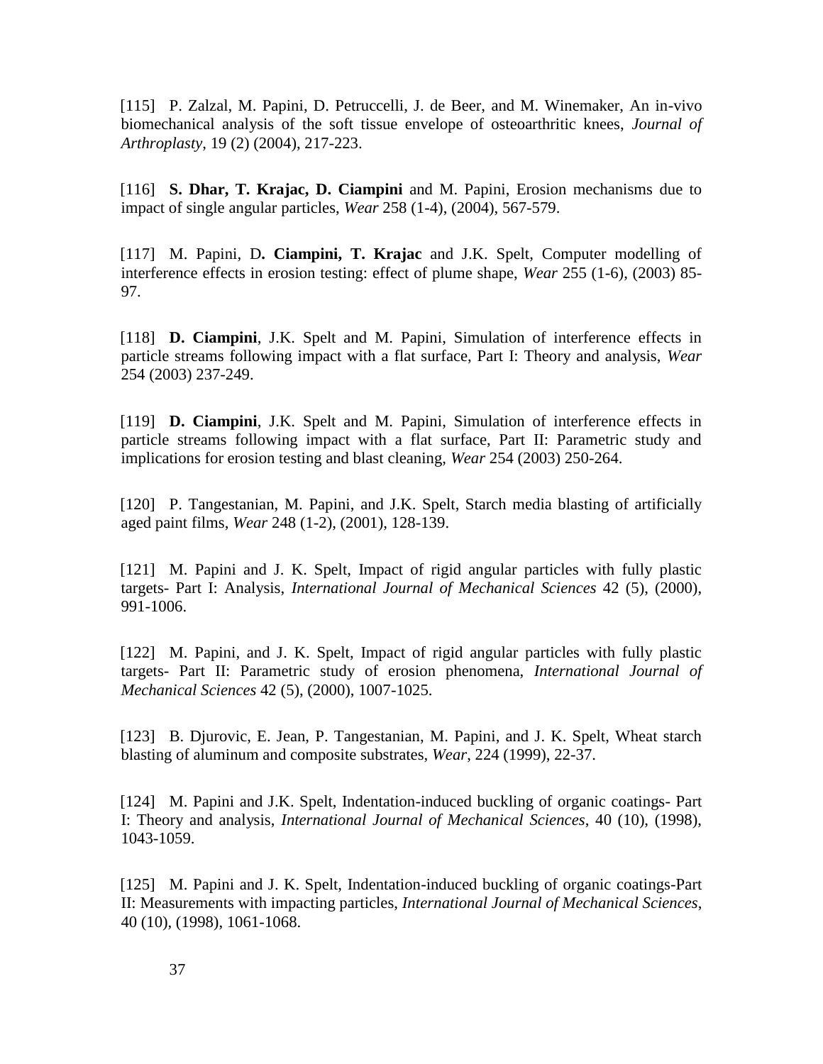[115] P. Zalzal, M. Papini, D. Petruccelli, J. de Beer, and M. Winemaker, An in-vivo biomechanical analysis of the soft tissue envelope of osteoarthritic knees, *Journal of Arthroplasty*, 19 (2) (2004), 217-223.

[116] **S. Dhar, T. Krajac, D. Ciampini** and M. Papini, Erosion mechanisms due to impact of single angular particles, *Wear* 258 (1-4), (2004), 567-579.

[117] M. Papini, D**. Ciampini, T. Krajac** and J.K. Spelt, Computer modelling of interference effects in erosion testing: effect of plume shape, *Wear* 255 (1-6), (2003) 85-97.

[118] **D. Ciampini**, J.K. Spelt and M. Papini, Simulation of interference effects in particle streams following impact with a flat surface, Part I: Theory and analysis, *Wear* 254 (2003) 237-249.

[119] **D. Ciampini**, J.K. Spelt and M. Papini, Simulation of interference effects in particle streams following impact with a flat surface, Part II: Parametric study and implications for erosion testing and blast cleaning, *Wear* 254 (2003) 250-264.

[120] P. Tangestanian, M. Papini, and J.K. Spelt, Starch media blasting of artificially aged paint films, *Wear* 248 (1-2), (2001), 128-139.

[121] M. Papini and J. K. Spelt, Impact of rigid angular particles with fully plastic targets- Part I: Analysis, *International Journal of Mechanical Sciences* 42 (5), (2000), 991-1006.

[122] M. Papini, and J. K. Spelt, Impact of rigid angular particles with fully plastic targets- Part II: Parametric study of erosion phenomena, *International Journal of Mechanical Sciences* 42 (5), (2000), 1007-1025.

[123] B. Djurovic, E. Jean, P. Tangestanian, M. Papini, and J. K. Spelt, Wheat starch blasting of aluminum and composite substrates, *Wear*, 224 (1999), 22-37.

[124] M. Papini and J.K. Spelt, Indentation-induced buckling of organic coatings- Part I: Theory and analysis, *International Journal of Mechanical Sciences*, 40 (10), (1998), 1043-1059.

[125] M. Papini and J. K. Spelt, Indentation-induced buckling of organic coatings-Part II: Measurements with impacting particles, *International Journal of Mechanical Sciences*, 40 (10), (1998), 1061-1068.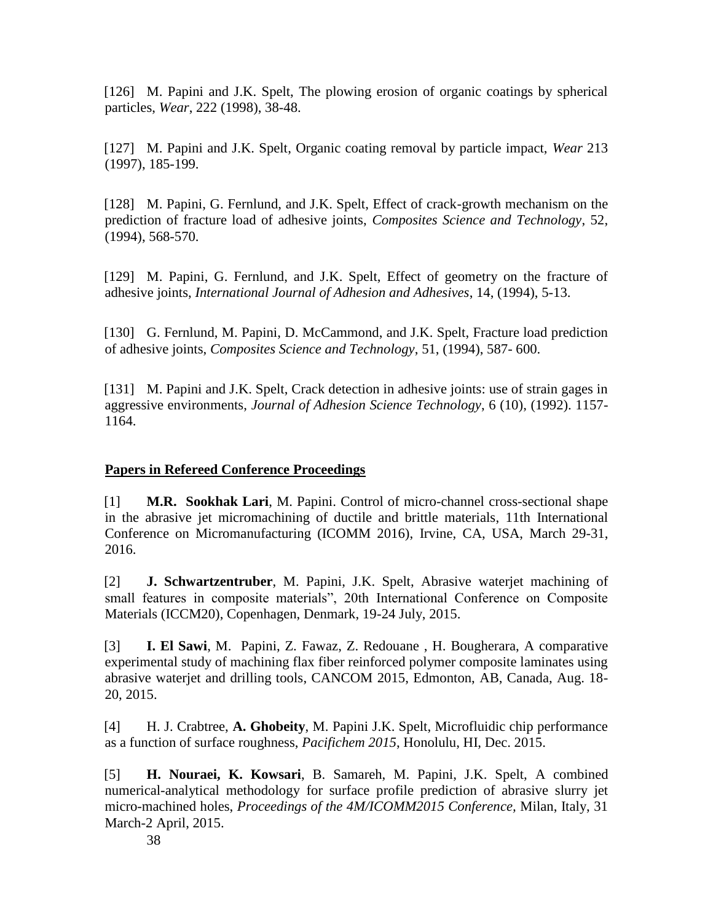[126] M. Papini and J.K. Spelt, The plowing erosion of organic coatings by spherical particles, *Wear*, 222 (1998), 38-48.

[127] M. Papini and J.K. Spelt, Organic coating removal by particle impact, *Wear* 213 (1997), 185-199.

[128] M. Papini, G. Fernlund, and J.K. Spelt, Effect of crack-growth mechanism on the prediction of fracture load of adhesive joints, *Composites Science and Technology*, 52, (1994), 568-570.

[129] M. Papini, G. Fernlund, and J.K. Spelt, Effect of geometry on the fracture of adhesive joints, *International Journal of Adhesion and Adhesives*, 14, (1994), 5-13.

[130] G. Fernlund, M. Papini, D. McCammond, and J.K. Spelt, Fracture load prediction of adhesive joints, *Composites Science and Technology*, 51, (1994), 587- 600.

[131] M. Papini and J.K. Spelt, Crack detection in adhesive joints: use of strain gages in aggressive environments, *Journal of Adhesion Science Technology*, 6 (10), (1992). 1157-1164.

## Papers in Refereed Conference Proceedings

[1] **M.R. Sookhak Lari**, M. Papini. Control of micro-channel cross-sectional shape in the abrasive jet micromachining of ductile and brittle materials, 11th International Conference on Micromanufacturing (ICOMM 2016), Irvine, CA, USA, March 29-31, 2016.

[2] **J. Schwartzentruber**, M. Papini, J.K. Spelt, Abrasive waterjet machining of small features in composite materials", 20th International Conference on Composite Materials (ICCM20), Copenhagen, Denmark, 19-24 July, 2015.

[3] **I. El Sawi**, M. Papini, Z. Fawaz, Z. Redouane , H. Bougherara, A comparative experimental study of machining flax fiber reinforced polymer composite laminates using abrasive waterjet and drilling tools, CANCOM 2015, Edmonton, AB, Canada, Aug. 18-20, 2015.

[4] H. J. Crabtree, **A. Ghobeity**, M. Papini J.K. Spelt, Microfluidic chip performance as a function of surface roughness, *Pacifichem 2015*, Honolulu, HI, Dec. 2015.

[5] **H. Nouraei, K. Kowsari**, B. Samareh, M. Papini, J.K. Spelt, A combined numerical-analytical methodology for surface profile prediction of abrasive slurry jet micro-machined holes, *Proceedings of the 4M/ICOMM2015 Conference,* Milan, Italy, 31 March-2 April, 2015.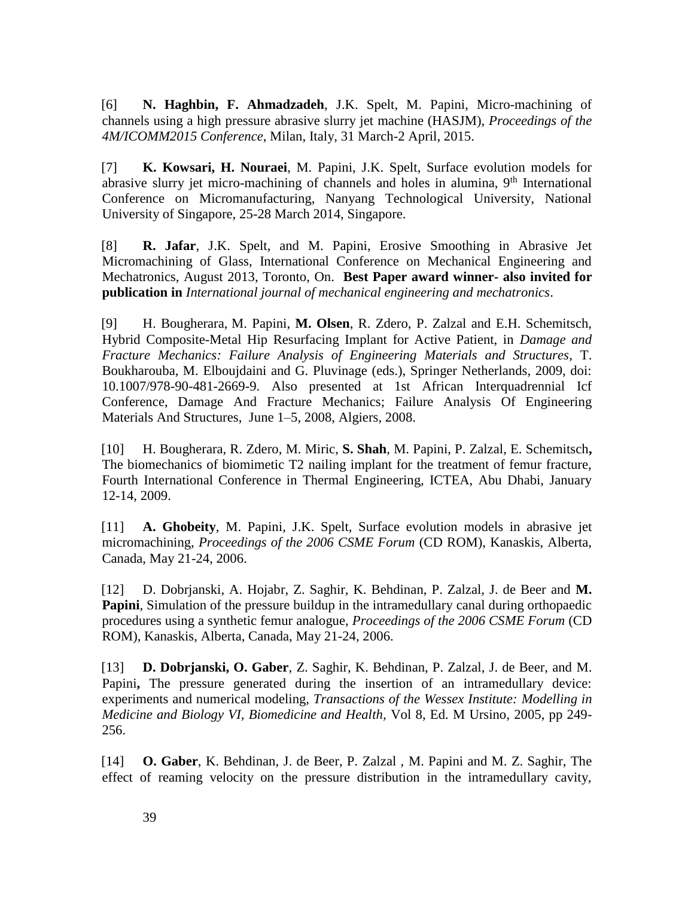[6] **N. Haghbin, F. Ahmadzadeh**, J.K. Spelt, M. Papini, Micro-machining of channels using a high pressure abrasive slurry jet machine (HASJM), *Proceedings of the 4M/ICOMM2015 Conference*, Milan, Italy, 31 March-2 April, 2015.

[7] **K. Kowsari, H. Nouraei**, M. Papini, J.K. Spelt, Surface evolution models for abrasive slurry jet micro-machining of channels and holes in alumina, 9[th] International Conference on Micromanufacturing, Nanyang Technological University, National University of Singapore, 25-28 March 2014, Singapore.

[8] **R. Jafar**, J.K. Spelt, and M. Papini, Erosive Smoothing in Abrasive Jet Micromachining of Glass, International Conference on Mechanical Engineering and Mechatronics, August 2013, Toronto, On. **Best Paper award winner- also invited for publication in** *International journal of mechanical engineering and mechatronics*.

[9] H. Bougherara, M. Papini, **M. Olsen**, R. Zdero, P. Zalzal and E.H. Schemitsch, Hybrid Composite-Metal Hip Resurfacing Implant for Active Patient, in *Damage and Fracture Mechanics: Failure Analysis of Engineering Materials and Structures*, T. Boukharouba, M. Elboujdaini and G. Pluvinage (eds.), Springer Netherlands, 2009, doi: 10.1007/978-90-481-2669-9. Also presented at 1st African Interquadrennial Icf Conference, Damage And Fracture Mechanics; Failure Analysis Of Engineering Materials And Structures, June 1–5, 2008, Algiers, 2008.

[10] H. Bougherara, R. Zdero, M. Miric, **S. Shah**, M. Papini, P. Zalzal, E. Schemitsch**,** The biomechanics of biomimetic T2 nailing implant for the treatment of femur fracture, Fourth International Conference in Thermal Engineering, ICTEA, Abu Dhabi, January 12-14, 2009.

[11] **A. Ghobeity**, M. Papini, J.K. Spelt, Surface evolution models in abrasive jet micromachining, *Proceedings of the 2006 CSME Forum* (CD ROM), Kanaskis, Alberta, Canada, May 21-24, 2006.

[12] D. Dobrjanski, A. Hojabr, Z. Saghir, K. Behdinan, P. Zalzal, J. de Beer and **M. Papini**, Simulation of the pressure buildup in the intramedullary canal during orthopaedic procedures using a synthetic femur analogue, *Proceedings of the 2006 CSME Forum* (CD ROM), Kanaskis, Alberta, Canada, May 21-24, 2006.

[13] **D. Dobrjanski, O. Gaber**, Z. Saghir, K. Behdinan, P. Zalzal, J. de Beer, and M. Papini**,** The pressure generated during the insertion of an intramedullary device: experiments and numerical modeling, *Transactions of the Wessex Institute: Modelling in Medicine and Biology VI, Biomedicine and Health*, Vol 8, Ed. M Ursino, 2005, pp 249-256.

[14] **O. Gaber**, K. Behdinan, J. de Beer, P. Zalzal , M. Papini and M. Z. Saghir, The effect of reaming velocity on the pressure distribution in the intramedullary cavity,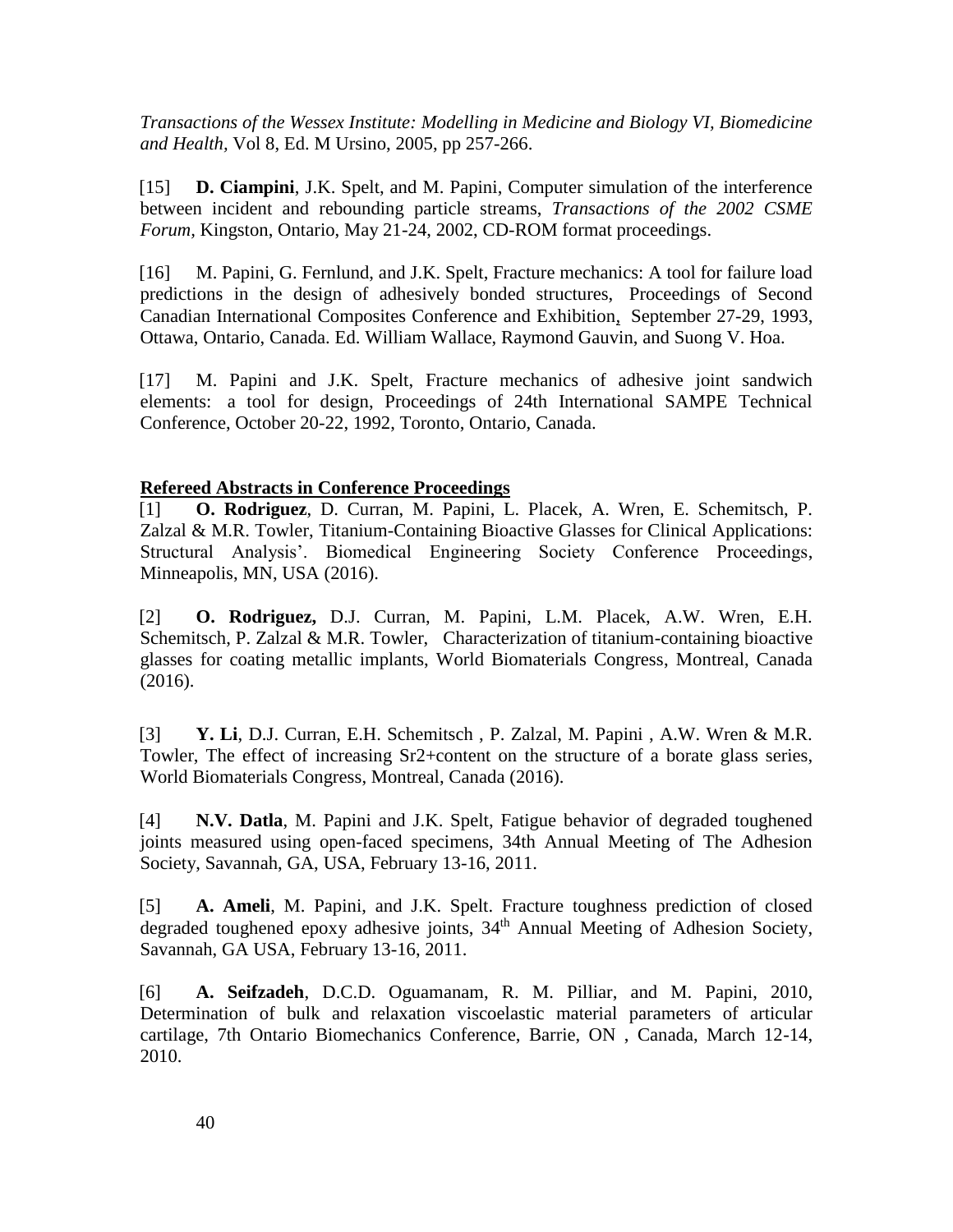*Transactions of the Wessex Institute: Modelling in Medicine and Biology VI, Biomedicine and Health,* Vol 8, Ed. M Ursino, 2005, pp 257-266.

[15] **D. Ciampini**, J.K. Spelt, and M. Papini, Computer simulation of the interference between incident and rebounding particle streams, *Transactions of the 2002 CSME Forum,* Kingston, Ontario, May 21-24, 2002, CD-ROM format proceedings.

[16] M. Papini, G. Fernlund, and J.K. Spelt, Fracture mechanics: A tool for failure load predictions in the design of adhesively bonded structures, Proceedings of Second Canadian International Composites Conference and Exhibition, September 27-29, 1993, Ottawa, Ontario, Canada. Ed. William Wallace, Raymond Gauvin, and Suong V. Hoa.

[17] M. Papini and J.K. Spelt, Fracture mechanics of adhesive joint sandwich elements: a tool for design, Proceedings of 24th International SAMPE Technical Conference, October 20-22, 1992, Toronto, Ontario, Canada.

**Refereed Abstracts in Conference Proceedings**

[1] **O. Rodriguez**, D. Curran, M. Papini, L. Placek, A. Wren, E. Schemitsch, P. Zalzal & M.R. Towler, Titanium-Containing Bioactive Glasses for Clinical Applications: Structural Analysis'. Biomedical Engineering Society Conference Proceedings, Minneapolis, MN, USA (2016).

[2] **O. Rodriguez,** D.J. Curran, M. Papini, L.M. Placek, A.W. Wren, E.H. Schemitsch, P. Zalzal & M.R. Towler, Characterization of titanium-containing bioactive glasses for coating metallic implants, World Biomaterials Congress, Montreal, Canada (2016).

[3] **Y. Li**, D.J. Curran, E.H. Schemitsch , P. Zalzal, M. Papini , A.W. Wren & M.R. Towler, The effect of increasing $Sr^{2+}$content on the structure of a borate glass series, World Biomaterials Congress, Montreal, Canada (2016).

[4] **N.V. Datla**, M. Papini and J.K. Spelt, Fatigue behavior of degraded toughened joints measured using open-faced specimens, 34th Annual Meeting of The Adhesion Society, Savannah, GA, USA, February 13-16, 2011.

[5] **A. Ameli**, M. Papini, and J.K. Spelt. Fracture toughness prediction of closed degraded toughened epoxy adhesive joints, 34th Annual Meeting of Adhesion Society, Savannah, GA USA, February 13-16, 2011.

[6] **A. Seifzadeh**, D.C.D. Oguamanam, R. M. Pilliar, and M. Papini, 2010, Determination of bulk and relaxation viscoelastic material parameters of articular cartilage, 7th Ontario Biomechanics Conference, Barrie, ON , Canada, March 12-14, 2010.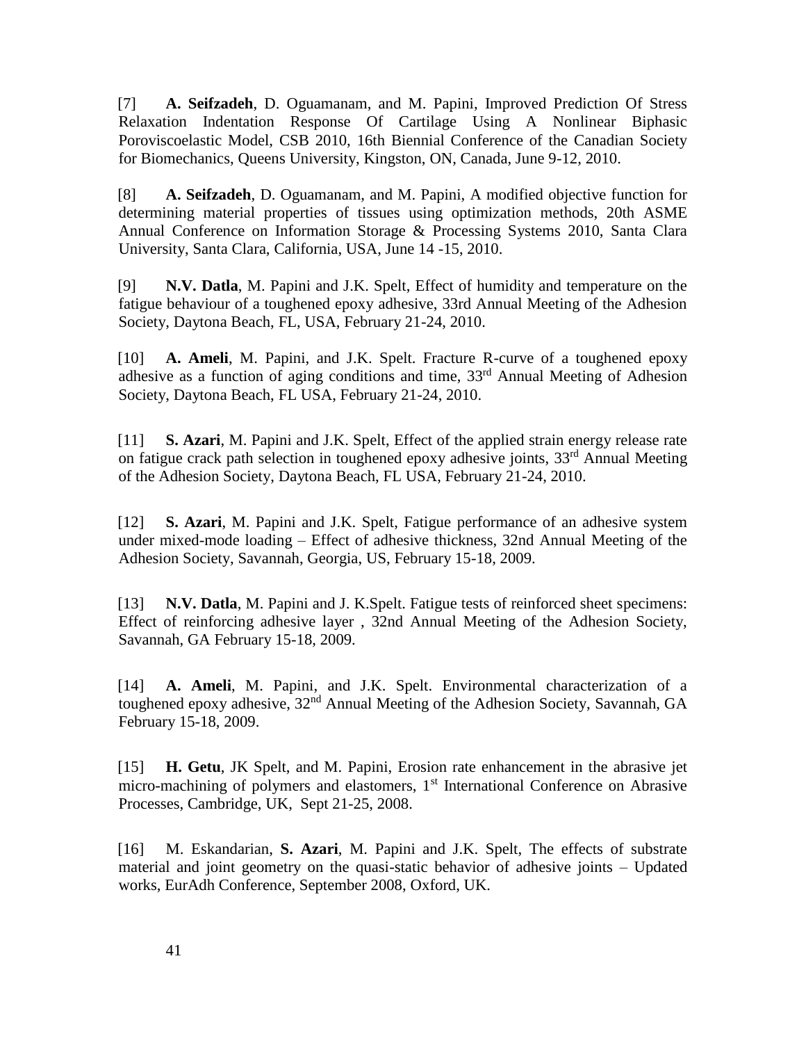[7] **A. Seifzadeh**, D. Oguamanam, and M. Papini, Improved Prediction Of Stress Relaxation Indentation Response Of Cartilage Using A Nonlinear Biphasic Poroviscoelastic Model, CSB 2010, 16th Biennial Conference of the Canadian Society for Biomechanics, Queens University, Kingston, ON, Canada, June 9-12, 2010.

[8] **A. Seifzadeh**, D. Oguamanam, and M. Papini, A modified objective function for determining material properties of tissues using optimization methods, 20th ASME Annual Conference on Information Storage & Processing Systems 2010, Santa Clara University, Santa Clara, California, USA, June 14 -15, 2010.

[9] **N.V. Datla**, M. Papini and J.K. Spelt, Effect of humidity and temperature on the fatigue behaviour of a toughened epoxy adhesive, 33rd Annual Meeting of the Adhesion Society, Daytona Beach, FL, USA, February 21-24, 2010.

[10] **A. Ameli**, M. Papini, and J.K. Spelt. Fracture R-curve of a toughened epoxy adhesive as a function of aging conditions and time, 33rd Annual Meeting of Adhesion Society, Daytona Beach, FL USA, February 21-24, 2010.

[11] **S. Azari**, M. Papini and J.K. Spelt, Effect of the applied strain energy release rate on fatigue crack path selection in toughened epoxy adhesive joints, 33rd Annual Meeting of the Adhesion Society, Daytona Beach, FL USA, February 21-24, 2010.

[12] **S. Azari**, M. Papini and J.K. Spelt, Fatigue performance of an adhesive system under mixed-mode loading – Effect of adhesive thickness, 32nd Annual Meeting of the Adhesion Society, Savannah, Georgia, US, February 15-18, 2009.

[13] **N.V. Datla**, M. Papini and J. K.Spelt. Fatigue tests of reinforced sheet specimens: Effect of reinforcing adhesive layer , 32nd Annual Meeting of the Adhesion Society, Savannah, GA February 15-18, 2009.

[14] **A. Ameli**, M. Papini, and J.K. Spelt. Environmental characterization of a toughened epoxy adhesive, 32nd Annual Meeting of the Adhesion Society, Savannah, GA February 15-18, 2009.

[15] **H. Getu**, JK Spelt, and M. Papini, Erosion rate enhancement in the abrasive jet micro-machining of polymers and elastomers, 1st International Conference on Abrasive Processes, Cambridge, UK, Sept 21-25, 2008.

[16] M. Eskandarian, **S. Azari**, M. Papini and J.K. Spelt, The effects of substrate material and joint geometry on the quasi-static behavior of adhesive joints – Updated works, EurAdh Conference, September 2008, Oxford, UK.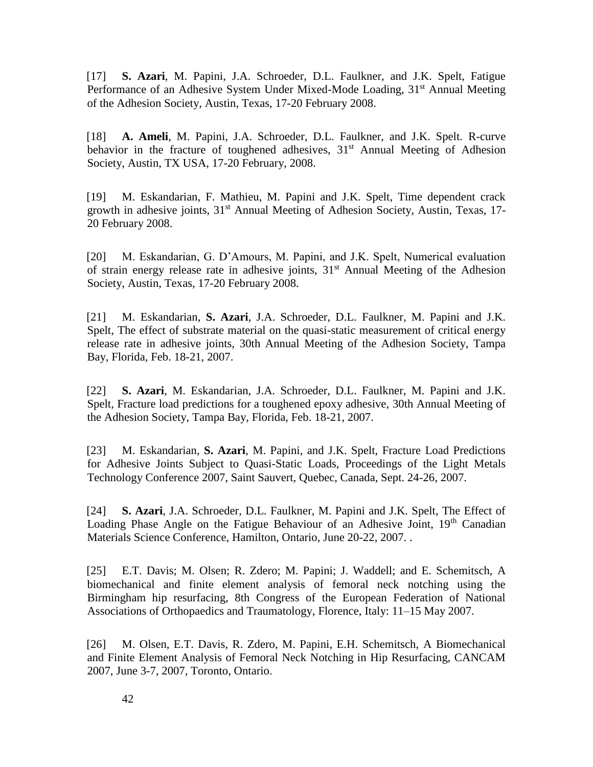[17] **S. Azari**, M. Papini, J.A. Schroeder, D.L. Faulkner, and J.K. Spelt, Fatigue Performance of an Adhesive System Under Mixed-Mode Loading, 31st Annual Meeting of the Adhesion Society, Austin, Texas, 17-20 February 2008.

[18] **A. Ameli**, M. Papini, J.A. Schroeder, D.L. Faulkner, and J.K. Spelt. R-curve behavior in the fracture of toughened adhesives, 31st Annual Meeting of Adhesion Society, Austin, TX USA, 17-20 February, 2008.

[19] M. Eskandarian, F. Mathieu, M. Papini and J.K. Spelt, Time dependent crack growth in adhesive joints, 31st Annual Meeting of Adhesion Society, Austin, Texas, 17-20 February 2008.

[20] M. Eskandarian, G. D'Amours, M. Papini, and J.K. Spelt, Numerical evaluation of strain energy release rate in adhesive joints, 31st Annual Meeting of the Adhesion Society, Austin, Texas, 17-20 February 2008.

[21] M. Eskandarian, **S. Azari**, J.A. Schroeder, D.L. Faulkner, M. Papini and J.K. Spelt, The effect of substrate material on the quasi-static measurement of critical energy release rate in adhesive joints, 30th Annual Meeting of the Adhesion Society, Tampa Bay, Florida, Feb. 18-21, 2007.

[22] **S. Azari**, M. Eskandarian, J.A. Schroeder, D.L. Faulkner, M. Papini and J.K. Spelt, Fracture load predictions for a toughened epoxy adhesive, 30th Annual Meeting of the Adhesion Society, Tampa Bay, Florida, Feb. 18-21, 2007.

[23] M. Eskandarian, **S. Azari**, M. Papini, and J.K. Spelt, Fracture Load Predictions for Adhesive Joints Subject to Quasi-Static Loads, Proceedings of the Light Metals Technology Conference 2007, Saint Sauvert, Quebec, Canada, Sept. 24-26, 2007.

[24] **S. Azari**, J.A. Schroeder, D.L. Faulkner, M. Papini and J.K. Spelt, The Effect of Loading Phase Angle on the Fatigue Behaviour of an Adhesive Joint, 19th Canadian Materials Science Conference, Hamilton, Ontario, June 20-22, 2007. .

[25] E.T. Davis; M. Olsen; R. Zdero; M. Papini; J. Waddell; and E. Schemitsch, A biomechanical and finite element analysis of femoral neck notching using the Birmingham hip resurfacing, 8th Congress of the European Federation of National Associations of Orthopaedics and Traumatology, Florence, Italy: 11–15 May 2007.

[26] M. Olsen, E.T. Davis, R. Zdero, M. Papini, E.H. Schemitsch, A Biomechanical and Finite Element Analysis of Femoral Neck Notching in Hip Resurfacing, CANCAM 2007, June 3-7, 2007, Toronto, Ontario.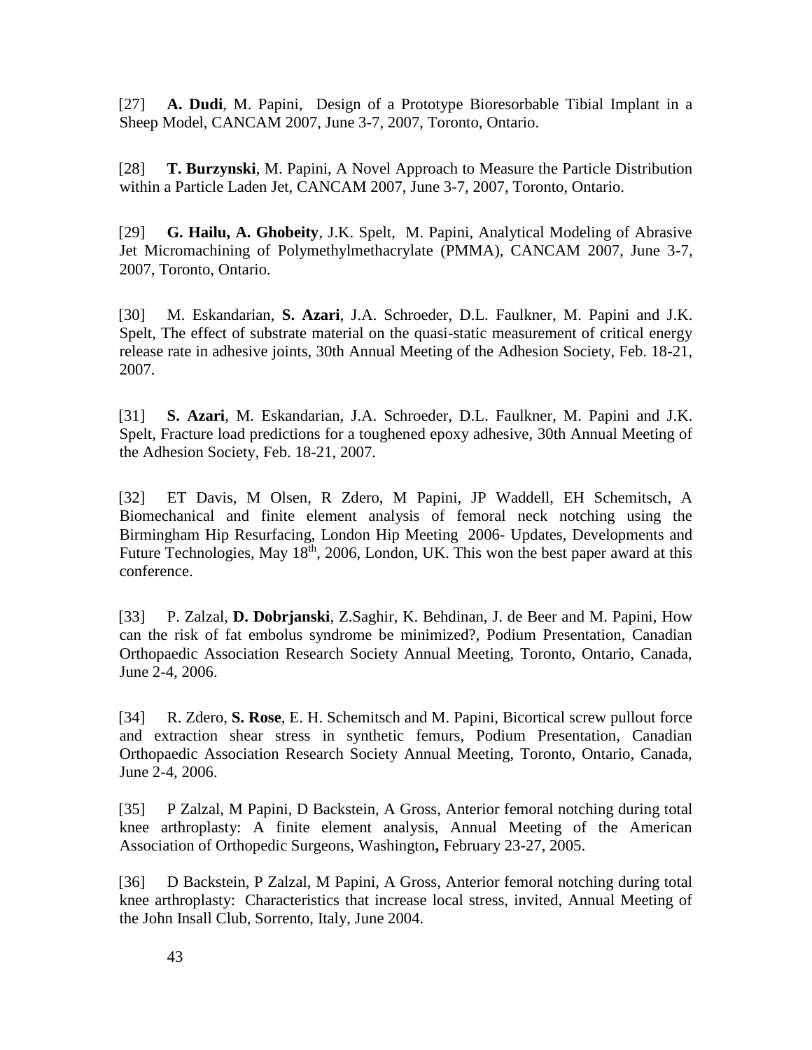[27] **A. Dudi**, M. Papini, Design of a Prototype Bioresorbable Tibial Implant in a Sheep Model, CANCAM 2007, June 3-7, 2007, Toronto, Ontario.

[28] **T. Burzynski**, M. Papini, A Novel Approach to Measure the Particle Distribution within a Particle Laden Jet, CANCAM 2007, June 3-7, 2007, Toronto, Ontario.

[29] **G. Hailu, A. Ghobeity**, J.K. Spelt, M. Papini, Analytical Modeling of Abrasive Jet Micromachining of Polymethylmethacrylate (PMMA), CANCAM 2007, June 3-7, 2007, Toronto, Ontario.

[30] M. Eskandarian, **S. Azari**, J.A. Schroeder, D.L. Faulkner, M. Papini and J.K. Spelt, The effect of substrate material on the quasi-static measurement of critical energy release rate in adhesive joints, 30th Annual Meeting of the Adhesion Society, Feb. 18-21, 2007.

[31] **S. Azari**, M. Eskandarian, J.A. Schroeder, D.L. Faulkner, M. Papini and J.K. Spelt, Fracture load predictions for a toughened epoxy adhesive, 30th Annual Meeting of the Adhesion Society, Feb. 18-21, 2007.

[32] ET Davis, M Olsen, R Zdero, M Papini, JP Waddell, EH Schemitsch, A Biomechanical and finite element analysis of femoral neck notching using the Birmingham Hip Resurfacing, London Hip Meeting 2006- Updates, Developments and Future Technologies, May 18th, 2006, London, UK. This won the best paper award at this conference.

[33] P. Zalzal, **D. Dobrjanski**, Z.Saghir, K. Behdinan, J. de Beer and M. Papini, How can the risk of fat embolus syndrome be minimized?, Podium Presentation, Canadian Orthopaedic Association Research Society Annual Meeting, Toronto, Ontario, Canada, June 2-4, 2006.

[34] R. Zdero, **S. Rose**, E. H. Schemitsch and M. Papini, Bicortical screw pullout force and extraction shear stress in synthetic femurs, Podium Presentation, Canadian Orthopaedic Association Research Society Annual Meeting, Toronto, Ontario, Canada, June 2-4, 2006.

[35] P Zalzal, M Papini, D Backstein, A Gross, Anterior femoral notching during total knee arthroplasty: A finite element analysis, Annual Meeting of the American Association of Orthopedic Surgeons, Washington**,** February 23-27, 2005.

[36] D Backstein, P Zalzal, M Papini, A Gross, Anterior femoral notching during total knee arthroplasty: Characteristics that increase local stress, invited, Annual Meeting of the John Insall Club, Sorrento, Italy, June 2004.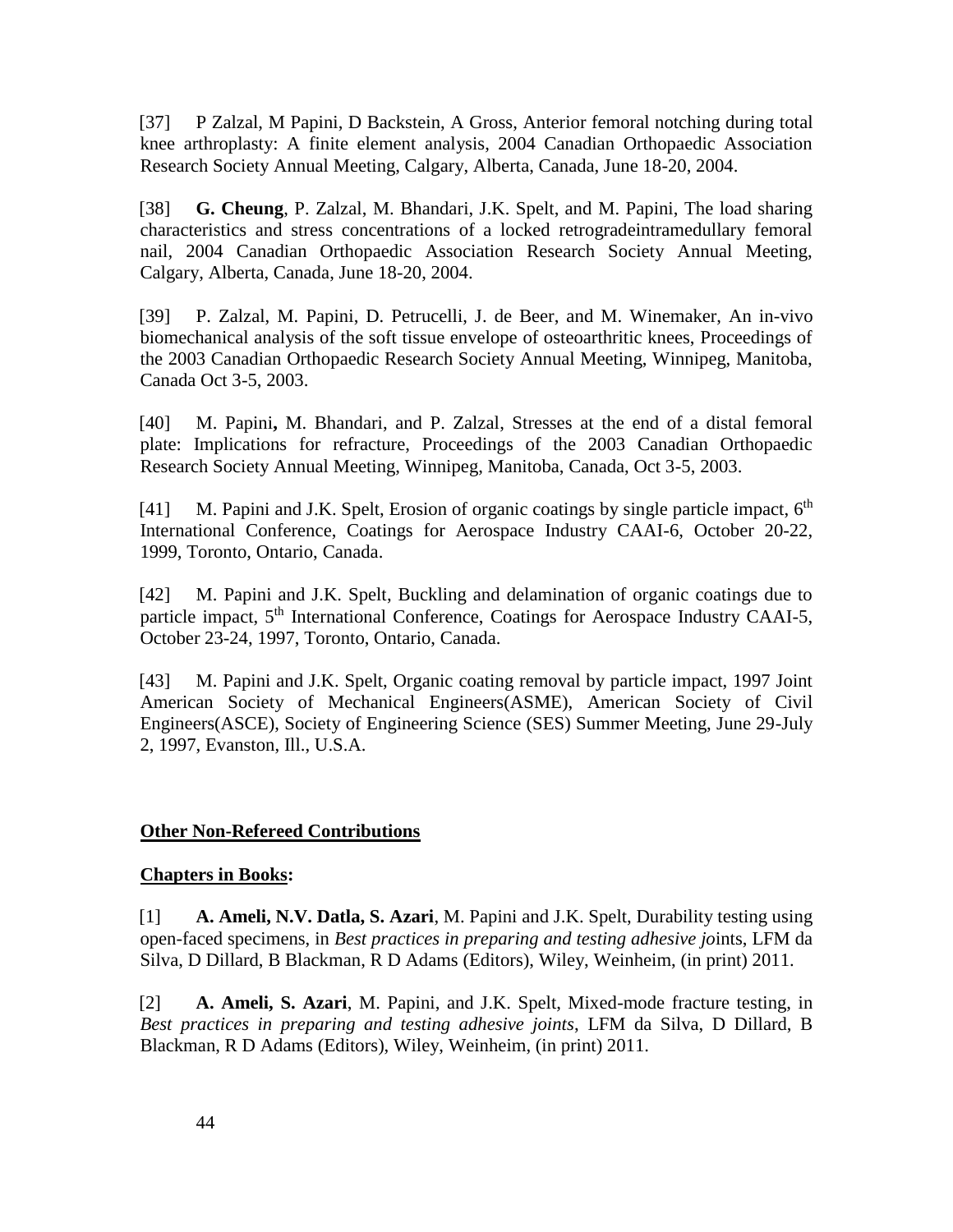[37] P Zalzal, M Papini, D Backstein, A Gross, Anterior femoral notching during total knee arthroplasty: A finite element analysis, 2004 Canadian Orthopaedic Association Research Society Annual Meeting, Calgary, Alberta, Canada, June 18-20, 2004.

[38] **G. Cheung**, P. Zalzal, M. Bhandari, J.K. Spelt, and M. Papini, The load sharing characteristics and stress concentrations of a locked retrogradeintramedullary femoral nail, 2004 Canadian Orthopaedic Association Research Society Annual Meeting, Calgary, Alberta, Canada, June 18-20, 2004.

[39] P. Zalzal, M. Papini, D. Petrucelli, J. de Beer, and M. Winemaker, An in-vivo biomechanical analysis of the soft tissue envelope of osteoarthritic knees, Proceedings of the 2003 Canadian Orthopaedic Research Society Annual Meeting, Winnipeg, Manitoba, Canada Oct 3-5, 2003.

[40] M. Papini**,** M. Bhandari, and P. Zalzal, Stresses at the end of a distal femoral plate: Implications for refracture, Proceedings of the 2003 Canadian Orthopaedic Research Society Annual Meeting, Winnipeg, Manitoba, Canada, Oct 3-5, 2003.

[41] M. Papini and J.K. Spelt, Erosion of organic coatings by single particle impact, 6th International Conference, Coatings for Aerospace Industry CAAI-6, October 20-22, 1999, Toronto, Ontario, Canada.

[42] M. Papini and J.K. Spelt, Buckling and delamination of organic coatings due to particle impact, 5th International Conference, Coatings for Aerospace Industry CAAI-5, October 23-24, 1997, Toronto, Ontario, Canada.

[43] M. Papini and J.K. Spelt, Organic coating removal by particle impact, 1997 Joint American Society of Mechanical Engineers(ASME), American Society of Civil Engineers(ASCE), Society of Engineering Science (SES) Summer Meeting, June 29-July 2, 1997, Evanston, Ill., U.S.A.

## Other Non-Refereed Contributions

### Chapters in Books:

[1] **A. Ameli, N.V. Datla, S. Azari**, M. Papini and J.K. Spelt, Durability testing using open-faced specimens, in *Best practices in preparing and testing adhesive jo*ints, LFM da Silva, D Dillard, B Blackman, R D Adams (Editors), Wiley, Weinheim, (in print) 2011.

[2] **A. Ameli, S. Azari**, M. Papini, and J.K. Spelt, Mixed-mode fracture testing, in *Best practices in preparing and testing adhesive joints*, LFM da Silva, D Dillard, B Blackman, R D Adams (Editors), Wiley, Weinheim, (in print) 2011.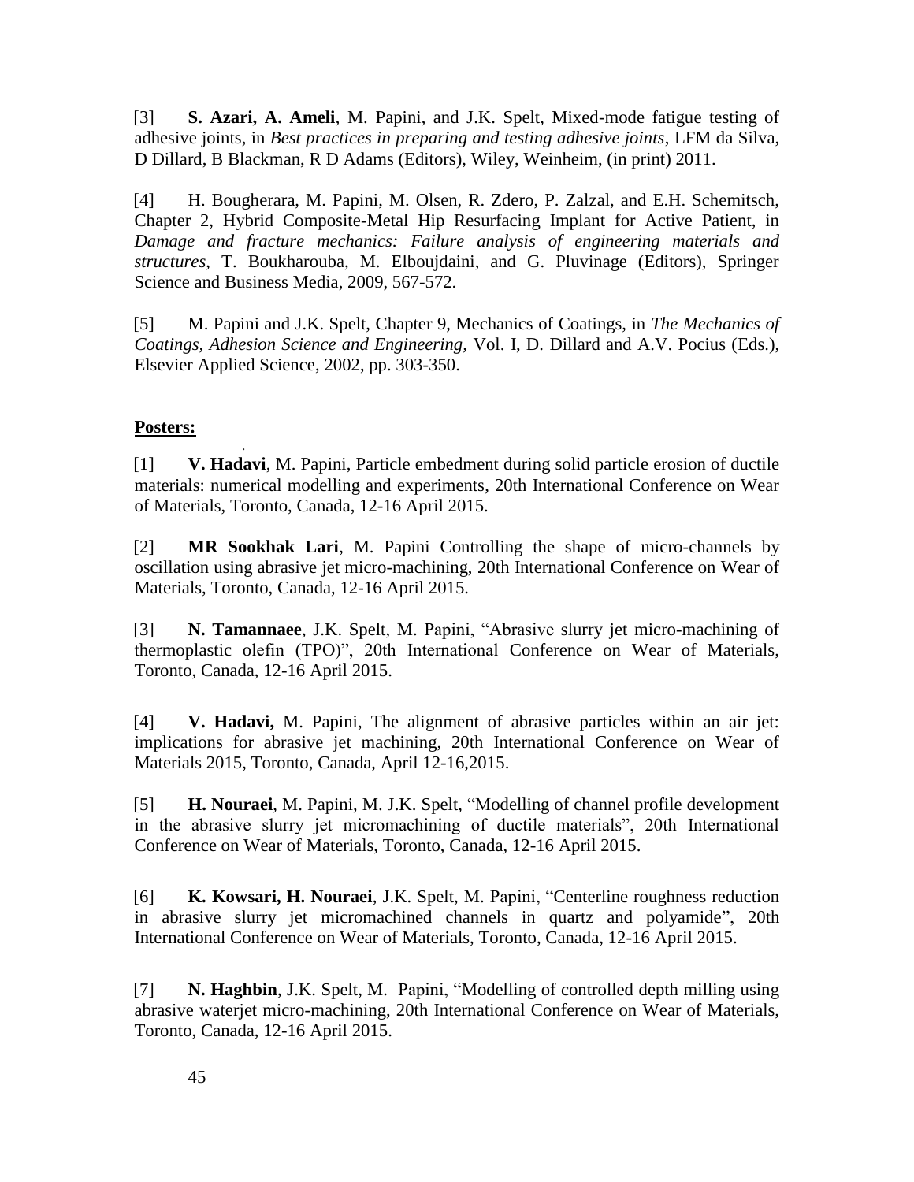[3] **S. Azari, A. Ameli**, M. Papini, and J.K. Spelt, Mixed-mode fatigue testing of adhesive joints, in *Best practices in preparing and testing adhesive joints*, LFM da Silva, D Dillard, B Blackman, R D Adams (Editors), Wiley, Weinheim, (in print) 2011.

[4] H. Bougherara, M. Papini, M. Olsen, R. Zdero, P. Zalzal, and E.H. Schemitsch, Chapter 2, Hybrid Composite-Metal Hip Resurfacing Implant for Active Patient, in *Damage and fracture mechanics: Failure analysis of engineering materials and structures*, T. Boukharouba, M. Elboujdaini, and G. Pluvinage (Editors), Springer Science and Business Media, 2009, 567-572.

[5] M. Papini and J.K. Spelt, Chapter 9, Mechanics of Coatings, in *The Mechanics of Coatings, Adhesion Science and Engineering*, Vol. I, D. Dillard and A.V. Pocius (Eds.), Elsevier Applied Science, 2002, pp. 303-350.

**Posters:**

[1] **V. Hadavi**, M. Papini, Particle embedment during solid particle erosion of ductile materials: numerical modelling and experiments, 20th International Conference on Wear of Materials, Toronto, Canada, 12-16 April 2015.

[2] **MR Sookhak Lari**, M. Papini Controlling the shape of micro-channels by oscillation using abrasive jet micro-machining, 20th International Conference on Wear of Materials, Toronto, Canada, 12-16 April 2015.

[3] **N. Tamannaee**, J.K. Spelt, M. Papini, "Abrasive slurry jet micro-machining of thermoplastic olefin (TPO)", 20th International Conference on Wear of Materials, Toronto, Canada, 12-16 April 2015.

[4] **V. Hadavi,** M. Papini, The alignment of abrasive particles within an air jet: implications for abrasive jet machining, 20th International Conference on Wear of Materials 2015, Toronto, Canada, April 12-16,2015.

[5] **H. Nouraei**, M. Papini, M. J.K. Spelt, "Modelling of channel profile development in the abrasive slurry jet micromachining of ductile materials", 20th International Conference on Wear of Materials, Toronto, Canada, 12-16 April 2015.

[6] **K. Kowsari, H. Nouraei**, J.K. Spelt, M. Papini, "Centerline roughness reduction in abrasive slurry jet micromachined channels in quartz and polyamide", 20th International Conference on Wear of Materials, Toronto, Canada, 12-16 April 2015.

[7] **N. Haghbin**, J.K. Spelt, M. Papini, "Modelling of controlled depth milling using abrasive waterjet micro-machining, 20th International Conference on Wear of Materials, Toronto, Canada, 12-16 April 2015.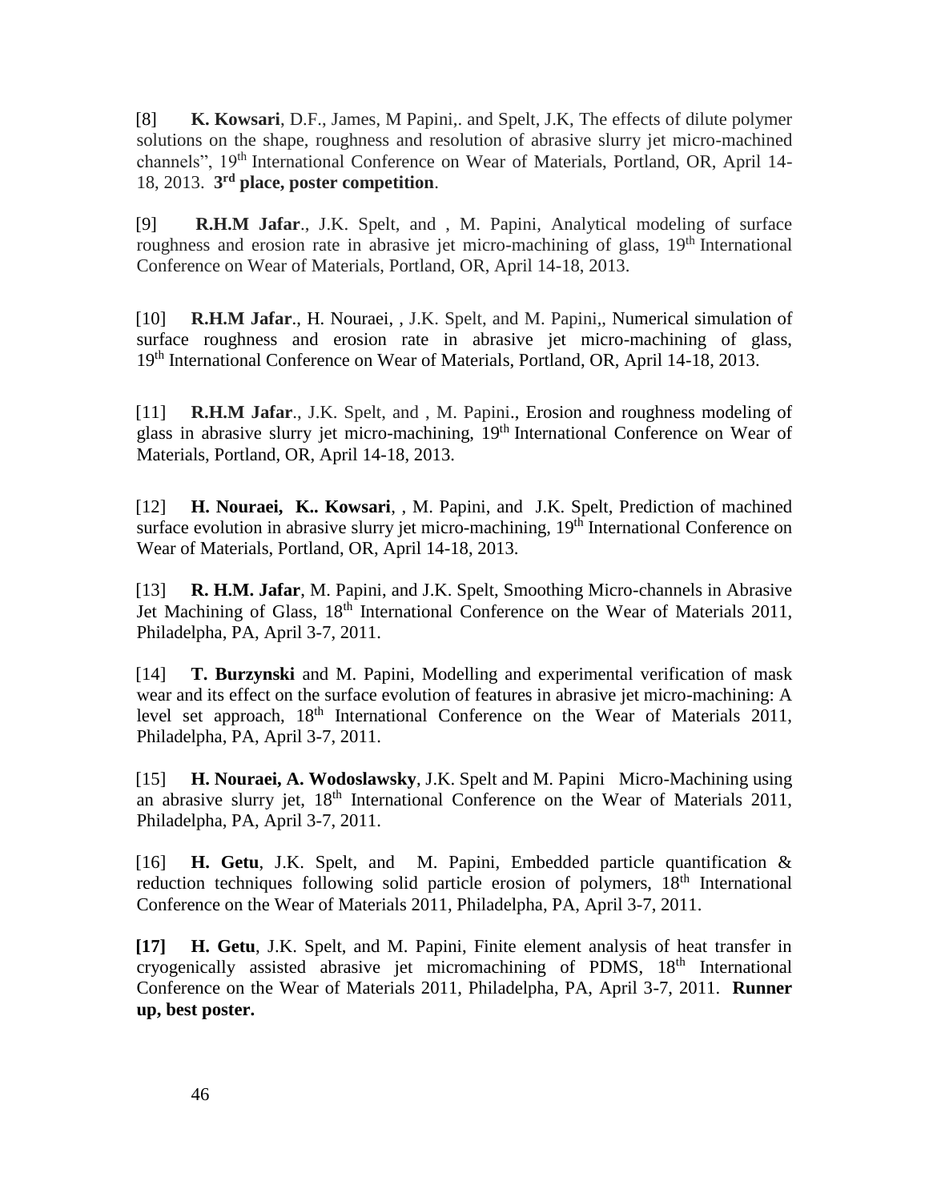[8] **K. Kowsari**, D.F., James, M Papini,. and Spelt, J.K, The effects of dilute polymer solutions on the shape, roughness and resolution of abrasive slurry jet micro-machined channels", 19th International Conference on Wear of Materials, Portland, OR, April 14-18, 2013. **3rd place, poster competition**.

[9] **R.H.M Jafar**., J.K. Spelt, and , M. Papini, Analytical modeling of surface roughness and erosion rate in abrasive jet micro-machining of glass, 19th International Conference on Wear of Materials, Portland, OR, April 14-18, 2013.

[10] **R.H.M Jafar**., H. Nouraei, , J.K. Spelt, and M. Papini,, Numerical simulation of surface roughness and erosion rate in abrasive jet micro-machining of glass, 19th International Conference on Wear of Materials, Portland, OR, April 14-18, 2013.

[11] **R.H.M Jafar**., J.K. Spelt, and , M. Papini., Erosion and roughness modeling of glass in abrasive slurry jet micro-machining, 19th International Conference on Wear of Materials, Portland, OR, April 14-18, 2013.

[12] **H. Nouraei, K.. Kowsari**, , M. Papini, and J.K. Spelt, Prediction of machined surface evolution in abrasive slurry jet micro-machining, 19th International Conference on Wear of Materials, Portland, OR, April 14-18, 2013.

[13] **R. H.M. Jafar**, M. Papini, and J.K. Spelt, Smoothing Micro-channels in Abrasive Jet Machining of Glass, 18th International Conference on the Wear of Materials 2011, Philadelpha, PA, April 3-7, 2011.

[14] **T. Burzynski** and M. Papini, Modelling and experimental verification of mask wear and its effect on the surface evolution of features in abrasive jet micro-machining: A level set approach, 18th International Conference on the Wear of Materials 2011, Philadelpha, PA, April 3-7, 2011.

[15] **H. Nouraei, A. Wodoslawsky**, J.K. Spelt and M. Papini Micro-Machining using an abrasive slurry jet, 18th International Conference on the Wear of Materials 2011, Philadelpha, PA, April 3-7, 2011.

[16] **H. Getu**, J.K. Spelt, and M. Papini, Embedded particle quantification & reduction techniques following solid particle erosion of polymers, 18th International Conference on the Wear of Materials 2011, Philadelpha, PA, April 3-7, 2011.

**[17]** **H. Getu**, J.K. Spelt, and M. Papini, Finite element analysis of heat transfer in cryogenically assisted abrasive jet micromachining of PDMS, 18th International Conference on the Wear of Materials 2011, Philadelpha, PA, April 3-7, 2011. **Runner up, best poster.**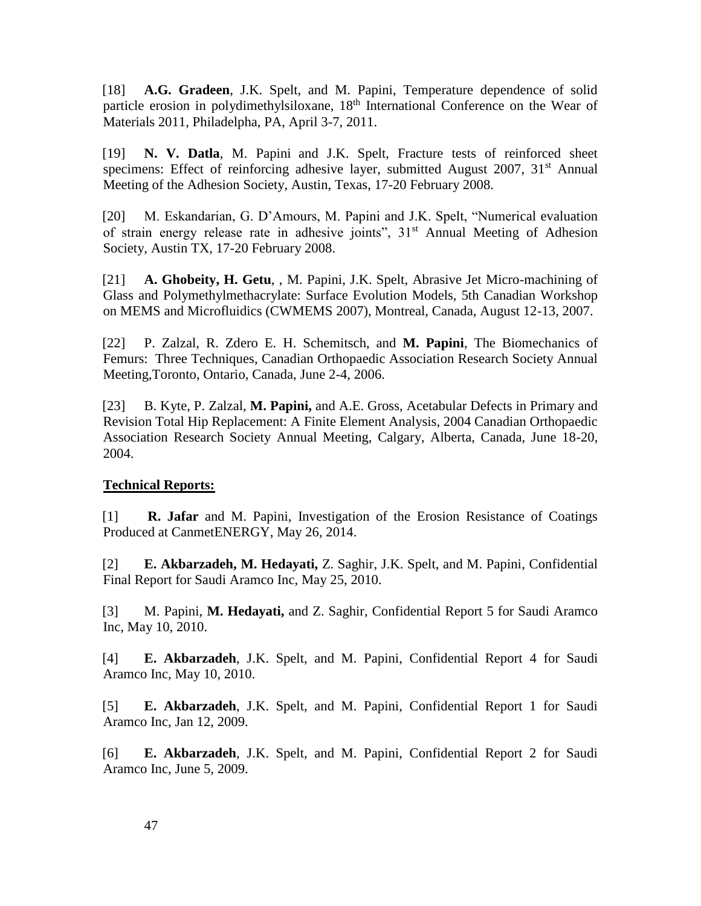[18] **A.G. Gradeen**, J.K. Spelt, and M. Papini, Temperature dependence of solid particle erosion in polydimethylsiloxane, 18th International Conference on the Wear of Materials 2011, Philadelpha, PA, April 3-7, 2011.

[19] **N. V. Datla**, M. Papini and J.K. Spelt, Fracture tests of reinforced sheet specimens: Effect of reinforcing adhesive layer, submitted August 2007, 31st Annual Meeting of the Adhesion Society, Austin, Texas, 17-20 February 2008.

[20] M. Eskandarian, G. D'Amours, M. Papini and J.K. Spelt, "Numerical evaluation of strain energy release rate in adhesive joints", 31st Annual Meeting of Adhesion Society, Austin TX, 17-20 February 2008.

[21] **A. Ghobeity, H. Getu**, , M. Papini, J.K. Spelt, Abrasive Jet Micro-machining of Glass and Polymethylmethacrylate: Surface Evolution Models, 5th Canadian Workshop on MEMS and Microfluidics (CWMEMS 2007), Montreal, Canada, August 12-13, 2007.

[22] P. Zalzal, R. Zdero E. H. Schemitsch, and **M. Papini**, The Biomechanics of Femurs: Three Techniques, Canadian Orthopaedic Association Research Society Annual Meeting,Toronto, Ontario, Canada, June 2-4, 2006.

[23] B. Kyte, P. Zalzal, **M. Papini,** and A.E. Gross, Acetabular Defects in Primary and Revision Total Hip Replacement: A Finite Element Analysis, 2004 Canadian Orthopaedic Association Research Society Annual Meeting, Calgary, Alberta, Canada, June 18-20, 2004.

**Technical Reports:**

[1] **R. Jafar** and M. Papini, Investigation of the Erosion Resistance of Coatings Produced at CanmetENERGY, May 26, 2014.

[2] **E. Akbarzadeh, M. Hedayati,** Z. Saghir, J.K. Spelt, and M. Papini, Confidential Final Report for Saudi Aramco Inc, May 25, 2010.

[3] M. Papini, **M. Hedayati,** and Z. Saghir, Confidential Report 5 for Saudi Aramco Inc, May 10, 2010.

[4] **E. Akbarzadeh**, J.K. Spelt, and M. Papini, Confidential Report 4 for Saudi Aramco Inc, May 10, 2010.

[5] **E. Akbarzadeh**, J.K. Spelt, and M. Papini, Confidential Report 1 for Saudi Aramco Inc, Jan 12, 2009.

[6] **E. Akbarzadeh**, J.K. Spelt, and M. Papini, Confidential Report 2 for Saudi Aramco Inc, June 5, 2009.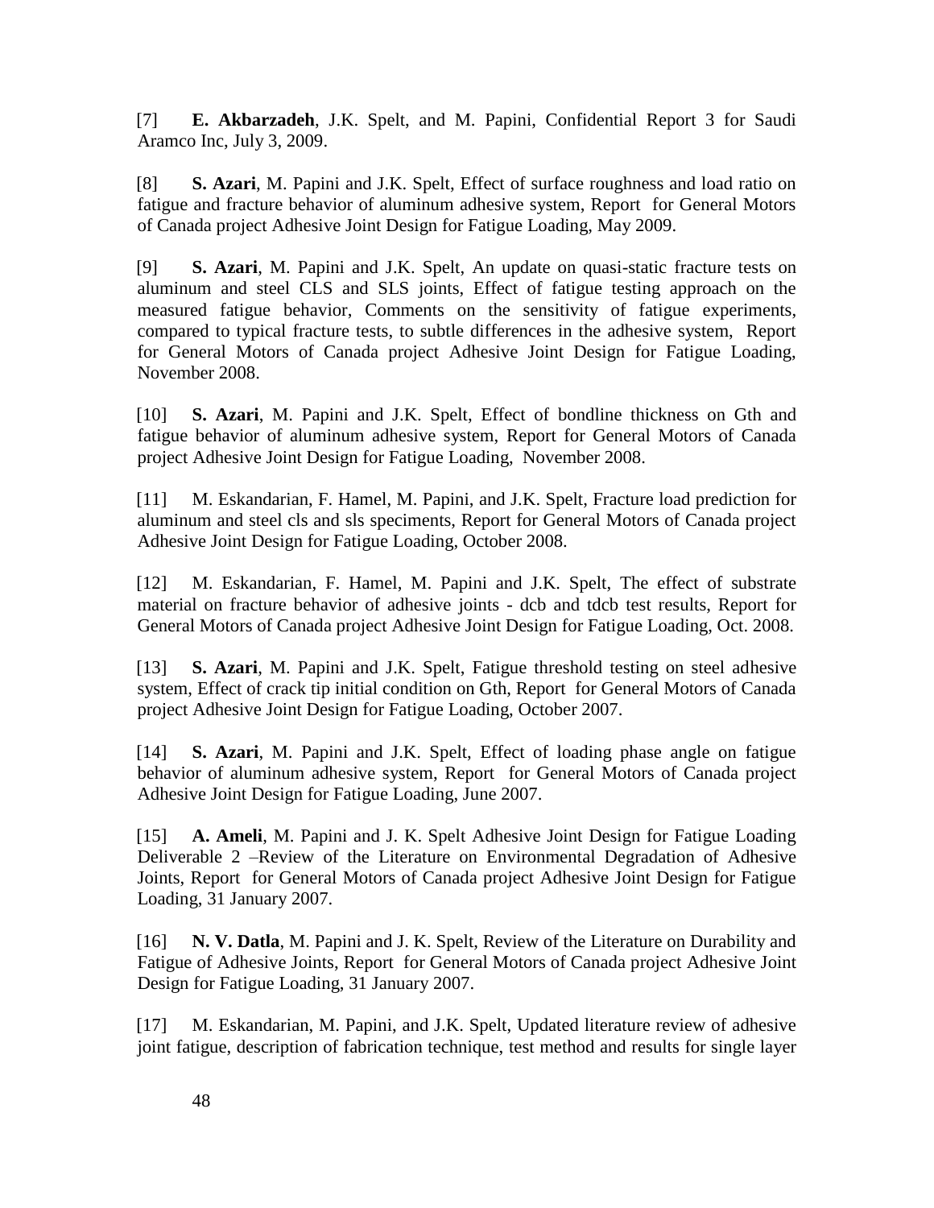[7] **E. Akbarzadeh**, J.K. Spelt, and M. Papini, Confidential Report 3 for Saudi Aramco Inc, July 3, 2009.

[8] **S. Azari**, M. Papini and J.K. Spelt, Effect of surface roughness and load ratio on fatigue and fracture behavior of aluminum adhesive system, Report for General Motors of Canada project Adhesive Joint Design for Fatigue Loading, May 2009.

[9] **S. Azari**, M. Papini and J.K. Spelt, An update on quasi-static fracture tests on aluminum and steel CLS and SLS joints, Effect of fatigue testing approach on the measured fatigue behavior, Comments on the sensitivity of fatigue experiments, compared to typical fracture tests, to subtle differences in the adhesive system, Report for General Motors of Canada project Adhesive Joint Design for Fatigue Loading, November 2008.

[10] **S. Azari**, M. Papini and J.K. Spelt, Effect of bondline thickness on Gth and fatigue behavior of aluminum adhesive system, Report for General Motors of Canada project Adhesive Joint Design for Fatigue Loading, November 2008.

[11] M. Eskandarian, F. Hamel, M. Papini, and J.K. Spelt, Fracture load prediction for aluminum and steel cls and sls speciments, Report for General Motors of Canada project Adhesive Joint Design for Fatigue Loading, October 2008.

[12] M. Eskandarian, F. Hamel, M. Papini and J.K. Spelt, The effect of substrate material on fracture behavior of adhesive joints - dcb and tdcb test results, Report for General Motors of Canada project Adhesive Joint Design for Fatigue Loading, Oct. 2008.

[13] **S. Azari**, M. Papini and J.K. Spelt, Fatigue threshold testing on steel adhesive system, Effect of crack tip initial condition on Gth, Report for General Motors of Canada project Adhesive Joint Design for Fatigue Loading, October 2007.

[14] **S. Azari**, M. Papini and J.K. Spelt, Effect of loading phase angle on fatigue behavior of aluminum adhesive system, Report for General Motors of Canada project Adhesive Joint Design for Fatigue Loading, June 2007.

[15] **A. Ameli**, M. Papini and J. K. Spelt Adhesive Joint Design for Fatigue Loading Deliverable 2 –Review of the Literature on Environmental Degradation of Adhesive Joints, Report for General Motors of Canada project Adhesive Joint Design for Fatigue Loading, 31 January 2007.

[16] **N. V. Datla**, M. Papini and J. K. Spelt, Review of the Literature on Durability and Fatigue of Adhesive Joints, Report for General Motors of Canada project Adhesive Joint Design for Fatigue Loading, 31 January 2007.

[17] M. Eskandarian, M. Papini, and J.K. Spelt, Updated literature review of adhesive joint fatigue, description of fabrication technique, test method and results for single layer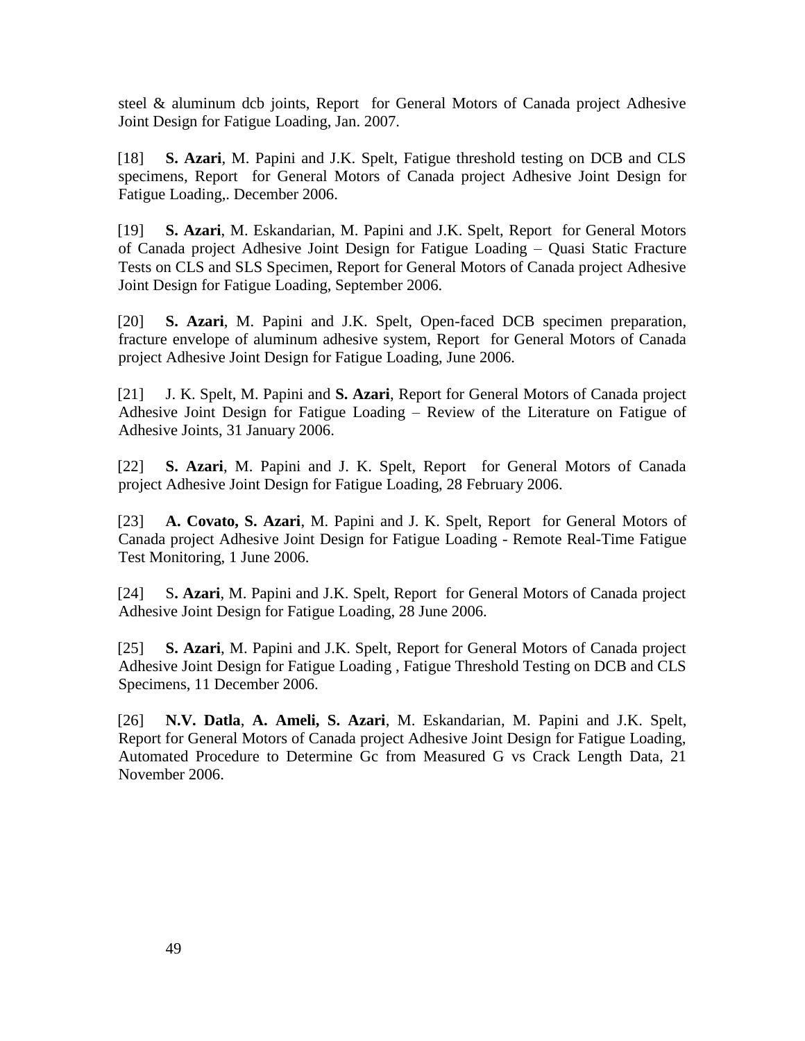steel & aluminum dcb joints, Report for General Motors of Canada project Adhesive Joint Design for Fatigue Loading, Jan. 2007.

[18] **S. Azari**, M. Papini and J.K. Spelt, Fatigue threshold testing on DCB and CLS specimens, Report for General Motors of Canada project Adhesive Joint Design for Fatigue Loading,. December 2006.

[19] **S. Azari**, M. Eskandarian, M. Papini and J.K. Spelt, Report for General Motors of Canada project Adhesive Joint Design for Fatigue Loading – Quasi Static Fracture Tests on CLS and SLS Specimen, Report for General Motors of Canada project Adhesive Joint Design for Fatigue Loading, September 2006.

[20] **S. Azari**, M. Papini and J.K. Spelt, Open-faced DCB specimen preparation, fracture envelope of aluminum adhesive system, Report for General Motors of Canada project Adhesive Joint Design for Fatigue Loading, June 2006.

[21] J. K. Spelt, M. Papini and **S. Azari**, Report for General Motors of Canada project Adhesive Joint Design for Fatigue Loading – Review of the Literature on Fatigue of Adhesive Joints, 31 January 2006.

[22] **S. Azari**, M. Papini and J. K. Spelt, Report for General Motors of Canada project Adhesive Joint Design for Fatigue Loading, 28 February 2006.

[23] **A. Covato, S. Azari**, M. Papini and J. K. Spelt, Report for General Motors of Canada project Adhesive Joint Design for Fatigue Loading - Remote Real-Time Fatigue Test Monitoring, 1 June 2006.

[24] S**. Azari**, M. Papini and J.K. Spelt, Report for General Motors of Canada project Adhesive Joint Design for Fatigue Loading, 28 June 2006.

[25] **S. Azari**, M. Papini and J.K. Spelt, Report for General Motors of Canada project Adhesive Joint Design for Fatigue Loading , Fatigue Threshold Testing on DCB and CLS Specimens, 11 December 2006.

[26] **N.V. Datla**, **A. Ameli, S. Azari**, M. Eskandarian, M. Papini and J.K. Spelt, Report for General Motors of Canada project Adhesive Joint Design for Fatigue Loading, Automated Procedure to Determine Gc from Measured G vs Crack Length Data, 21 November 2006.